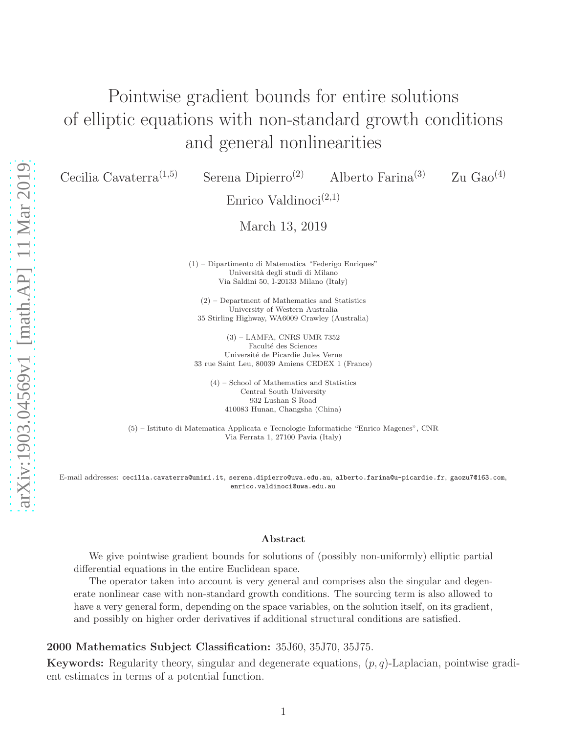# Pointwise gradient bounds for entire solutions of elliptic equations with non-standard growth conditions and general nonlinearities

Cecilia Cavaterra[1,5] Serena Dipierro[2] Alberto Farina[3] Zu Gao[4]

Enrico Valdinoci[2,1]

March 13, 2019

(1) – Dipartimento di Matematica "Federigo Enriques"
Università degli studi di Milano
Via Saldini 50, I-20133 Milano (Italy)

(2) – Department of Mathematics and Statistics
University of Western Australia
35 Stirling Highway, WA6009 Crawley (Australia)

(3) – LAMFA, CNRS UMR 7352
Faculté des Sciences
Université de Picardie Jules Verne
33 rue Saint Leu, 80039 Amiens CEDEX 1 (France)

(4) – School of Mathematics and Statistics
Central South University
932 Lushan S Road
410083 Hunan, Changsha (China)

(5) – Istituto di Matematica Applicata e Tecnologie Informatiche "Enrico Magenes", CNR
Via Ferrata 1, 27100 Pavia (Italy)

E-mail addresses: cecilia.cavaterra@unimi.it, serena.dipierro@uwa.edu.au, alberto.farina@u-picardie.fr, gaozu7@163.com, enrico.valdinoci@uwa.edu.au

## Abstract

We give pointwise gradient bounds for solutions of (possibly non-uniformly) elliptic partial differential equations in the entire Euclidean space.

The operator taken into account is very general and comprises also the singular and degenerate nonlinear case with non-standard growth conditions. The sourcing term is also allowed to have a very general form, depending on the space variables, on the solution itself, on its gradient, and possibly on higher order derivatives if additional structural conditions are satisfied.

**2000 Mathematics Subject Classification:** 35J60, 35J70, 35J75.

**Keywords:** Regularity theory, singular and degenerate equations, $(p, q)$-Laplacian, pointwise gradient estimates in terms of a potential function.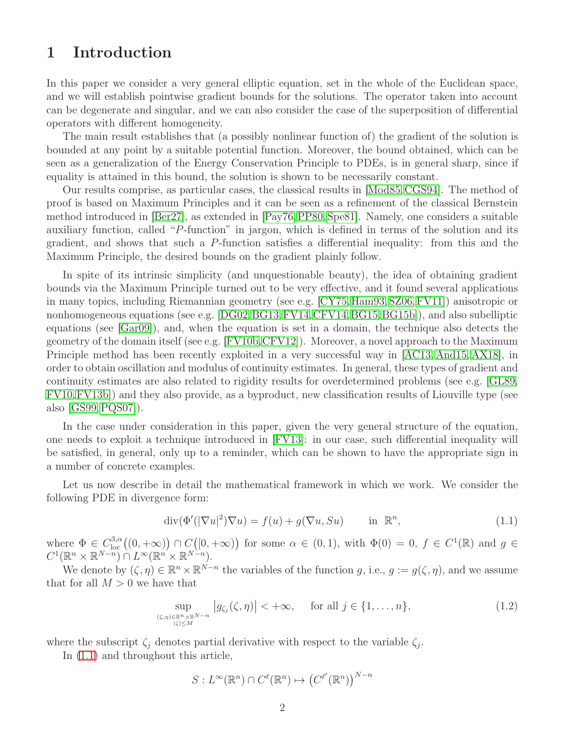# 1 Introduction

In this paper we consider a very general elliptic equation, set in the whole of the Euclidean space, and we will establish pointwise gradient bounds for the solutions. The operator taken into account can be degenerate and singular, and we can also consider the case of the superposition of differential operators with different homogeneity.

The main result establishes that (a possibly nonlinear function of) the gradient of the solution is bounded at any point by a suitable potential function. Moreover, the bound obtained, which can be seen as a generalization of the Energy Conservation Principle to PDEs, is in general sharp, since if equality is attained in this bound, the solution is shown to be necessarily constant.

Our results comprise, as particular cases, the classical results in [Mod85, CGS94]. The method of proof is based on Maximum Principles and it can be seen as a refinement of the classical Bernstein method introduced in [Ber27], as extended in [Pay76, PP80, Spe81]. Namely, one considers a suitable auxiliary function, called "$P$-function" in jargon, which is defined in terms of the solution and its gradient, and shows that such a $P$-function satisfies a differential inequality: from this and the Maximum Principle, the desired bounds on the gradient plainly follow.

In spite of its intrinsic simplicity (and unquestionable beauty), the idea of obtaining gradient bounds via the Maximum Principle turned out to be very effective, and it found several applications in many topics, including Riemannian geometry (see e.g. [CY75, Ham93, SZ06, FV11]) anisotropic or nonhomogeneous equations (see e.g. [DG02, BG13, FV14, CFV14, BG15, BG15b]), and also subelliptic equations (see [Gar09]), and, when the equation is set in a domain, the technique also detects the geometry of the domain itself (see e.g. [FV10b, CFV12]). Moreover, a novel approach to the Maximum Principle method has been recently exploited in a very successful way in [AC13, And15, AX18], in order to obtain oscillation and modulus of continuity estimates. In general, these types of gradient and continuity estimates are also related to rigidity results for overdetermined problems (see e.g. [GL89, FV10, FV13b]) and they also provide, as a byproduct, new classification results of Liouville type (see also [GS99, PQS07]).

In the case under consideration in this paper, given the very general structure of the equation, one needs to exploit a technique introduced in [FV13]: in our case, such differential inequality will be satisfied, in general, only up to a reminder, which can be shown to have the appropriate sign in a number of concrete examples.

Let us now describe in detail the mathematical framework in which we work. We consider the following PDE in divergence form:

$$\operatorname{div}(\Phi'(|\nabla u|^2)\nabla u) = f(u) + g(\nabla u, Su) \qquad \text{in } \mathbb{R}^n, \tag{1.1}$$

where $\Phi \in C^{3,\alpha}_{\rm loc}\big((0,+\infty)\big) \cap C\big([0,+\infty)\big)$ for some $\alpha \in (0,1)$, with $\Phi(0) = 0$, $f \in C^1(\mathbb{R})$ and $g \in C^1(\mathbb{R}^n \times \mathbb{R}^{N-n}) \cap L^\infty(\mathbb{R}^n \times \mathbb{R}^{N-n})$.

We denote by $(\zeta, \eta) \in \mathbb{R}^n \times \mathbb{R}^{N-n}$ the variables of the function $g$, i.e., $g := g(\zeta, \eta)$, and we assume that for all $M > 0$ we have that

$$\sup_{\substack{(\zeta,\eta)\in\mathbb{R}^n\times\mathbb{R}^{N-n}\\ |\zeta|\le M}} \big|g_{\zeta_j}(\zeta,\eta)\big| < +\infty, \qquad \text{for all } j \in \{1,\dots,n\}, \tag{1.2}$$

where the subscript $\zeta_j$ denotes partial derivative with respect to the variable $\zeta_j$.

In (1.1) and throughout this article,

$$S : L^\infty(\mathbb{R}^n) \cap C^\ell(\mathbb{R}^n) \mapsto \big(C^{\ell'}(\mathbb{R}^n)\big)^{N-n}$$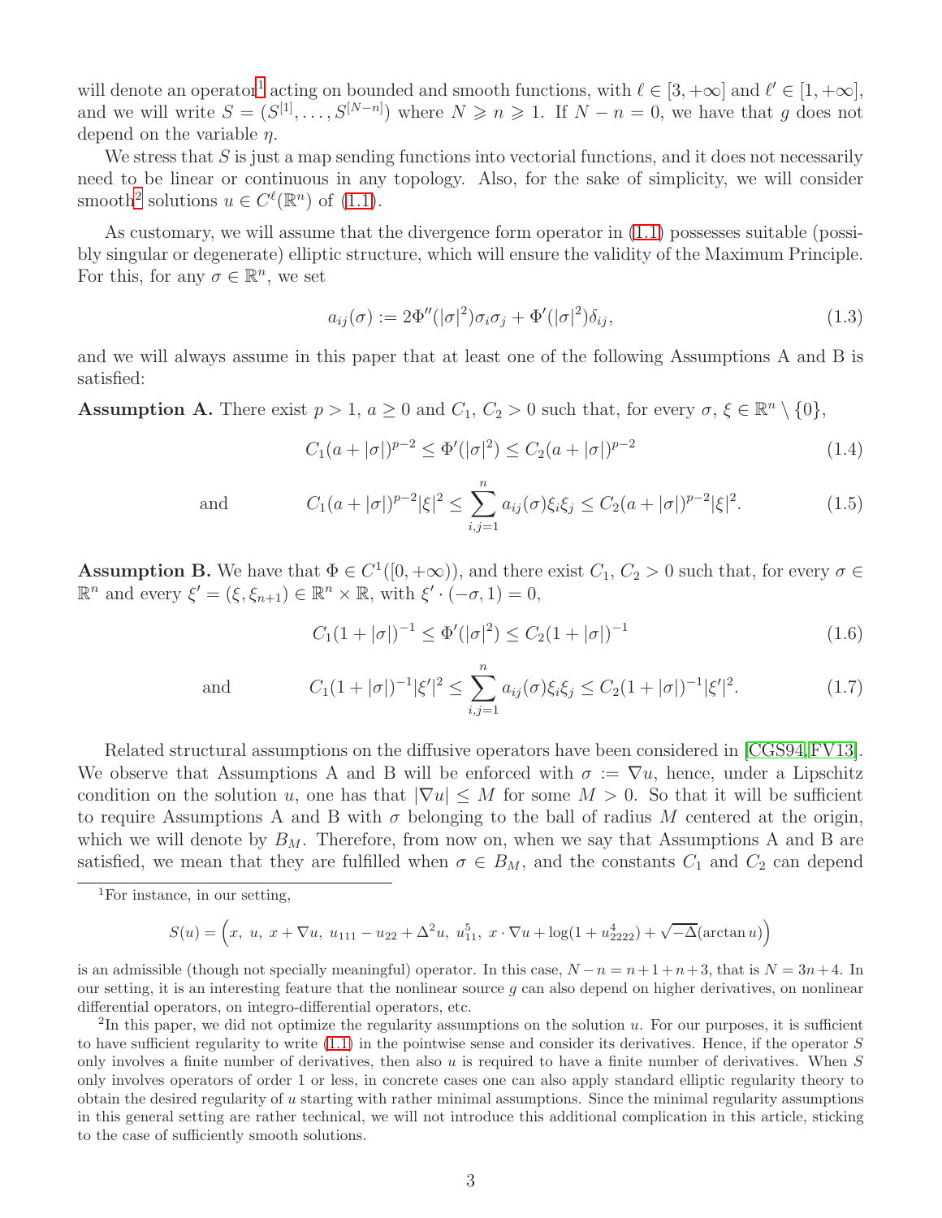will denote an operator[1] acting on bounded and smooth functions, with $\ell \in [3, +\infty]$ and $\ell' \in [1, +\infty]$, and we will write $S = (S^{[1]}, \dots, S^{[N-n]})$ where $N \geqslant n \geqslant 1$. If $N - n = 0$, we have that $g$ does not depend on the variable $\eta$.

We stress that $S$ is just a map sending functions into vectorial functions, and it does not necessarily need to be linear or continuous in any topology. Also, for the sake of simplicity, we will consider smooth[2] solutions $u \in C^\ell(\mathbb{R}^n)$ of (1.1).

As customary, we will assume that the divergence form operator in (1.1) possesses suitable (possibly singular or degenerate) elliptic structure, which will ensure the validity of the Maximum Principle. For this, for any $\sigma \in \mathbb{R}^n$, we set

$$a_{ij}(\sigma) := 2\Phi''(|\sigma|^2)\sigma_i\sigma_j + \Phi'(|\sigma|^2)\delta_{ij}, \tag{1.3}$$

and we will always assume in this paper that at least one of the following Assumptions A and B is satisfied:

**Assumption A.** There exist $p > 1$, $a \geq 0$ and $C_1$, $C_2 > 0$ such that, for every $\sigma$, $\xi \in \mathbb{R}^n \setminus \{0\}$,

$$C_1(a + |\sigma|)^{p-2} \leq \Phi'(|\sigma|^2) \leq C_2(a + |\sigma|)^{p-2} \tag{1.4}$$

$$\text{and} \qquad C_1(a + |\sigma|)^{p-2}|\xi|^2 \leq \sum_{i,j=1}^{n} a_{ij}(\sigma)\xi_i\xi_j \leq C_2(a + |\sigma|)^{p-2}|\xi|^2. \tag{1.5}$$

**Assumption B.** We have that $\Phi \in C^1([0, +\infty))$, and there exist $C_1$, $C_2 > 0$ such that, for every $\sigma \in \mathbb{R}^n$ and every $\xi' = (\xi, \xi_{n+1}) \in \mathbb{R}^n \times \mathbb{R}$, with $\xi' \cdot (-\sigma, 1) = 0$,

$$C_1(1 + |\sigma|)^{-1} \leq \Phi'(|\sigma|^2) \leq C_2(1 + |\sigma|)^{-1} \tag{1.6}$$

$$\text{and} \qquad C_1(1 + |\sigma|)^{-1}|\xi'|^2 \leq \sum_{i,j=1}^{n} a_{ij}(\sigma)\xi_i\xi_j \leq C_2(1 + |\sigma|)^{-1}|\xi'|^2. \tag{1.7}$$

Related structural assumptions on the diffusive operators have been considered in [CGS94, FV13]. We observe that Assumptions A and B will be enforced with $\sigma := \nabla u$, hence, under a Lipschitz condition on the solution $u$, one has that $|\nabla u| \leq M$ for some $M > 0$. So that it will be sufficient to require Assumptions A and B with $\sigma$ belonging to the ball of radius $M$ centered at the origin, which we will denote by $B_M$. Therefore, from now on, when we say that Assumptions A and B are satisfied, we mean that they are fulfilled when $\sigma \in B_M$, and the constants $C_1$ and $C_2$ can depend

---

[1] For instance, in our setting,

$$S(u) = \Big(x,\ u,\ x + \nabla u,\ u_{111} - u_{22} + \Delta^2 u,\ u_{11}^5,\ x \cdot \nabla u + \log(1 + u_{2222}^4) + \sqrt{-\Delta}(\arctan u)\Big)$$

is an admissible (though not specially meaningful) operator. In this case, $N - n = n + 1 + n + 3$, that is $N = 3n + 4$. In our setting, it is an interesting feature that the nonlinear source $g$ can also depend on higher derivatives, on nonlinear differential operators, on integro-differential operators, etc.

[2] In this paper, we did not optimize the regularity assumptions on the solution $u$. For our purposes, it is sufficient to have sufficient regularity to write (1.1) in the pointwise sense and consider its derivatives. Hence, if the operator $S$ only involves a finite number of derivatives, then also $u$ is required to have a finite number of derivatives. When $S$ only involves operators of order 1 or less, in concrete cases one can also apply standard elliptic regularity theory to obtain the desired regularity of $u$ starting with rather minimal assumptions. Since the minimal regularity assumptions in this general setting are rather technical, we will not introduce this additional complication in this article, sticking to the case of sufficiently smooth solutions.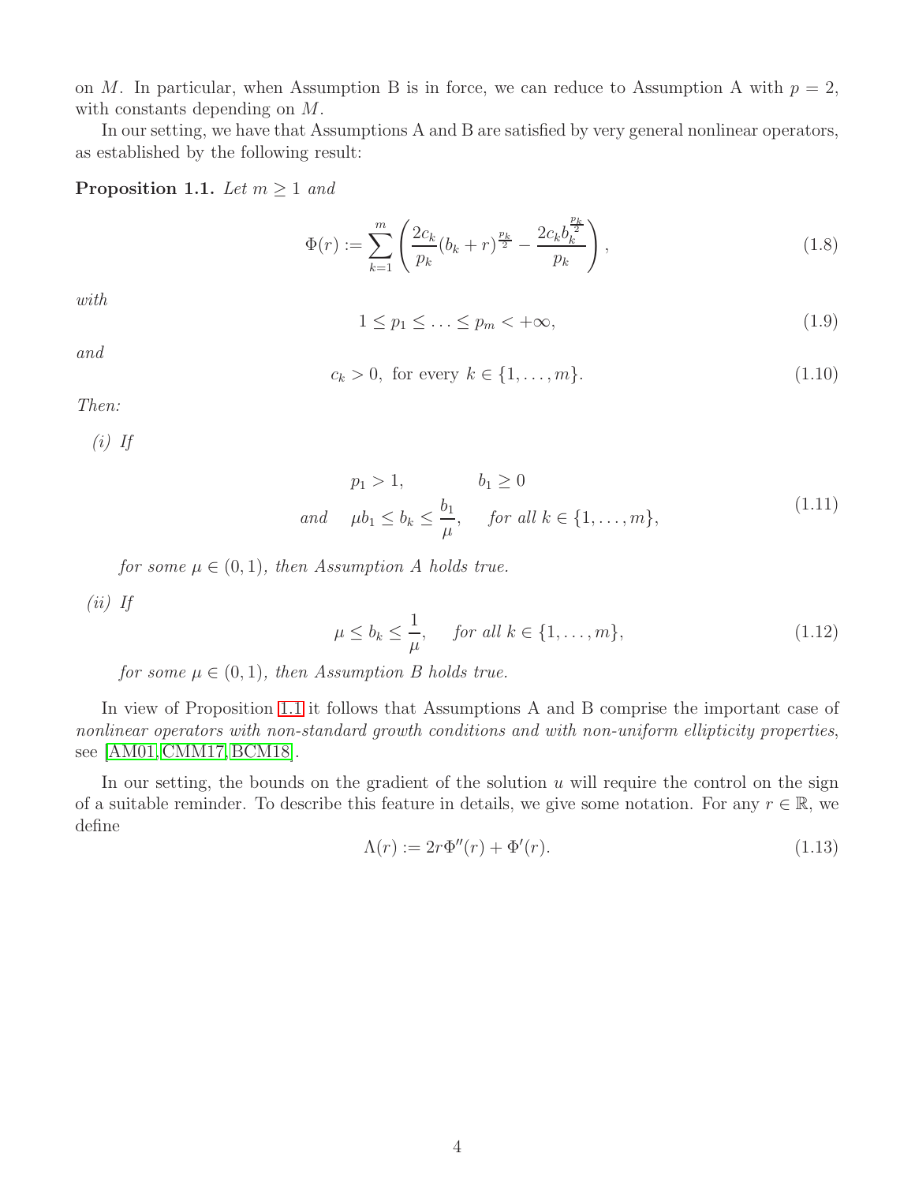on $M$. In particular, when Assumption B is in force, we can reduce to Assumption A with $p = 2$, with constants depending on $M$.

In our setting, we have that Assumptions A and B are satisfied by very general nonlinear operators, as established by the following result:

**Proposition 1.1.** *Let $m \geq 1$ and*

$$\Phi(r) := \sum_{k=1}^{m} \left( \frac{2c_k}{p_k}(b_k + r)^{\frac{p_k}{2}} - \frac{2c_k b_k^{\frac{p_k}{2}}}{p_k} \right), \tag{1.8}$$

*with*

$$1 \leq p_1 \leq \ldots \leq p_m < +\infty, \tag{1.9}$$

*and*

$$c_k > 0, \text{ for every } k \in \{1, \ldots, m\}. \tag{1.10}$$

*Then:*

*(i) If*

$$\begin{aligned} &p_1 > 1, \qquad\qquad b_1 \geq 0 \\ \text{and} \quad &\mu b_1 \leq b_k \leq \frac{b_1}{\mu}, \quad \text{for all } k \in \{1, \ldots, m\}, \end{aligned} \tag{1.11}$$

*for some $\mu \in (0, 1)$, then Assumption A holds true.*

*(ii) If*

$$\mu \leq b_k \leq \frac{1}{\mu}, \quad \text{for all } k \in \{1, \ldots, m\}, \tag{1.12}$$

*for some $\mu \in (0, 1)$, then Assumption B holds true.*

In view of Proposition 1.1 it follows that Assumptions A and B comprise the important case of *nonlinear operators with non-standard growth conditions and with non-uniform ellipticity properties*, see [AM01, CMM17, BCM18].

In our setting, the bounds on the gradient of the solution $u$ will require the control on the sign of a suitable reminder. To describe this feature in details, we give some notation. For any $r \in \mathbb{R}$, we define

$$\Lambda(r) := 2r\Phi''(r) + \Phi'(r). \tag{1.13}$$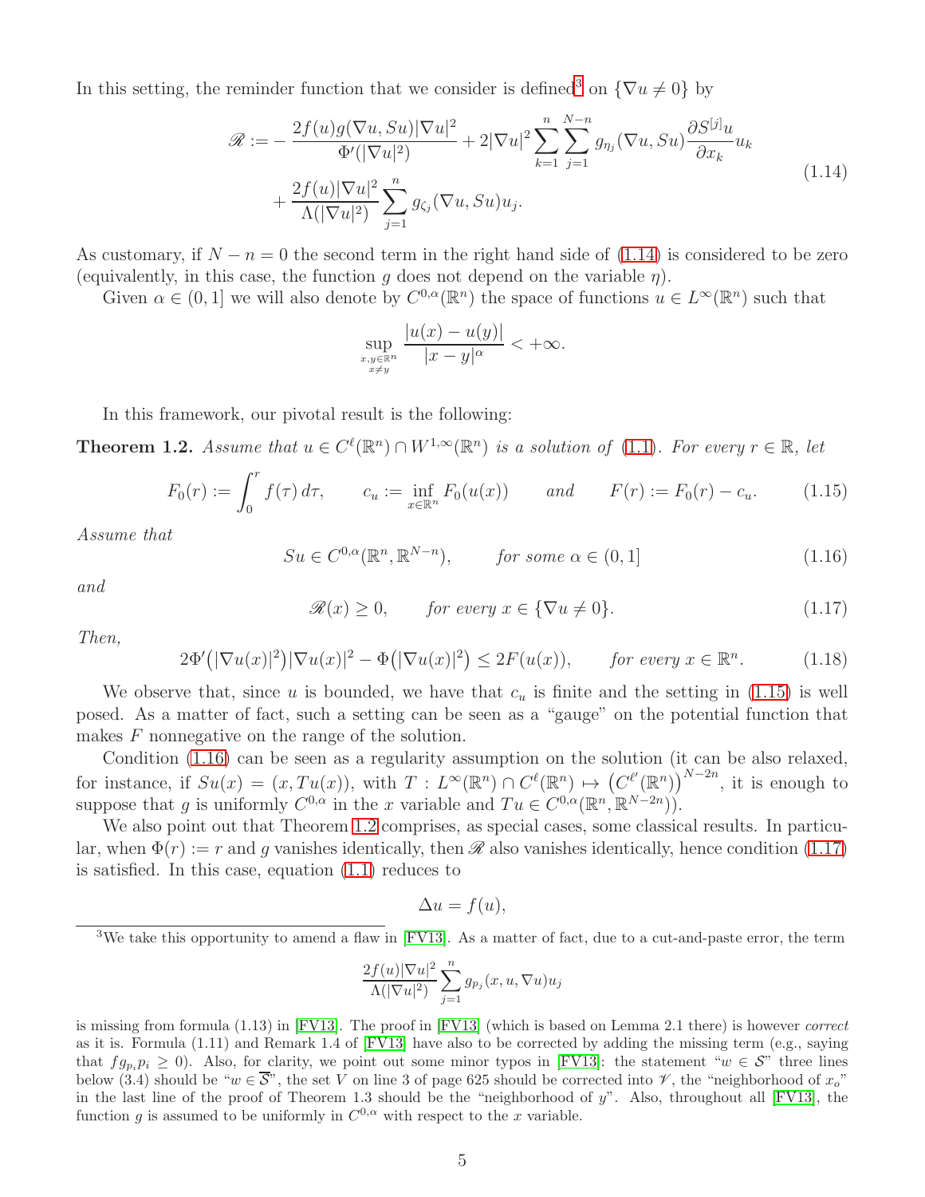In this setting, the reminder function that we consider is defined[3] on $\{\nabla u \neq 0\}$ by

$$
\begin{aligned}
\mathscr{R} := &- \frac{2f(u)g(\nabla u, Su)|\nabla u|^2}{\Phi'(|\nabla u|^2)} + 2|\nabla u|^2 \sum_{k=1}^{n}\sum_{j=1}^{N-n} g_{\eta_j}(\nabla u, Su)\frac{\partial S^{[j]}u}{\partial x_k}u_k \\
&+ \frac{2f(u)|\nabla u|^2}{\Lambda(|\nabla u|^2)}\sum_{j=1}^{n} g_{\zeta_j}(\nabla u, Su)u_j.
\end{aligned} \tag{1.14}
$$

As customary, if $N-n=0$ the second term in the right hand side of (1.14) is considered to be zero (equivalently, in this case, the function $g$ does not depend on the variable $\eta$).

Given $\alpha \in (0,1]$ we will also denote by $C^{0,\alpha}(\mathbb{R}^n)$ the space of functions $u \in L^\infty(\mathbb{R}^n)$ such that

$$
\sup_{\substack{x,y\in\mathbb{R}^n \\ x\neq y}} \frac{|u(x)-u(y)|}{|x-y|^\alpha} < +\infty.
$$

In this framework, our pivotal result is the following:

**Theorem 1.2.** *Assume that $u \in C^\ell(\mathbb{R}^n)\cap W^{1,\infty}(\mathbb{R}^n)$ is a solution of (1.1). For every $r\in\mathbb{R}$, let*

$$
F_0(r) := \int_0^r f(\tau)\,d\tau, \qquad c_u := \inf_{x\in\mathbb{R}^n} F_0(u(x)) \qquad \text{and} \qquad F(r) := F_0(r) - c_u. \tag{1.15}
$$

*Assume that*

$$
Su \in C^{0,\alpha}(\mathbb{R}^n, \mathbb{R}^{N-n}), \qquad \text{for some } \alpha\in(0,1] \tag{1.16}
$$

*and*

$$
\mathscr{R}(x) \geq 0, \qquad \text{for every } x \in \{\nabla u \neq 0\}. \tag{1.17}
$$

*Then,*

$$
2\Phi'\big(|\nabla u(x)|^2\big)|\nabla u(x)|^2 - \Phi\big(|\nabla u(x)|^2\big) \leq 2F(u(x)), \qquad \text{for every } x\in\mathbb{R}^n. \tag{1.18}
$$

We observe that, since $u$ is bounded, we have that $c_u$ is finite and the setting in (1.15) is well posed. As a matter of fact, such a setting can be seen as a "gauge" on the potential function that makes $F$ nonnegative on the range of the solution.

Condition (1.16) can be seen as a regularity assumption on the solution (it can be also relaxed, for instance, if $Su(x) = (x, Tu(x))$, with $T : L^\infty(\mathbb{R}^n)\cap C^\ell(\mathbb{R}^n) \mapsto \big(C^{\ell'}(\mathbb{R}^n)\big)^{N-2n}$, it is enough to suppose that $g$ is uniformly $C^{0,\alpha}$ in the $x$ variable and $Tu \in C^{0,\alpha}(\mathbb{R}^n, \mathbb{R}^{N-2n})$).

We also point out that Theorem 1.2 comprises, as special cases, some classical results. In particular, when $\Phi(r) := r$ and $g$ vanishes identically, then $\mathscr{R}$ also vanishes identically, hence condition (1.17) is satisfied. In this case, equation (1.1) reduces to

$$
\Delta u = f(u),
$$

[3] We take this opportunity to amend a flaw in [FV13]. As a matter of fact, due to a cut-and-paste error, the term

$$
\frac{2f(u)|\nabla u|^2}{\Lambda(|\nabla u|^2)}\sum_{j=1}^{n} g_{p_j}(x,u,\nabla u)u_j
$$

is missing from formula (1.13) in [FV13]. The proof in [FV13] (which is based on Lemma 2.1 there) is however *correct* as it is. Formula (1.11) and Remark 1.4 of [FV13] have also to be corrected by adding the missing term (e.g., saying that $fg_{p_i}p_i \geq 0$). Also, for clarity, we point out some minor typos in [FV13]: the statement "$w\in\mathcal{S}$" three lines below (3.4) should be "$w\in\overline{\mathcal{S}}$", the set $V$ on line 3 of page 625 should be corrected into $\mathscr{V}$, the "neighborhood of $x_o$" in the last line of the proof of Theorem 1.3 should be the "neighborhood of $y$". Also, throughout all [FV13], the function $g$ is assumed to be uniformly in $C^{0,\alpha}$ with respect to the $x$ variable.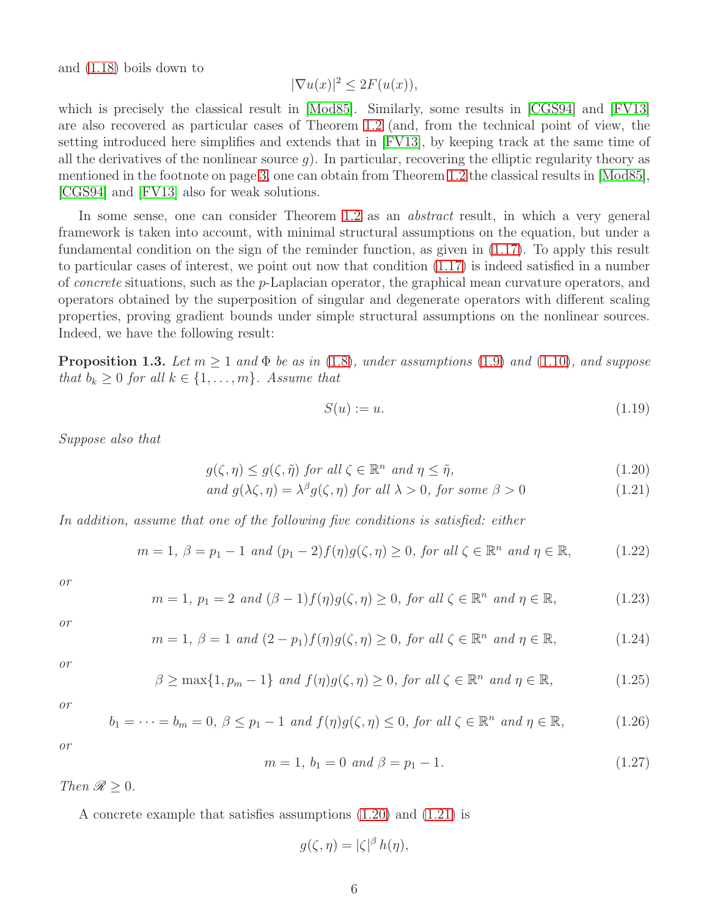and (1.18) boils down to

$$|\nabla u(x)|^2 \leq 2F(u(x)),$$

which is precisely the classical result in [Mod85]. Similarly, some results in [CGS94] and [FV13] are also recovered as particular cases of Theorem 1.2 (and, from the technical point of view, the setting introduced here simplifies and extends that in [FV13], by keeping track at the same time of all the derivatives of the nonlinear source $g$). In particular, recovering the elliptic regularity theory as mentioned in the footnote on page 3, one can obtain from Theorem 1.2 the classical results in [Mod85], [CGS94] and [FV13] also for weak solutions.

In some sense, one can consider Theorem 1.2 as an *abstract* result, in which a very general framework is taken into account, with minimal structural assumptions on the equation, but under a fundamental condition on the sign of the reminder function, as given in (1.17). To apply this result to particular cases of interest, we point out now that condition (1.17) is indeed satisfied in a number of *concrete* situations, such as the $p$-Laplacian operator, the graphical mean curvature operators, and operators obtained by the superposition of singular and degenerate operators with different scaling properties, proving gradient bounds under simple structural assumptions on the nonlinear sources. Indeed, we have the following result:

**Proposition 1.3.** *Let $m \geq 1$ and $\Phi$ be as in (1.8), under assumptions (1.9) and (1.10), and suppose that $b_k \geq 0$ for all $k \in \{1, \dots, m\}$. Assume that*

$$S(u) := u. \tag{1.19}$$

*Suppose also that*

$$g(\zeta, \eta) \leq g(\zeta, \tilde{\eta}) \text{ for all } \zeta \in \mathbb{R}^n \text{ and } \eta \leq \tilde{\eta}, \tag{1.20}$$

$$\text{and } g(\lambda\zeta, \eta) = \lambda^\beta g(\zeta, \eta) \text{ for all } \lambda > 0, \text{ for some } \beta > 0 \tag{1.21}$$

*In addition, assume that one of the following five conditions is satisfied: either*

$$m = 1,\ \beta = p_1 - 1 \text{ and } (p_1 - 2)f(\eta)g(\zeta, \eta) \geq 0, \text{ for all } \zeta \in \mathbb{R}^n \text{ and } \eta \in \mathbb{R}, \tag{1.22}$$

*or*

$$m = 1,\ p_1 = 2 \text{ and } (\beta - 1)f(\eta)g(\zeta, \eta) \geq 0, \text{ for all } \zeta \in \mathbb{R}^n \text{ and } \eta \in \mathbb{R}, \tag{1.23}$$

*or*

$$m = 1,\ \beta = 1 \text{ and } (2 - p_1)f(\eta)g(\zeta, \eta) \geq 0, \text{ for all } \zeta \in \mathbb{R}^n \text{ and } \eta \in \mathbb{R}, \tag{1.24}$$

*or*

$$\beta \geq \max\{1, p_m - 1\} \text{ and } f(\eta)g(\zeta, \eta) \geq 0, \text{ for all } \zeta \in \mathbb{R}^n \text{ and } \eta \in \mathbb{R}, \tag{1.25}$$

*or*

$$b_1 = \cdots = b_m = 0,\ \beta \leq p_1 - 1 \text{ and } f(\eta)g(\zeta, \eta) \leq 0, \text{ for all } \zeta \in \mathbb{R}^n \text{ and } \eta \in \mathbb{R}, \tag{1.26}$$

*or*

$$m = 1,\ b_1 = 0 \text{ and } \beta = p_1 - 1. \tag{1.27}$$

*Then $\mathscr{R} \geq 0$.*

A concrete example that satisfies assumptions (1.20) and (1.21) is

$$g(\zeta, \eta) = |\zeta|^\beta h(\eta),$$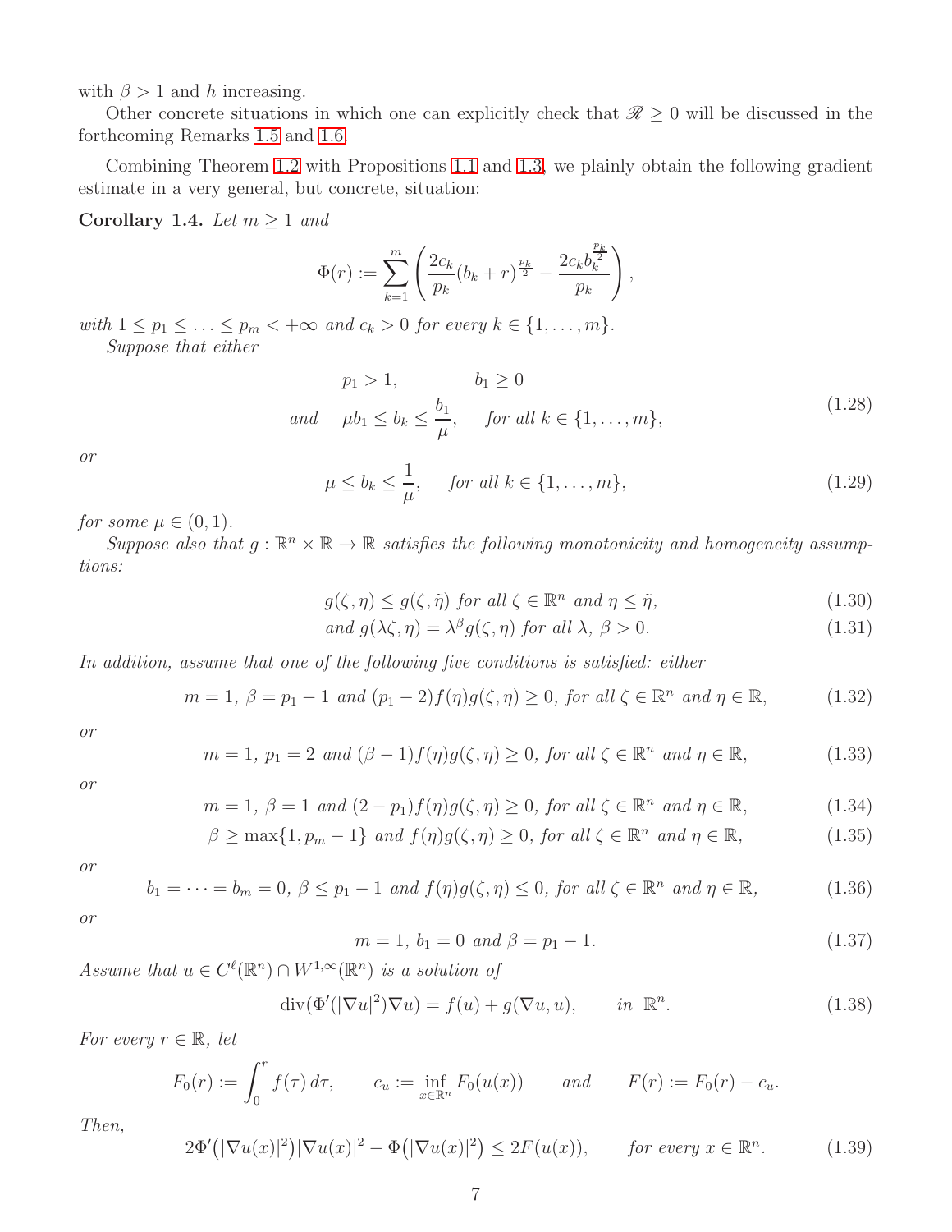with $\beta > 1$ and $h$ increasing.

Other concrete situations in which one can explicitly check that $\mathscr{R} \geq 0$ will be discussed in the forthcoming Remarks 1.5 and 1.6.

Combining Theorem 1.2 with Propositions 1.1 and 1.3, we plainly obtain the following gradient estimate in a very general, but concrete, situation:

**Corollary 1.4.** *Let $m \geq 1$ and*

$$\Phi(r) := \sum_{k=1}^{m} \left( \frac{2c_k}{p_k}(b_k + r)^{\frac{p_k}{2}} - \frac{2c_k b_k^{\frac{p_k}{2}}}{p_k} \right),$$

*with $1 \leq p_1 \leq \ldots \leq p_m < +\infty$ and $c_k > 0$ for every $k \in \{1, \ldots, m\}$.*

*Suppose that either*

$$\begin{aligned} &p_1 > 1, \qquad\qquad b_1 \geq 0 \\ \text{and} \quad &\mu b_1 \leq b_k \leq \frac{b_1}{\mu}, \quad \text{for all } k \in \{1, \ldots, m\}, \end{aligned} \tag{1.28}$$

*or*

$$\mu \leq b_k \leq \frac{1}{\mu}, \quad \text{for all } k \in \{1, \ldots, m\}, \tag{1.29}$$

*for some $\mu \in (0, 1)$.*

*Suppose also that $g : \mathbb{R}^n \times \mathbb{R} \to \mathbb{R}$ satisfies the following monotonicity and homogeneity assumptions:*

$$g(\zeta, \eta) \leq g(\zeta, \tilde{\eta}) \text{ for all } \zeta \in \mathbb{R}^n \text{ and } \eta \leq \tilde{\eta}, \tag{1.30}$$

$$\text{and } g(\lambda\zeta, \eta) = \lambda^{\beta} g(\zeta, \eta) \text{ for all } \lambda, \beta > 0. \tag{1.31}$$

*In addition, assume that one of the following five conditions is satisfied: either*

$$m = 1,\ \beta = p_1 - 1 \text{ and } (p_1 - 2) f(\eta) g(\zeta, \eta) \geq 0, \text{ for all } \zeta \in \mathbb{R}^n \text{ and } \eta \in \mathbb{R}, \tag{1.32}$$

*or*

$$m = 1,\ p_1 = 2 \text{ and } (\beta - 1) f(\eta) g(\zeta, \eta) \geq 0, \text{ for all } \zeta \in \mathbb{R}^n \text{ and } \eta \in \mathbb{R}, \tag{1.33}$$

*or*

$$m = 1,\ \beta = 1 \text{ and } (2 - p_1) f(\eta) g(\zeta, \eta) \geq 0, \text{ for all } \zeta \in \mathbb{R}^n \text{ and } \eta \in \mathbb{R}, \tag{1.34}$$

$$\beta \geq \max\{1, p_m - 1\} \text{ and } f(\eta) g(\zeta, \eta) \geq 0, \text{ for all } \zeta \in \mathbb{R}^n \text{ and } \eta \in \mathbb{R}, \tag{1.35}$$

*or*

$$b_1 = \cdots = b_m = 0,\ \beta \leq p_1 - 1 \text{ and } f(\eta) g(\zeta, \eta) \leq 0, \text{ for all } \zeta \in \mathbb{R}^n \text{ and } \eta \in \mathbb{R}, \tag{1.36}$$

*or*

$$m = 1,\ b_1 = 0 \text{ and } \beta = p_1 - 1. \tag{1.37}$$

*Assume that $u \in C^{\ell}(\mathbb{R}^n) \cap W^{1,\infty}(\mathbb{R}^n)$ is a solution of*

$$\operatorname{div}(\Phi'(|\nabla u|^2)\nabla u) = f(u) + g(\nabla u, u), \qquad \text{in } \mathbb{R}^n. \tag{1.38}$$

*For every $r \in \mathbb{R}$, let*

$$F_0(r) := \int_0^r f(\tau)\, d\tau, \qquad c_u := \inf_{x \in \mathbb{R}^n} F_0(u(x)) \qquad \text{and} \qquad F(r) := F_0(r) - c_u.$$

*Then,*

$$2\Phi'\big(|\nabla u(x)|^2\big)|\nabla u(x)|^2 - \Phi\big(|\nabla u(x)|^2\big) \leq 2F(u(x)), \qquad \text{for every } x \in \mathbb{R}^n. \tag{1.39}$$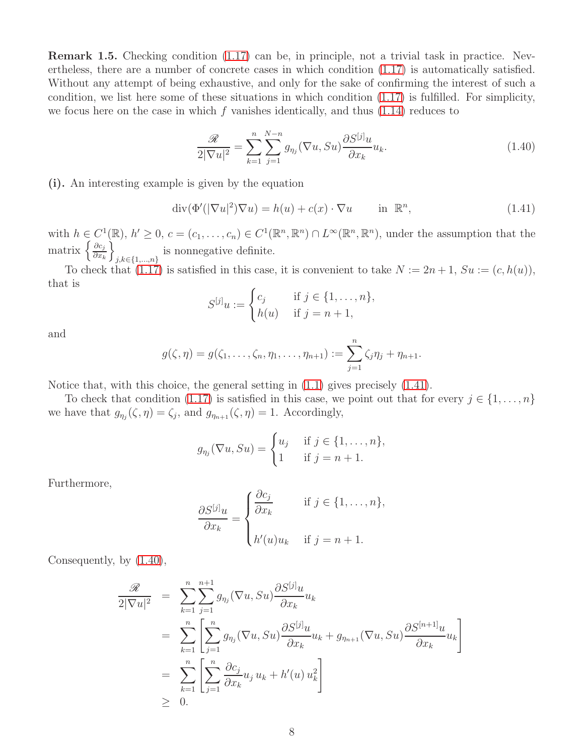**Remark 1.5.** Checking condition (1.17) can be, in principle, not a trivial task in practice. Nevertheless, there are a number of concrete cases in which condition (1.17) is automatically satisfied. Without any attempt of being exhaustive, and only for the sake of confirming the interest of such a condition, we list here some of these situations in which condition (1.17) is fulfilled. For simplicity, we focus here on the case in which $f$ vanishes identically, and thus (1.14) reduces to

$$\frac{\mathscr{R}}{2|\nabla u|^2} = \sum_{k=1}^{n} \sum_{j=1}^{N-n} g_{\eta_j}(\nabla u, Su) \frac{\partial S^{[j]} u}{\partial x_k} u_k. \tag{1.40}$$

**(i).** An interesting example is given by the equation

$$\operatorname{div}(\Phi'(|\nabla u|^2)\nabla u) = h(u) + c(x) \cdot \nabla u \qquad \text{in } \mathbb{R}^n, \tag{1.41}$$

with $h \in C^1(\mathbb{R})$, $h' \geq 0$, $c = (c_1, \dots, c_n) \in C^1(\mathbb{R}^n, \mathbb{R}^n) \cap L^\infty(\mathbb{R}^n, \mathbb{R}^n)$, under the assumption that the matrix $\left\{ \frac{\partial c_j}{\partial x_k} \right\}_{j,k \in \{1,\dots,n\}}$ is nonnegative definite.

To check that (1.17) is satisfied in this case, it is convenient to take $N := 2n+1$, $Su := (c, h(u))$, that is

$$S^{[j]} u := \begin{cases} c_j & \text{if } j \in \{1, \dots, n\}, \\ h(u) & \text{if } j = n+1, \end{cases}$$

and

$$g(\zeta, \eta) = g(\zeta_1, \dots, \zeta_n, \eta_1, \dots, \eta_{n+1}) := \sum_{j=1}^{n} \zeta_j \eta_j + \eta_{n+1}.$$

Notice that, with this choice, the general setting in (1.1) gives precisely (1.41).

To check that condition (1.17) is satisfied in this case, we point out that for every $j \in \{1, \dots, n\}$ we have that $g_{\eta_j}(\zeta, \eta) = \zeta_j$, and $g_{\eta_{n+1}}(\zeta, \eta) = 1$. Accordingly,

$$g_{\eta_j}(\nabla u, Su) = \begin{cases} u_j & \text{if } j \in \{1, \dots, n\}, \\ 1 & \text{if } j = n+1. \end{cases}$$

Furthermore,

$$\frac{\partial S^{[j]} u}{\partial x_k} = \begin{cases} \dfrac{\partial c_j}{\partial x_k} & \text{if } j \in \{1, \dots, n\}, \\[2ex] h'(u) u_k & \text{if } j = n+1. \end{cases}$$

Consequently, by (1.40),

$$\begin{aligned}
\frac{\mathscr{R}}{2|\nabla u|^2} &= \sum_{k=1}^{n} \sum_{j=1}^{n+1} g_{\eta_j}(\nabla u, Su) \frac{\partial S^{[j]} u}{\partial x_k} u_k \\
&= \sum_{k=1}^{n} \left[ \sum_{j=1}^{n} g_{\eta_j}(\nabla u, Su) \frac{\partial S^{[j]} u}{\partial x_k} u_k + g_{\eta_{n+1}}(\nabla u, Su) \frac{\partial S^{[n+1]} u}{\partial x_k} u_k \right] \\
&= \sum_{k=1}^{n} \left[ \sum_{j=1}^{n} \frac{\partial c_j}{\partial x_k} u_j \, u_k + h'(u) \, u_k^2 \right] \\
&\geq 0.
\end{aligned}$$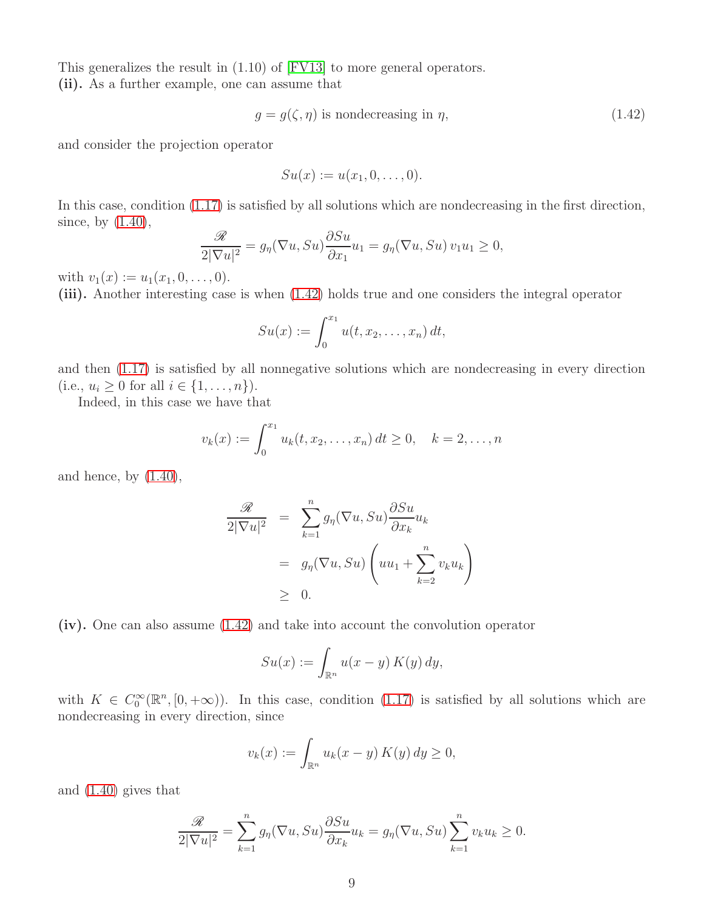This generalizes the result in (1.10) of [FV13] to more general operators.

**(ii).** As a further example, one can assume that

$$g = g(\zeta, \eta) \text{ is nondecreasing in } \eta, \tag{1.42}$$

and consider the projection operator

$$Su(x) := u(x_1, 0, \dots, 0).$$

In this case, condition (1.17) is satisfied by all solutions which are nondecreasing in the first direction, since, by (1.40),

$$\frac{\mathscr{R}}{2|\nabla u|^2} = g_\eta(\nabla u, Su)\frac{\partial Su}{\partial x_1}u_1 = g_\eta(\nabla u, Su)\, v_1 u_1 \geq 0,$$

with $v_1(x) := u_1(x_1, 0, \dots, 0)$.

**(iii).** Another interesting case is when (1.42) holds true and one considers the integral operator

$$Su(x) := \int_0^{x_1} u(t, x_2, \dots, x_n)\, dt,$$

and then (1.17) is satisfied by all nonnegative solutions which are nondecreasing in every direction (i.e., $u_i \geq 0$ for all $i \in \{1, \dots, n\}$).

Indeed, in this case we have that

$$v_k(x) := \int_0^{x_1} u_k(t, x_2, \dots, x_n)\, dt \geq 0, \quad k = 2, \dots, n$$

and hence, by (1.40),

$$\begin{aligned}
\frac{\mathscr{R}}{2|\nabla u|^2} &= \sum_{k=1}^n g_\eta(\nabla u, Su)\frac{\partial Su}{\partial x_k}u_k \\
&= g_\eta(\nabla u, Su)\left(u u_1 + \sum_{k=2}^n v_k u_k\right) \\
&\geq 0.
\end{aligned}$$

**(iv).** One can also assume (1.42) and take into account the convolution operator

$$Su(x) := \int_{\mathbb{R}^n} u(x-y)\, K(y)\, dy,$$

with $K \in C_0^\infty(\mathbb{R}^n, [0, +\infty))$. In this case, condition (1.17) is satisfied by all solutions which are nondecreasing in every direction, since

$$v_k(x) := \int_{\mathbb{R}^n} u_k(x-y)\, K(y)\, dy \geq 0,$$

and (1.40) gives that

$$\frac{\mathscr{R}}{2|\nabla u|^2} = \sum_{k=1}^n g_\eta(\nabla u, Su)\frac{\partial Su}{\partial x_k}u_k = g_\eta(\nabla u, Su)\sum_{k=1}^n v_k u_k \geq 0.$$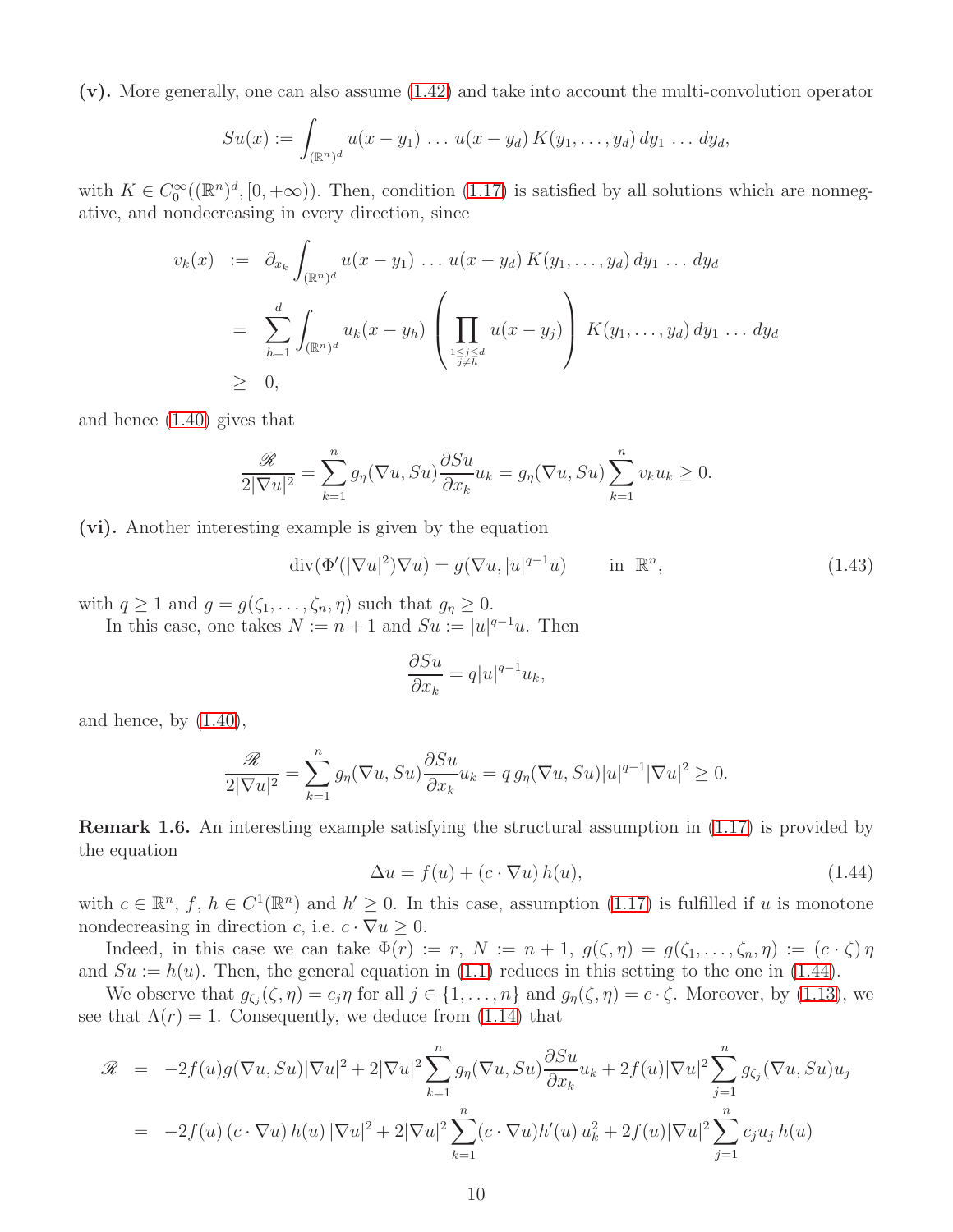**(v).** More generally, one can also assume (1.42) and take into account the multi-convolution operator

$$Su(x) := \int_{(\mathbb{R}^n)^d} u(x-y_1)\,\dots\,u(x-y_d)\,K(y_1,\dots,y_d)\,dy_1\,\dots\,dy_d,$$

with $K \in C_0^\infty((\mathbb{R}^n)^d, [0,+\infty))$. Then, condition (1.17) is satisfied by all solutions which are nonnegative, and nondecreasing in every direction, since

$$\begin{aligned} v_k(x) &:= \partial_{x_k} \int_{(\mathbb{R}^n)^d} u(x-y_1)\,\dots\,u(x-y_d)\,K(y_1,\dots,y_d)\,dy_1\,\dots\,dy_d \\ &= \sum_{h=1}^d \int_{(\mathbb{R}^n)^d} u_k(x-y_h)\left(\prod_{\substack{1\le j\le d\\ j\ne h}} u(x-y_j)\right) K(y_1,\dots,y_d)\,dy_1\,\dots\,dy_d \\ &\geq 0, \end{aligned}$$

and hence (1.40) gives that

$$\frac{\mathscr{R}}{2|\nabla u|^2} = \sum_{k=1}^n g_\eta(\nabla u, Su)\frac{\partial Su}{\partial x_k}u_k = g_\eta(\nabla u, Su)\sum_{k=1}^n v_k u_k \geq 0.$$

**(vi).** Another interesting example is given by the equation

$$\operatorname{div}(\Phi'(|\nabla u|^2)\nabla u) = g(\nabla u, |u|^{q-1}u) \qquad \text{in } \mathbb{R}^n, \tag{1.43}$$

with $q \geq 1$ and $g = g(\zeta_1,\dots,\zeta_n,\eta)$ such that $g_\eta \geq 0$.

In this case, one takes $N := n+1$ and $Su := |u|^{q-1}u$. Then

$$\frac{\partial Su}{\partial x_k} = q|u|^{q-1}u_k,$$

and hence, by (1.40),

$$\frac{\mathscr{R}}{2|\nabla u|^2} = \sum_{k=1}^n g_\eta(\nabla u, Su)\frac{\partial Su}{\partial x_k}u_k = q\, g_\eta(\nabla u, Su)|u|^{q-1}|\nabla u|^2 \geq 0.$$

**Remark 1.6.** An interesting example satisfying the structural assumption in (1.17) is provided by the equation

$$\Delta u = f(u) + (c\cdot\nabla u)\,h(u), \tag{1.44}$$

with $c \in \mathbb{R}^n$, $f$, $h \in C^1(\mathbb{R}^n)$ and $h' \geq 0$. In this case, assumption (1.17) is fulfilled if $u$ is monotone nondecreasing in direction $c$, i.e. $c\cdot\nabla u \geq 0$.

Indeed, in this case we can take $\Phi(r) := r$, $N := n+1$, $g(\zeta,\eta) = g(\zeta_1,\dots,\zeta_n,\eta) := (c\cdot\zeta)\,\eta$ and $Su := h(u)$. Then, the general equation in (1.1) reduces in this setting to the one in (1.44).

We observe that $g_{\zeta_j}(\zeta,\eta) = c_j\eta$ for all $j \in \{1,\dots,n\}$ and $g_\eta(\zeta,\eta) = c\cdot\zeta$. Moreover, by (1.13), we see that $\Lambda(r) = 1$. Consequently, we deduce from (1.14) that

$$\begin{aligned} \mathscr{R} &= -2f(u)g(\nabla u, Su)|\nabla u|^2 + 2|\nabla u|^2\sum_{k=1}^n g_\eta(\nabla u, Su)\frac{\partial Su}{\partial x_k}u_k + 2f(u)|\nabla u|^2\sum_{j=1}^n g_{\zeta_j}(\nabla u, Su)u_j \\ &= -2f(u)\,(c\cdot\nabla u)\,h(u)\,|\nabla u|^2 + 2|\nabla u|^2\sum_{k=1}^n (c\cdot\nabla u)h'(u)\,u_k^2 + 2f(u)|\nabla u|^2\sum_{j=1}^n c_j u_j\,h(u) \end{aligned}$$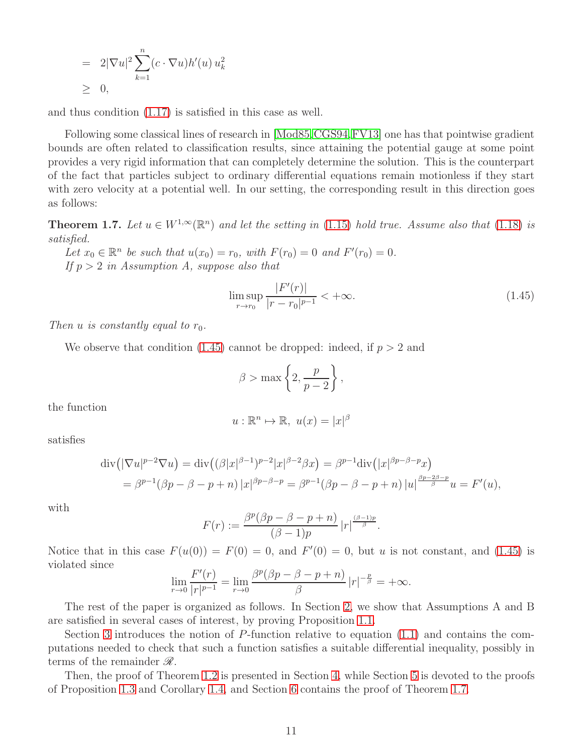$$
\begin{aligned}
&= 2|\nabla u|^2 \sum_{k=1}^{n} (c \cdot \nabla u) h'(u)\, u_k^2 \\
&\geq 0,
\end{aligned}
$$

and thus condition (1.17) is satisfied in this case as well.

Following some classical lines of research in [Mod85, CGS94, FV13] one has that pointwise gradient bounds are often related to classification results, since attaining the potential gauge at some point provides a very rigid information that can completely determine the solution. This is the counterpart of the fact that particles subject to ordinary differential equations remain motionless if they start with zero velocity at a potential well. In our setting, the corresponding result in this direction goes as follows:

**Theorem 1.7.** *Let $u \in W^{1,\infty}(\mathbb{R}^n)$ and let the setting in (1.15) hold true. Assume also that (1.18) is satisfied.*

*Let $x_0 \in \mathbb{R}^n$ be such that $u(x_0) = r_0$, with $F(r_0) = 0$ and $F'(r_0) = 0$.*

*If $p > 2$ in Assumption A, suppose also that*

$$
\limsup_{r \to r_0} \frac{|F'(r)|}{|r - r_0|^{p-1}} < +\infty. \tag{1.45}
$$

*Then $u$ is constantly equal to $r_0$.*

We observe that condition (1.45) cannot be dropped: indeed, if $p > 2$ and

$$
\beta > \max\left\{2, \frac{p}{p-2}\right\},
$$

the function

$$
u : \mathbb{R}^n \mapsto \mathbb{R},\ u(x) = |x|^\beta
$$

satisfies

$$
\begin{aligned}
\operatorname{div}\big(|\nabla u|^{p-2}\nabla u\big) &= \operatorname{div}\big((\beta|x|^{\beta-1})^{p-2}|x|^{\beta-2}\beta x\big) = \beta^{p-1}\operatorname{div}\big(|x|^{\beta p-\beta-p}x\big) \\
&= \beta^{p-1}(\beta p - \beta - p + n)\, |x|^{\beta p-\beta-p} = \beta^{p-1}(\beta p - \beta - p + n)\, |u|^{\frac{\beta p-2\beta-p}{\beta}} u = F'(u),
\end{aligned}
$$

with

$$
F(r) := \frac{\beta^p(\beta p - \beta - p + n)}{(\beta-1)p}\, |r|^{\frac{(\beta-1)p}{\beta}}.
$$

Notice that in this case $F(u(0)) = F(0) = 0$, and $F'(0) = 0$, but $u$ is not constant, and (1.45) is violated since

$$
\lim_{r\to 0} \frac{F'(r)}{|r|^{p-1}} = \lim_{r \to 0} \frac{\beta^p(\beta p - \beta - p + n)}{\beta}\, |r|^{-\frac{p}{\beta}} = +\infty.
$$

The rest of the paper is organized as follows. In Section 2, we show that Assumptions A and B are satisfied in several cases of interest, by proving Proposition 1.1.

Section 3 introduces the notion of $P$-function relative to equation (1.1) and contains the computations needed to check that such a function satisfies a suitable differential inequality, possibly in terms of the remainder $\mathscr{R}$.

Then, the proof of Theorem 1.2 is presented in Section 4, while Section 5 is devoted to the proofs of Proposition 1.3 and Corollary 1.4, and Section 6 contains the proof of Theorem 1.7.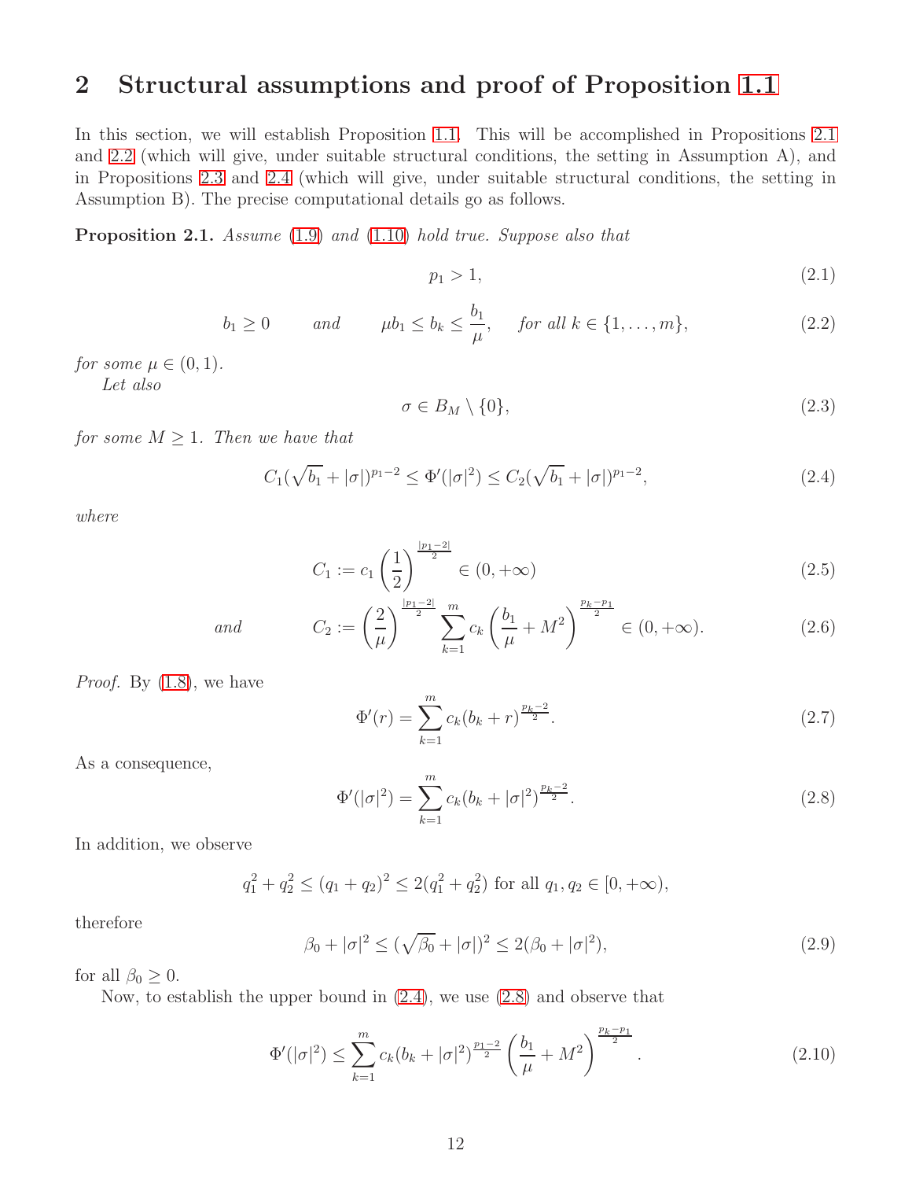## 2 Structural assumptions and proof of Proposition 1.1

In this section, we will establish Proposition 1.1. This will be accomplished in Propositions 2.1 and 2.2 (which will give, under suitable structural conditions, the setting in Assumption A), and in Propositions 2.3 and 2.4 (which will give, under suitable structural conditions, the setting in Assumption B). The precise computational details go as follows.

**Proposition 2.1.** *Assume* (1.9) *and* (1.10) *hold true. Suppose also that*

$$p_1 > 1, \tag{2.1}$$

$$b_1 \geq 0 \qquad \textit{and} \qquad \mu b_1 \leq b_k \leq \frac{b_1}{\mu}, \quad \textit{for all } k \in \{1, \ldots, m\}, \tag{2.2}$$

*for some* $\mu \in (0, 1)$.

*Let also*

$$\sigma \in B_M \setminus \{0\}, \tag{2.3}$$

*for some* $M \geq 1$. *Then we have that*

$$C_1(\sqrt{b_1} + |\sigma|)^{p_1 - 2} \leq \Phi'(|\sigma|^2) \leq C_2(\sqrt{b_1} + |\sigma|)^{p_1 - 2}, \tag{2.4}$$

*where*

$$C_1 := c_1 \left(\frac{1}{2}\right)^{\frac{|p_1 - 2|}{2}} \in (0, +\infty) \tag{2.5}$$

$$\textit{and} \qquad C_2 := \left(\frac{2}{\mu}\right)^{\frac{|p_1 - 2|}{2}} \sum_{k=1}^{m} c_k \left(\frac{b_1}{\mu} + M^2\right)^{\frac{p_k - p_1}{2}} \in (0, +\infty). \tag{2.6}$$

*Proof.* By (1.8), we have

$$\Phi'(r) = \sum_{k=1}^{m} c_k (b_k + r)^{\frac{p_k - 2}{2}}. \tag{2.7}$$

As a consequence,

$$\Phi'(|\sigma|^2) = \sum_{k=1}^{m} c_k (b_k + |\sigma|^2)^{\frac{p_k - 2}{2}}. \tag{2.8}$$

In addition, we observe

$$q_1^2 + q_2^2 \leq (q_1 + q_2)^2 \leq 2(q_1^2 + q_2^2) \text{ for all } q_1, q_2 \in [0, +\infty),$$

therefore

$$\beta_0 + |\sigma|^2 \leq (\sqrt{\beta_0} + |\sigma|)^2 \leq 2(\beta_0 + |\sigma|^2), \tag{2.9}$$

for all $\beta_0 \geq 0$.

Now, to establish the upper bound in (2.4), we use (2.8) and observe that

$$\Phi'(|\sigma|^2) \leq \sum_{k=1}^{m} c_k (b_k + |\sigma|^2)^{\frac{p_1 - 2}{2}} \left(\frac{b_1}{\mu} + M^2\right)^{\frac{p_k - p_1}{2}}. \tag{2.10}$$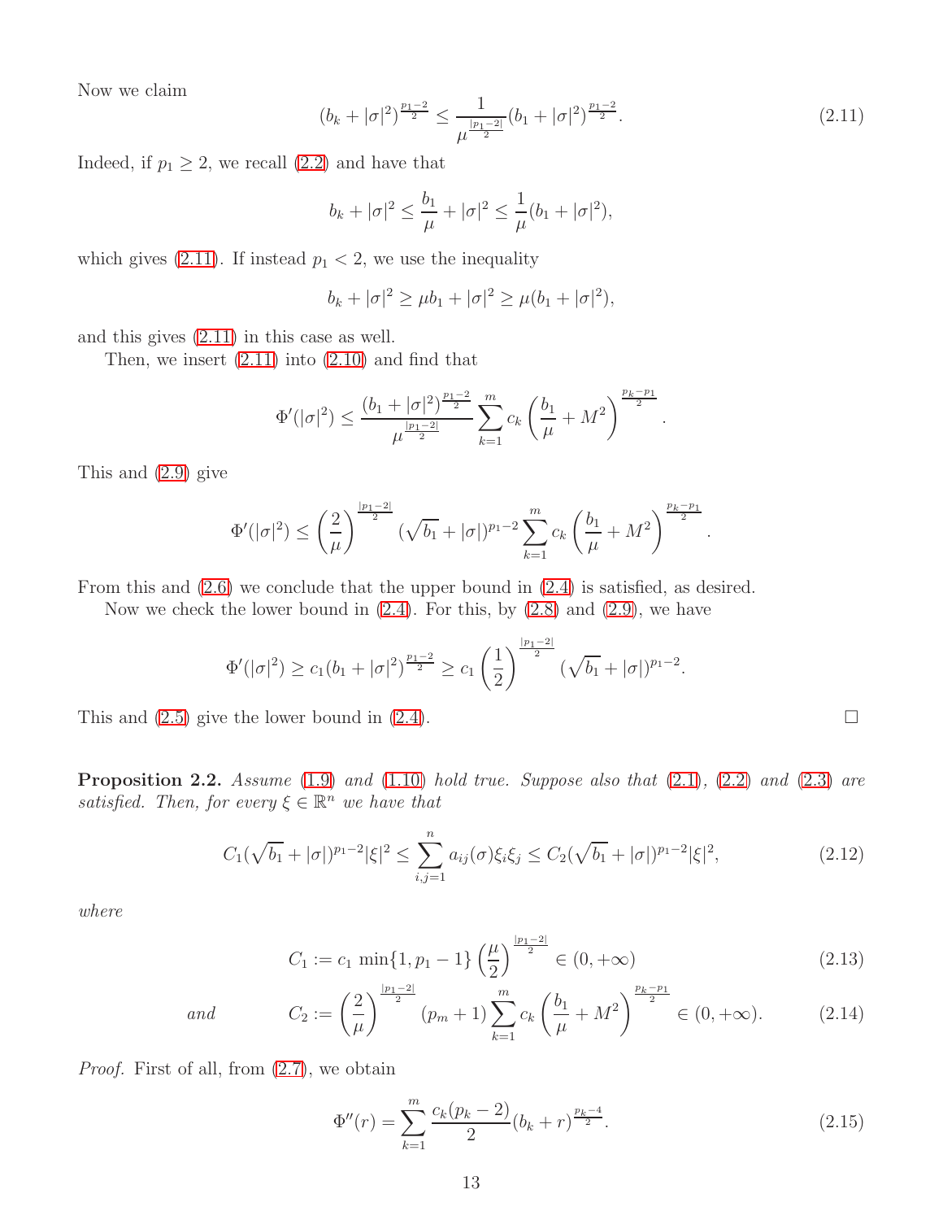Now we claim

$$(b_k + |\sigma|^2)^{\frac{p_1-2}{2}} \le \frac{1}{\mu^{\frac{|p_1-2|}{2}}}(b_1 + |\sigma|^2)^{\frac{p_1-2}{2}}. \tag{2.11}$$

Indeed, if $p_1 \ge 2$, we recall (2.2) and have that

$$b_k + |\sigma|^2 \le \frac{b_1}{\mu} + |\sigma|^2 \le \frac{1}{\mu}(b_1 + |\sigma|^2),$$

which gives (2.11). If instead $p_1 < 2$, we use the inequality

$$b_k + |\sigma|^2 \ge \mu b_1 + |\sigma|^2 \ge \mu(b_1 + |\sigma|^2),$$

and this gives (2.11) in this case as well.

Then, we insert (2.11) into (2.10) and find that

$$\Phi'(|\sigma|^2) \le \frac{(b_1 + |\sigma|^2)^{\frac{p_1-2}{2}}}{\mu^{\frac{|p_1-2|}{2}}} \sum_{k=1}^m c_k \left(\frac{b_1}{\mu} + M^2\right)^{\frac{p_k-p_1}{2}}.$$

This and (2.9) give

$$\Phi'(|\sigma|^2) \le \left(\frac{2}{\mu}\right)^{\frac{|p_1-2|}{2}} (\sqrt{b_1} + |\sigma|)^{p_1-2} \sum_{k=1}^m c_k \left(\frac{b_1}{\mu} + M^2\right)^{\frac{p_k-p_1}{2}}.$$

From this and (2.6) we conclude that the upper bound in (2.4) is satisfied, as desired.

Now we check the lower bound in (2.4). For this, by (2.8) and (2.9), we have

$$\Phi'(|\sigma|^2) \ge c_1(b_1 + |\sigma|^2)^{\frac{p_1-2}{2}} \ge c_1 \left(\frac{1}{2}\right)^{\frac{|p_1-2|}{2}} (\sqrt{b_1} + |\sigma|)^{p_1-2}.$$

This and (2.5) give the lower bound in (2.4). $\square$

**Proposition 2.2.** *Assume (1.9) and (1.10) hold true. Suppose also that (2.1), (2.2) and (2.3) are satisfied. Then, for every $\xi \in \mathbb{R}^n$ we have that*

$$C_1(\sqrt{b_1} + |\sigma|)^{p_1-2}|\xi|^2 \le \sum_{i,j=1}^n a_{ij}(\sigma)\xi_i\xi_j \le C_2(\sqrt{b_1} + |\sigma|)^{p_1-2}|\xi|^2, \tag{2.12}$$

*where*

$$C_1 := c_1 \min\{1, p_1 - 1\} \left(\frac{\mu}{2}\right)^{\frac{|p_1-2|}{2}} \in (0, +\infty) \tag{2.13}$$

*and*

$$C_2 := \left(\frac{2}{\mu}\right)^{\frac{|p_1-2|}{2}} (p_m + 1) \sum_{k=1}^m c_k \left(\frac{b_1}{\mu} + M^2\right)^{\frac{p_k-p_1}{2}} \in (0, +\infty). \tag{2.14}$$

*Proof.* First of all, from (2.7), we obtain

$$\Phi''(r) = \sum_{k=1}^m \frac{c_k(p_k - 2)}{2}(b_k + r)^{\frac{p_k-4}{2}}. \tag{2.15}$$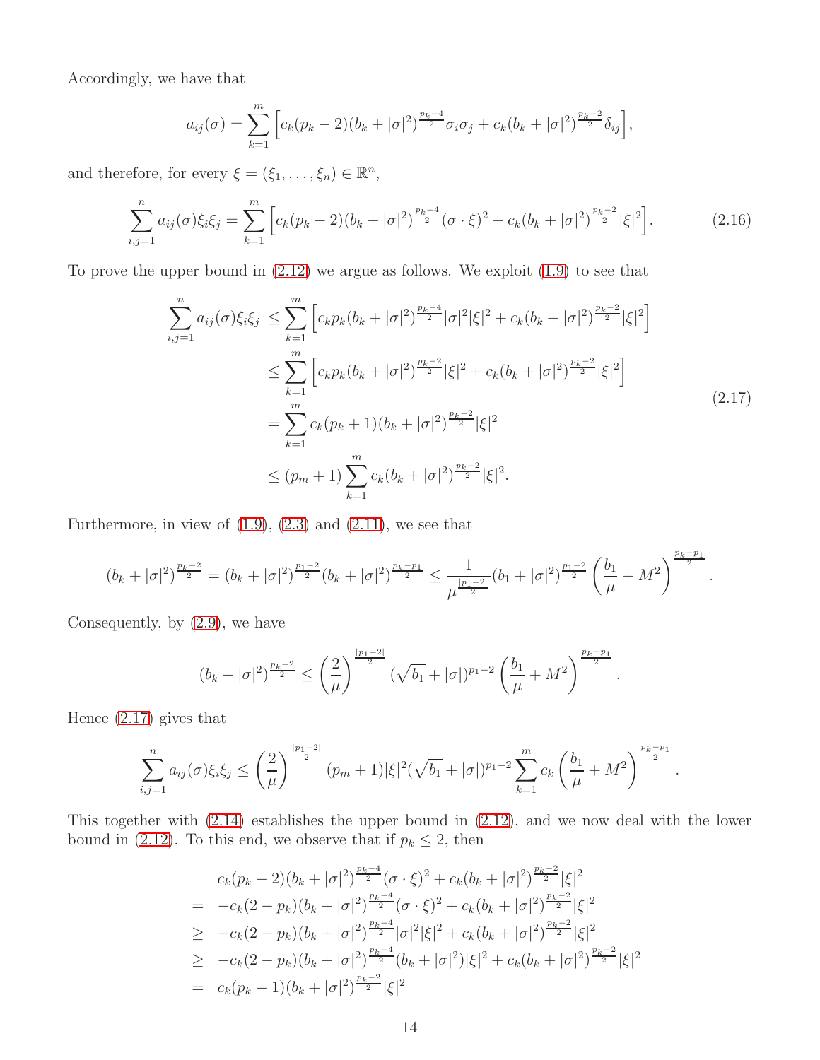Accordingly, we have that

$$a_{ij}(\sigma) = \sum_{k=1}^{m} \Big[ c_k(p_k - 2)(b_k + |\sigma|^2)^{\frac{p_k-4}{2}} \sigma_i \sigma_j + c_k(b_k + |\sigma|^2)^{\frac{p_k-2}{2}} \delta_{ij} \Big],$$

and therefore, for every $\xi = (\xi_1, \dots, \xi_n) \in \mathbb{R}^n$,

$$\sum_{i,j=1}^{n} a_{ij}(\sigma)\xi_i\xi_j = \sum_{k=1}^{m} \Big[ c_k(p_k - 2)(b_k + |\sigma|^2)^{\frac{p_k-4}{2}} (\sigma \cdot \xi)^2 + c_k(b_k + |\sigma|^2)^{\frac{p_k-2}{2}} |\xi|^2 \Big]. \tag{2.16}$$

To prove the upper bound in (2.12) we argue as follows. We exploit (1.9) to see that

$$\begin{aligned}
\sum_{i,j=1}^{n} a_{ij}(\sigma)\xi_i\xi_j &\le \sum_{k=1}^{m} \Big[ c_k p_k (b_k + |\sigma|^2)^{\frac{p_k-4}{2}} |\sigma|^2 |\xi|^2 + c_k(b_k + |\sigma|^2)^{\frac{p_k-2}{2}} |\xi|^2 \Big] \\
&\le \sum_{k=1}^{m} \Big[ c_k p_k (b_k + |\sigma|^2)^{\frac{p_k-2}{2}} |\xi|^2 + c_k(b_k + |\sigma|^2)^{\frac{p_k-2}{2}} |\xi|^2 \Big] \\
&= \sum_{k=1}^{m} c_k (p_k + 1)(b_k + |\sigma|^2)^{\frac{p_k-2}{2}} |\xi|^2 \\
&\le (p_m + 1) \sum_{k=1}^{m} c_k (b_k + |\sigma|^2)^{\frac{p_k-2}{2}} |\xi|^2.
\end{aligned} \tag{2.17}$$

Furthermore, in view of (1.9), (2.3) and (2.11), we see that

$$(b_k + |\sigma|^2)^{\frac{p_k-2}{2}} = (b_k + |\sigma|^2)^{\frac{p_1-2}{2}} (b_k + |\sigma|^2)^{\frac{p_k-p_1}{2}} \le \frac{1}{\mu^{\frac{|p_1-2|}{2}}} (b_1 + |\sigma|^2)^{\frac{p_1-2}{2}} \left( \frac{b_1}{\mu} + M^2 \right)^{\frac{p_k-p_1}{2}}.$$

Consequently, by (2.9), we have

$$(b_k + |\sigma|^2)^{\frac{p_k-2}{2}} \le \left( \frac{2}{\mu} \right)^{\frac{|p_1-2|}{2}} (\sqrt{b_1} + |\sigma|)^{p_1-2} \left( \frac{b_1}{\mu} + M^2 \right)^{\frac{p_k-p_1}{2}}.$$

Hence (2.17) gives that

$$\sum_{i,j=1}^{n} a_{ij}(\sigma)\xi_i\xi_j \le \left( \frac{2}{\mu} \right)^{\frac{|p_1-2|}{2}} (p_m + 1)|\xi|^2 (\sqrt{b_1} + |\sigma|)^{p_1-2} \sum_{k=1}^{m} c_k \left( \frac{b_1}{\mu} + M^2 \right)^{\frac{p_k-p_1}{2}}.$$

This together with (2.14) establishes the upper bound in (2.12), and we now deal with the lower bound in (2.12). To this end, we observe that if $p_k \le 2$, then

$$\begin{aligned}
& c_k(p_k - 2)(b_k + |\sigma|^2)^{\frac{p_k-4}{2}} (\sigma \cdot \xi)^2 + c_k(b_k + |\sigma|^2)^{\frac{p_k-2}{2}} |\xi|^2 \\
=\ & -c_k(2 - p_k)(b_k + |\sigma|^2)^{\frac{p_k-4}{2}} (\sigma \cdot \xi)^2 + c_k(b_k + |\sigma|^2)^{\frac{p_k-2}{2}} |\xi|^2 \\
\ge\ & -c_k(2 - p_k)(b_k + |\sigma|^2)^{\frac{p_k-4}{2}} |\sigma|^2 |\xi|^2 + c_k(b_k + |\sigma|^2)^{\frac{p_k-2}{2}} |\xi|^2 \\
\ge\ & -c_k(2 - p_k)(b_k + |\sigma|^2)^{\frac{p_k-4}{2}} (b_k + |\sigma|^2) |\xi|^2 + c_k(b_k + |\sigma|^2)^{\frac{p_k-2}{2}} |\xi|^2 \\
=\ & c_k(p_k - 1)(b_k + |\sigma|^2)^{\frac{p_k-2}{2}} |\xi|^2
\end{aligned}$$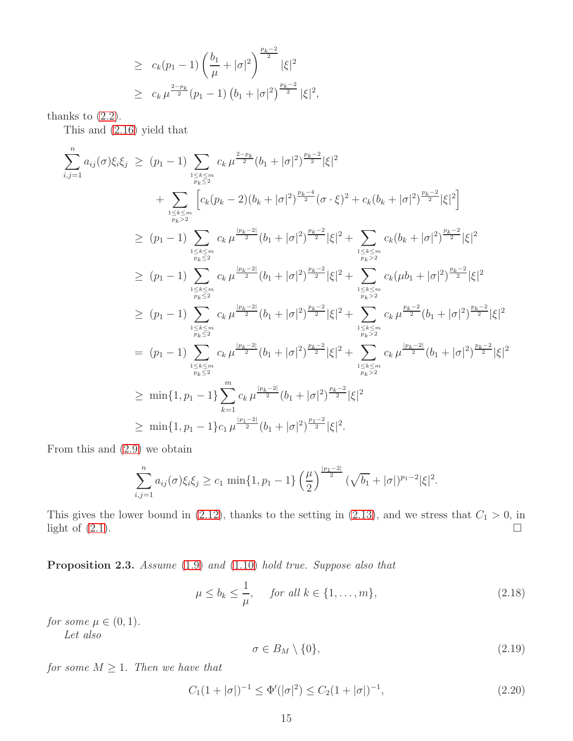$$
\begin{aligned}
&\geq\; c_k(p_1-1)\left(\frac{b_1}{\mu}+|\sigma|^2\right)^{\frac{p_k-2}{2}}|\xi|^2\\
&\geq\; c_k\,\mu^{\frac{2-p_k}{2}}(p_1-1)\left(b_1+|\sigma|^2\right)^{\frac{p_k-2}{2}}|\xi|^2,
\end{aligned}
$$

thanks to (2.2).

This and (2.16) yield that

$$
\begin{aligned}
\sum_{i,j=1}^{n} a_{ij}(\sigma)\xi_i\xi_j \;&\geq\; (p_1-1)\sum_{\substack{1\le k\le m\\ p_k\le 2}} c_k\,\mu^{\frac{2-p_k}{2}}(b_1+|\sigma|^2)^{\frac{p_k-2}{2}}|\xi|^2\\
&\qquad+\sum_{\substack{1\le k\le m\\ p_k> 2}}\Big[c_k(p_k-2)(b_k+|\sigma|^2)^{\frac{p_k-4}{2}}(\sigma\cdot\xi)^2+c_k(b_k+|\sigma|^2)^{\frac{p_k-2}{2}}|\xi|^2\Big]\\
&\geq\; (p_1-1)\sum_{\substack{1\le k\le m\\ p_k\le 2}} c_k\,\mu^{\frac{|p_k-2|}{2}}(b_1+|\sigma|^2)^{\frac{p_k-2}{2}}|\xi|^2+\sum_{\substack{1\le k\le m\\ p_k> 2}} c_k(b_k+|\sigma|^2)^{\frac{p_k-2}{2}}|\xi|^2\\
&\geq\; (p_1-1)\sum_{\substack{1\le k\le m\\ p_k\le 2}} c_k\,\mu^{\frac{|p_k-2|}{2}}(b_1+|\sigma|^2)^{\frac{p_k-2}{2}}|\xi|^2+\sum_{\substack{1\le k\le m\\ p_k> 2}} c_k(\mu b_1+|\sigma|^2)^{\frac{p_k-2}{2}}|\xi|^2\\
&\geq\; (p_1-1)\sum_{\substack{1\le k\le m\\ p_k\le 2}} c_k\,\mu^{\frac{|p_k-2|}{2}}(b_1+|\sigma|^2)^{\frac{p_k-2}{2}}|\xi|^2+\sum_{\substack{1\le k\le m\\ p_k> 2}} c_k\,\mu^{\frac{p_k-2}{2}}(b_1+|\sigma|^2)^{\frac{p_k-2}{2}}|\xi|^2\\
&=\; (p_1-1)\sum_{\substack{1\le k\le m\\ p_k\le 2}} c_k\,\mu^{\frac{|p_k-2|}{2}}(b_1+|\sigma|^2)^{\frac{p_k-2}{2}}|\xi|^2+\sum_{\substack{1\le k\le m\\ p_k> 2}} c_k\,\mu^{\frac{|p_k-2|}{2}}(b_1+|\sigma|^2)^{\frac{p_k-2}{2}}|\xi|^2\\
&\geq\; \min\{1,p_1-1\}\sum_{k=1}^{m} c_k\,\mu^{\frac{|p_k-2|}{2}}(b_1+|\sigma|^2)^{\frac{p_k-2}{2}}|\xi|^2\\
&\geq\; \min\{1,p_1-1\}c_1\,\mu^{\frac{|p_1-2|}{2}}(b_1+|\sigma|^2)^{\frac{p_1-2}{2}}|\xi|^2.
\end{aligned}
$$

From this and (2.9) we obtain

$$
\sum_{i,j=1}^{n} a_{ij}(\sigma)\xi_i\xi_j \geq c_1\,\min\{1,p_1-1\}\left(\frac{\mu}{2}\right)^{\frac{|p_1-2|}{2}}(\sqrt{b_1}+|\sigma|)^{p_1-2}|\xi|^2.
$$

This gives the lower bound in (2.12), thanks to the setting in (2.13), and we stress that $C_1>0$, in light of (2.1). □

**Proposition 2.3.** *Assume (1.9) and (1.10) hold true. Suppose also that*

$$
\mu\le b_k\le\frac{1}{\mu},\qquad \textit{for all } k\in\{1,\dots,m\}, \tag{2.18}
$$

*for some $\mu\in(0,1)$.*

*Let also*

$$
\sigma\in B_M\setminus\{0\}, \tag{2.19}
$$

*for some $M\ge 1$. Then we have that*

$$
C_1(1+|\sigma|)^{-1}\le \Phi'(|\sigma|^2)\le C_2(1+|\sigma|)^{-1}, \tag{2.20}
$$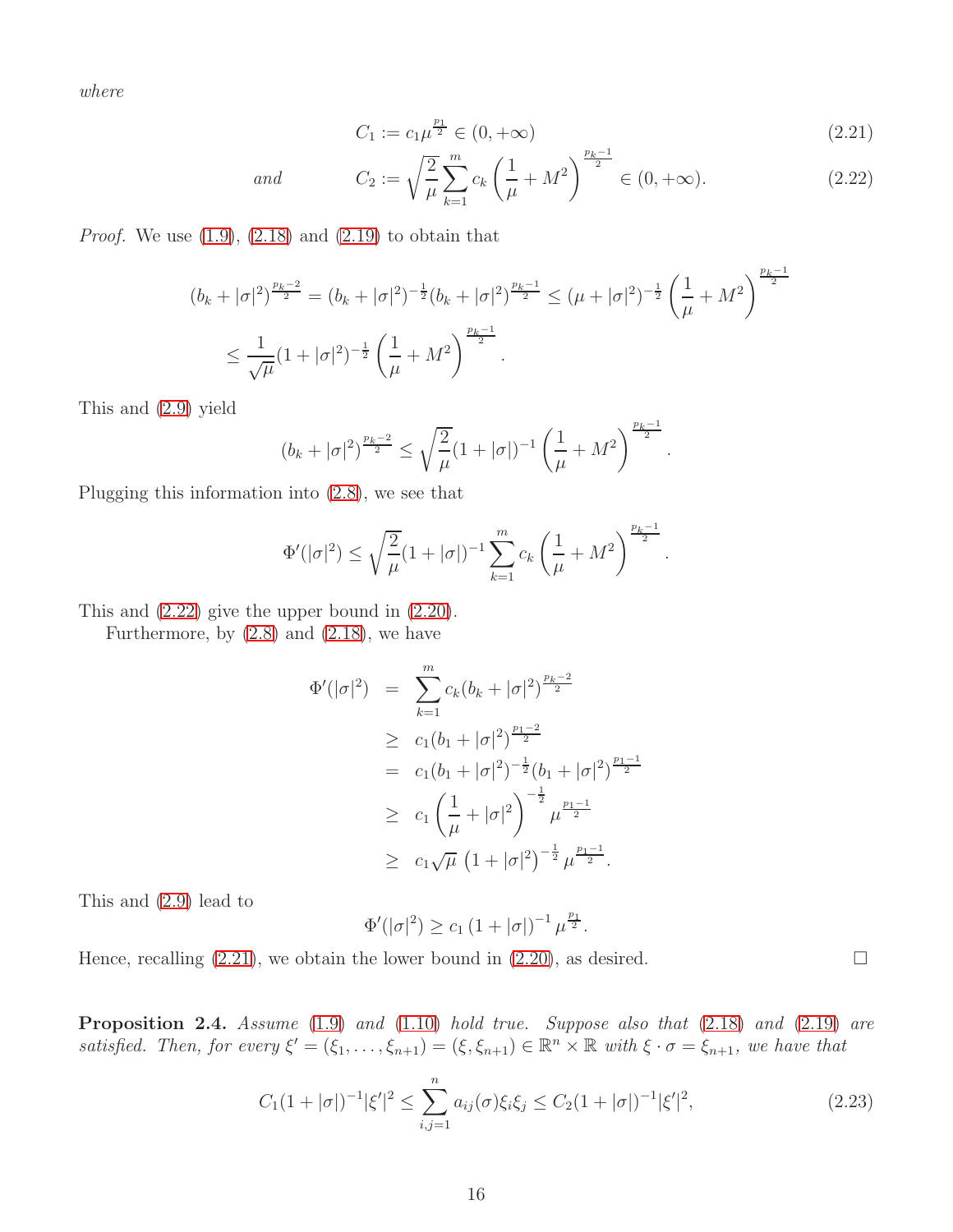*where*

$$C_1 := c_1 \mu^{\frac{p_1}{2}} \in (0, +\infty) \tag{2.21}$$

*and*

$$C_2 := \sqrt{\frac{2}{\mu}} \sum_{k=1}^{m} c_k \left( \frac{1}{\mu} + M^2 \right)^{\frac{p_k - 1}{2}} \in (0, +\infty). \tag{2.22}$$

*Proof.* We use (1.9), (2.18) and (2.19) to obtain that

$$\begin{aligned}
(b_k + |\sigma|^2)^{\frac{p_k-2}{2}} &= (b_k + |\sigma|^2)^{-\frac{1}{2}} (b_k + |\sigma|^2)^{\frac{p_k-1}{2}} \le (\mu + |\sigma|^2)^{-\frac{1}{2}} \left( \frac{1}{\mu} + M^2 \right)^{\frac{p_k-1}{2}} \\
&\le \frac{1}{\sqrt{\mu}} (1 + |\sigma|^2)^{-\frac{1}{2}} \left( \frac{1}{\mu} + M^2 \right)^{\frac{p_k-1}{2}}.
\end{aligned}$$

This and (2.9) yield

$$(b_k + |\sigma|^2)^{\frac{p_k-2}{2}} \le \sqrt{\frac{2}{\mu}} (1 + |\sigma|)^{-1} \left( \frac{1}{\mu} + M^2 \right)^{\frac{p_k-1}{2}}.$$

Plugging this information into (2.8), we see that

$$\Phi'(|\sigma|^2) \le \sqrt{\frac{2}{\mu}} (1 + |\sigma|)^{-1} \sum_{k=1}^{m} c_k \left( \frac{1}{\mu} + M^2 \right)^{\frac{p_k-1}{2}}.$$

This and (2.22) give the upper bound in (2.20).

Furthermore, by (2.8) and (2.18), we have

$$\begin{aligned}
\Phi'(|\sigma|^2) &= \sum_{k=1}^{m} c_k (b_k + |\sigma|^2)^{\frac{p_k-2}{2}} \\
&\ge c_1 (b_1 + |\sigma|^2)^{\frac{p_1-2}{2}} \\
&= c_1 (b_1 + |\sigma|^2)^{-\frac{1}{2}} (b_1 + |\sigma|^2)^{\frac{p_1-1}{2}} \\
&\ge c_1 \left( \frac{1}{\mu} + |\sigma|^2 \right)^{-\frac{1}{2}} \mu^{\frac{p_1-1}{2}} \\
&\ge c_1 \sqrt{\mu} \left( 1 + |\sigma|^2 \right)^{-\frac{1}{2}} \mu^{\frac{p_1-1}{2}}.
\end{aligned}$$

This and (2.9) lead to

$$\Phi'(|\sigma|^2) \ge c_1 \left( 1 + |\sigma| \right)^{-1} \mu^{\frac{p_1}{2}}.$$

Hence, recalling (2.21), we obtain the lower bound in (2.20), as desired. $\square$

**Proposition 2.4.** *Assume (1.9) and (1.10) hold true. Suppose also that (2.18) and (2.19) are satisfied. Then, for every $\xi' = (\xi_1, \ldots, \xi_{n+1}) = (\xi, \xi_{n+1}) \in \mathbb{R}^n \times \mathbb{R}$ with $\xi \cdot \sigma = \xi_{n+1}$, we have that*

$$C_1 (1 + |\sigma|)^{-1} |\xi'|^2 \le \sum_{i,j=1}^{n} a_{ij}(\sigma) \xi_i \xi_j \le C_2 (1 + |\sigma|)^{-1} |\xi'|^2, \tag{2.23}$$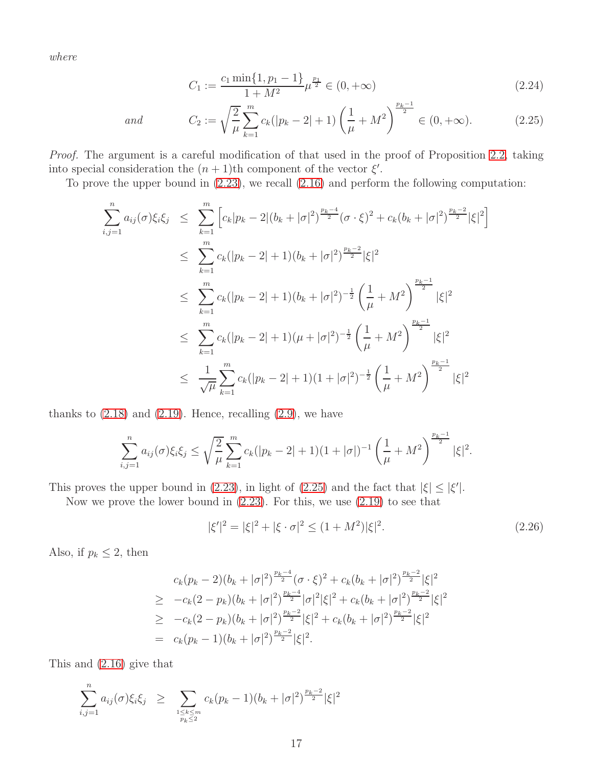*where*

$$C_1 := \frac{c_1 \min\{1, p_1 - 1\}}{1 + M^2} \mu^{\frac{p_1}{2}} \in (0, +\infty) \tag{2.24}$$

*and*

$$C_2 := \sqrt{\frac{2}{\mu}} \sum_{k=1}^{m} c_k (|p_k - 2| + 1) \left( \frac{1}{\mu} + M^2 \right)^{\frac{p_k - 1}{2}} \in (0, +\infty). \tag{2.25}$$

*Proof.* The argument is a careful modification of that used in the proof of Proposition 2.2, taking into special consideration the $(n+1)$th component of the vector $\xi'$.

To prove the upper bound in (2.23), we recall (2.16) and perform the following computation:

$$\begin{aligned}
\sum_{i,j=1}^{n} a_{ij}(\sigma)\xi_i\xi_j &\leq \sum_{k=1}^{m} \left[ c_k |p_k - 2| (b_k + |\sigma|^2)^{\frac{p_k - 4}{2}} (\sigma \cdot \xi)^2 + c_k (b_k + |\sigma|^2)^{\frac{p_k - 2}{2}} |\xi|^2 \right] \\
&\leq \sum_{k=1}^{m} c_k (|p_k - 2| + 1)(b_k + |\sigma|^2)^{\frac{p_k - 2}{2}} |\xi|^2 \\
&\leq \sum_{k=1}^{m} c_k (|p_k - 2| + 1)(b_k + |\sigma|^2)^{-\frac{1}{2}} \left( \frac{1}{\mu} + M^2 \right)^{\frac{p_k - 1}{2}} |\xi|^2 \\
&\leq \sum_{k=1}^{m} c_k (|p_k - 2| + 1)(\mu + |\sigma|^2)^{-\frac{1}{2}} \left( \frac{1}{\mu} + M^2 \right)^{\frac{p_k - 1}{2}} |\xi|^2 \\
&\leq \frac{1}{\sqrt{\mu}} \sum_{k=1}^{m} c_k (|p_k - 2| + 1)(1 + |\sigma|^2)^{-\frac{1}{2}} \left( \frac{1}{\mu} + M^2 \right)^{\frac{p_k - 1}{2}} |\xi|^2
\end{aligned}$$

thanks to (2.18) and (2.19). Hence, recalling (2.9), we have

$$\sum_{i,j=1}^{n} a_{ij}(\sigma)\xi_i\xi_j \leq \sqrt{\frac{2}{\mu}} \sum_{k=1}^{m} c_k (|p_k - 2| + 1)(1 + |\sigma|)^{-1} \left( \frac{1}{\mu} + M^2 \right)^{\frac{p_k - 1}{2}} |\xi|^2.$$

This proves the upper bound in (2.23), in light of (2.25) and the fact that $|\xi| \leq |\xi'|$.

Now we prove the lower bound in (2.23). For this, we use (2.19) to see that

$$|\xi'|^2 = |\xi|^2 + |\xi \cdot \sigma|^2 \leq (1 + M^2)|\xi|^2. \tag{2.26}$$

Also, if $p_k \leq 2$, then

$$\begin{aligned}
& c_k (p_k - 2)(b_k + |\sigma|^2)^{\frac{p_k - 4}{2}} (\sigma \cdot \xi)^2 + c_k (b_k + |\sigma|^2)^{\frac{p_k - 2}{2}} |\xi|^2 \\
\geq\ & -c_k (2 - p_k)(b_k + |\sigma|^2)^{\frac{p_k - 4}{2}} |\sigma|^2 |\xi|^2 + c_k (b_k + |\sigma|^2)^{\frac{p_k - 2}{2}} |\xi|^2 \\
\geq\ & -c_k (2 - p_k)(b_k + |\sigma|^2)^{\frac{p_k - 2}{2}} |\xi|^2 + c_k (b_k + |\sigma|^2)^{\frac{p_k - 2}{2}} |\xi|^2 \\
=\ & c_k (p_k - 1)(b_k + |\sigma|^2)^{\frac{p_k - 2}{2}} |\xi|^2.
\end{aligned}$$

This and (2.16) give that

$$\sum_{i,j=1}^{n} a_{ij}(\sigma)\xi_i\xi_j \geq \sum_{\substack{1 \leq k \leq m \\ p_k \leq 2}} c_k (p_k - 1)(b_k + |\sigma|^2)^{\frac{p_k - 2}{2}} |\xi|^2$$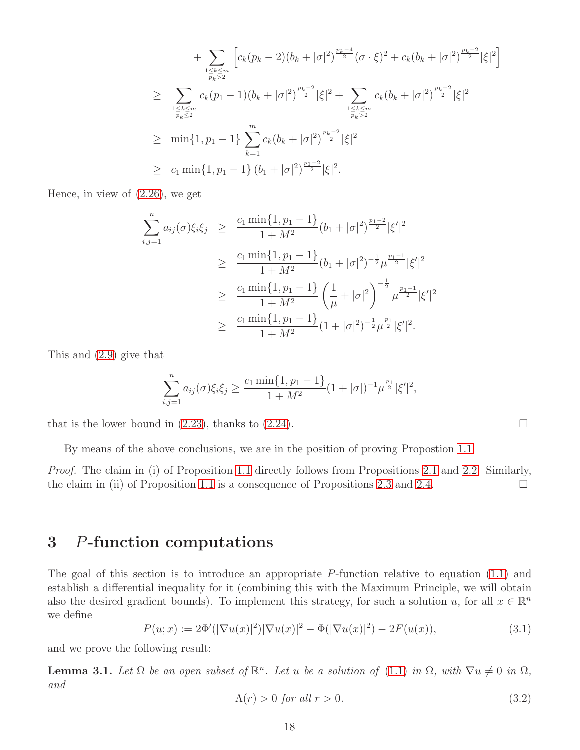$$
\begin{aligned}
&+ \sum_{\substack{1\le k\le m\\ p_k>2}} \left[c_k(p_k-2)(b_k+|\sigma|^2)^{\frac{p_k-4}{2}}(\sigma\cdot\xi)^2 + c_k(b_k+|\sigma|^2)^{\frac{p_k-2}{2}}|\xi|^2\right] \\
\ge\ & \sum_{\substack{1\le k\le m\\ p_k\le 2}} c_k(p_1-1)(b_k+|\sigma|^2)^{\frac{p_k-2}{2}}|\xi|^2 + \sum_{\substack{1\le k\le m\\ p_k>2}} c_k(b_k+|\sigma|^2)^{\frac{p_k-2}{2}}|\xi|^2 \\
\ge\ & \min\{1,p_1-1\}\sum_{k=1}^m c_k(b_k+|\sigma|^2)^{\frac{p_k-2}{2}}|\xi|^2 \\
\ge\ & c_1\min\{1,p_1-1\}\,(b_1+|\sigma|^2)^{\frac{p_1-2}{2}}|\xi|^2.
\end{aligned}
$$

Hence, in view of (2.26), we get

$$
\begin{aligned}
\sum_{i,j=1}^n a_{ij}(\sigma)\xi_i\xi_j \ &\ge\ \frac{c_1\min\{1,p_1-1\}}{1+M^2}(b_1+|\sigma|^2)^{\frac{p_1-2}{2}}|\xi'|^2 \\
&\ge\ \frac{c_1\min\{1,p_1-1\}}{1+M^2}(b_1+|\sigma|^2)^{-\frac{1}{2}}\mu^{\frac{p_1-1}{2}}|\xi'|^2 \\
&\ge\ \frac{c_1\min\{1,p_1-1\}}{1+M^2}\left(\frac{1}{\mu}+|\sigma|^2\right)^{-\frac{1}{2}}\mu^{\frac{p_1-1}{2}}|\xi'|^2 \\
&\ge\ \frac{c_1\min\{1,p_1-1\}}{1+M^2}(1+|\sigma|^2)^{-\frac{1}{2}}\mu^{\frac{p_1}{2}}|\xi'|^2.
\end{aligned}
$$

This and (2.9) give that

$$
\sum_{i,j=1}^n a_{ij}(\sigma)\xi_i\xi_j \ge \frac{c_1\min\{1,p_1-1\}}{1+M^2}(1+|\sigma|)^{-1}\mu^{\frac{p_1}{2}}|\xi'|^2,
$$

that is the lower bound in (2.23), thanks to (2.24). □

By means of the above conclusions, we are in the position of proving Propostion 1.1.

*Proof.* The claim in (i) of Proposition 1.1 directly follows from Propositions 2.1 and 2.2. Similarly, the claim in (ii) of Proposition 1.1 is a consequence of Propositions 2.3 and 2.4. □

## 3 $P$-function computations

The goal of this section is to introduce an appropriate $P$-function relative to equation (1.1) and establish a differential inequality for it (combining this with the Maximum Principle, we will obtain also the desired gradient bounds). To implement this strategy, for such a solution $u$, for all $x\in\mathbb{R}^n$ we define

$$
P(u;x) := 2\Phi'(|\nabla u(x)|^2)|\nabla u(x)|^2 - \Phi(|\nabla u(x)|^2) - 2F(u(x)), \tag{3.1}
$$

and we prove the following result:

**Lemma 3.1.** *Let $\Omega$ be an open subset of $\mathbb{R}^n$. Let $u$ be a solution of (1.1) in $\Omega$, with $\nabla u\neq 0$ in $\Omega$, and*

$$
\Lambda(r) > 0 \textit{ for all } r>0. \tag{3.2}
$$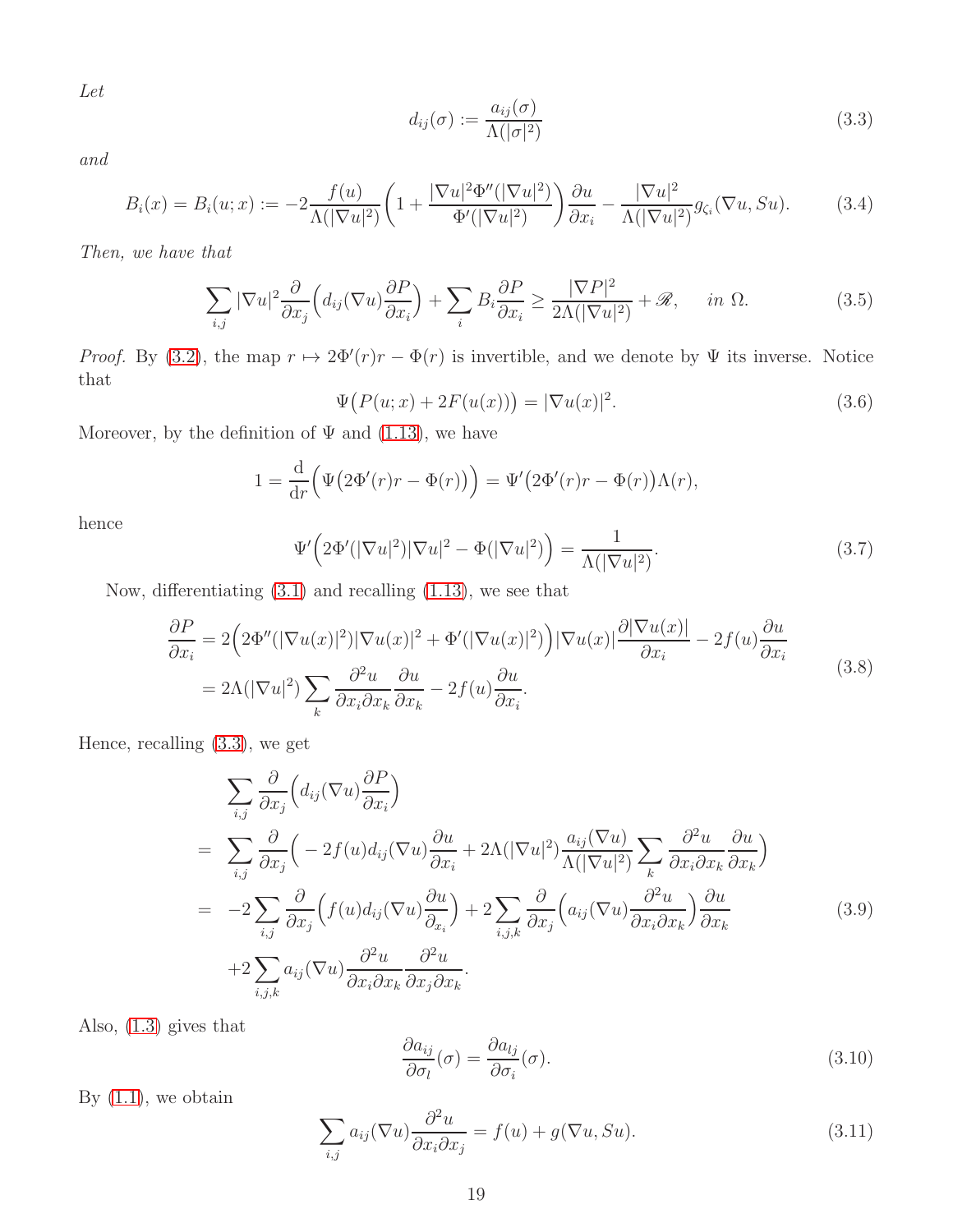*Let*

$$d_{ij}(\sigma) := \frac{a_{ij}(\sigma)}{\Lambda(|\sigma|^2)} \tag{3.3}$$

*and*

$$B_i(x) = B_i(u;x) := -2\frac{f(u)}{\Lambda(|\nabla u|^2)}\left(1 + \frac{|\nabla u|^2\Phi''(|\nabla u|^2)}{\Phi'(|\nabla u|^2)}\right)\frac{\partial u}{\partial x_i} - \frac{|\nabla u|^2}{\Lambda(|\nabla u|^2)} g_{\zeta_i}(\nabla u, Su). \tag{3.4}$$

*Then, we have that*

$$\sum_{i,j} |\nabla u|^2 \frac{\partial}{\partial x_j}\Big(d_{ij}(\nabla u)\frac{\partial P}{\partial x_i}\Big) + \sum_i B_i \frac{\partial P}{\partial x_i} \geq \frac{|\nabla P|^2}{2\Lambda(|\nabla u|^2)} + \mathscr{R}, \quad \text{ in } \Omega. \tag{3.5}$$

*Proof.* By (3.2), the map $r \mapsto 2\Phi'(r)r - \Phi(r)$ is invertible, and we denote by $\Psi$ its inverse. Notice that

$$\Psi\big(P(u;x) + 2F(u(x))\big) = |\nabla u(x)|^2. \tag{3.6}$$

Moreover, by the definition of $\Psi$ and (1.13), we have

$$1 = \frac{\mathrm{d}}{\mathrm{d}r}\Big(\Psi\big(2\Phi'(r)r - \Phi(r)\big)\Big) = \Psi'\big(2\Phi'(r)r - \Phi(r)\big)\Lambda(r),$$

hence

$$\Psi'\Big(2\Phi'(|\nabla u|^2)|\nabla u|^2 - \Phi(|\nabla u|^2)\Big) = \frac{1}{\Lambda(|\nabla u|^2)}. \tag{3.7}$$

Now, differentiating (3.1) and recalling (1.13), we see that

$$\begin{aligned}
\frac{\partial P}{\partial x_i} &= 2\Big(2\Phi''(|\nabla u(x)|^2)|\nabla u(x)|^2 + \Phi'(|\nabla u(x)|^2)\Big)|\nabla u(x)|\frac{\partial |\nabla u(x)|}{\partial x_i} - 2f(u)\frac{\partial u}{\partial x_i} \\
&= 2\Lambda(|\nabla u|^2)\sum_k \frac{\partial^2 u}{\partial x_i \partial x_k}\frac{\partial u}{\partial x_k} - 2f(u)\frac{\partial u}{\partial x_i}.
\end{aligned} \tag{3.8}$$

Hence, recalling (3.3), we get

$$\begin{aligned}
&\sum_{i,j}\frac{\partial}{\partial x_j}\Big(d_{ij}(\nabla u)\frac{\partial P}{\partial x_i}\Big) \\
=\ &\sum_{i,j}\frac{\partial}{\partial x_j}\Big(-2f(u)d_{ij}(\nabla u)\frac{\partial u}{\partial x_i} + 2\Lambda(|\nabla u|^2)\frac{a_{ij}(\nabla u)}{\Lambda(|\nabla u|^2)}\sum_k \frac{\partial^2 u}{\partial x_i \partial x_k}\frac{\partial u}{\partial x_k}\Big) \\
=\ &-2\sum_{i,j}\frac{\partial}{\partial x_j}\Big(f(u)d_{ij}(\nabla u)\frac{\partial u}{\partial_{x_i}}\Big) + 2\sum_{i,j,k}\frac{\partial}{\partial x_j}\Big(a_{ij}(\nabla u)\frac{\partial^2 u}{\partial x_i \partial x_k}\Big)\frac{\partial u}{\partial x_k} \\
&+2\sum_{i,j,k} a_{ij}(\nabla u)\frac{\partial^2 u}{\partial x_i \partial x_k}\frac{\partial^2 u}{\partial x_j \partial x_k}.
\end{aligned} \tag{3.9}$$

Also, (1.3) gives that

$$\frac{\partial a_{ij}}{\partial \sigma_l}(\sigma) = \frac{\partial a_{lj}}{\partial \sigma_i}(\sigma). \tag{3.10}$$

By (1.1), we obtain

$$\sum_{i,j} a_{ij}(\nabla u)\frac{\partial^2 u}{\partial x_i \partial x_j} = f(u) + g(\nabla u, Su). \tag{3.11}$$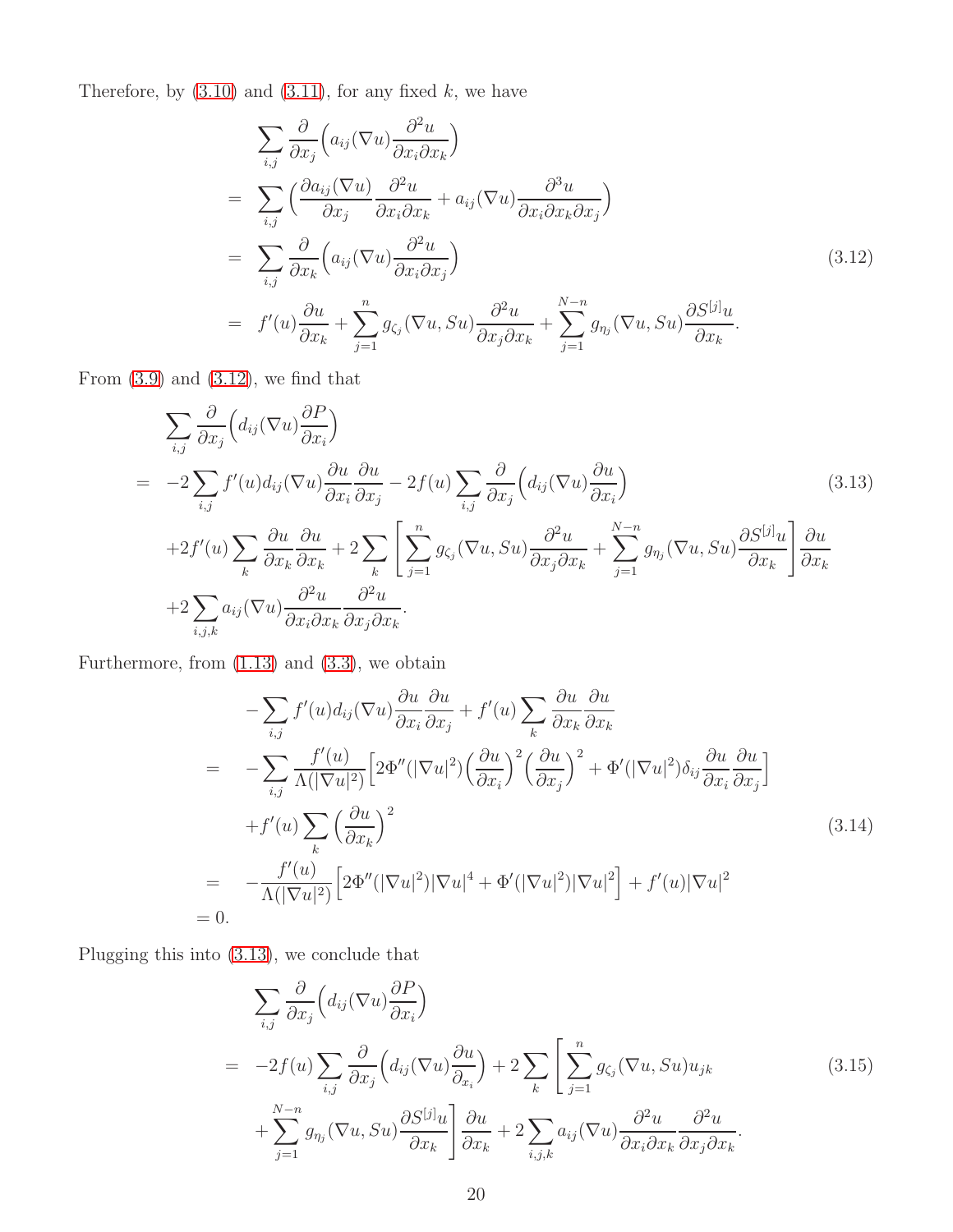Therefore, by (3.10) and (3.11), for any fixed $k$, we have

$$
\begin{aligned}
&\sum_{i,j} \frac{\partial}{\partial x_j}\Big(a_{ij}(\nabla u)\frac{\partial^2 u}{\partial x_i \partial x_k}\Big) \\
=\;& \sum_{i,j} \Big(\frac{\partial a_{ij}(\nabla u)}{\partial x_j}\frac{\partial^2 u}{\partial x_i \partial x_k} + a_{ij}(\nabla u)\frac{\partial^3 u}{\partial x_i \partial x_k \partial x_j}\Big) \\
=\;& \sum_{i,j} \frac{\partial}{\partial x_k}\Big(a_{ij}(\nabla u)\frac{\partial^2 u}{\partial x_i \partial x_j}\Big) \\
=\;& f'(u)\frac{\partial u}{\partial x_k} + \sum_{j=1}^{n} g_{\zeta_j}(\nabla u, Su)\frac{\partial^2 u}{\partial x_j \partial x_k} + \sum_{j=1}^{N-n} g_{\eta_j}(\nabla u, Su)\frac{\partial S^{[j]}u}{\partial x_k}.
\end{aligned}
\tag{3.12}
$$

From (3.9) and (3.12), we find that

$$
\begin{aligned}
&\sum_{i,j} \frac{\partial}{\partial x_j}\Big(d_{ij}(\nabla u)\frac{\partial P}{\partial x_i}\Big) \\
=\;& -2\sum_{i,j} f'(u) d_{ij}(\nabla u)\frac{\partial u}{\partial x_i}\frac{\partial u}{\partial x_j} - 2f(u)\sum_{i,j}\frac{\partial}{\partial x_j}\Big(d_{ij}(\nabla u)\frac{\partial u}{\partial x_i}\Big) \\
&+2f'(u)\sum_k \frac{\partial u}{\partial x_k}\frac{\partial u}{\partial x_k} + 2\sum_k \left[\sum_{j=1}^{n} g_{\zeta_j}(\nabla u, Su)\frac{\partial^2 u}{\partial x_j \partial x_k} + \sum_{j=1}^{N-n} g_{\eta_j}(\nabla u, Su)\frac{\partial S^{[j]}u}{\partial x_k}\right]\frac{\partial u}{\partial x_k} \\
&+2\sum_{i,j,k} a_{ij}(\nabla u)\frac{\partial^2 u}{\partial x_i \partial x_k}\frac{\partial^2 u}{\partial x_j \partial x_k}.
\end{aligned}
\tag{3.13}
$$

Furthermore, from (1.13) and (3.3), we obtain

$$
\begin{aligned}
&-\sum_{i,j} f'(u) d_{ij}(\nabla u)\frac{\partial u}{\partial x_i}\frac{\partial u}{\partial x_j} + f'(u)\sum_k \frac{\partial u}{\partial x_k}\frac{\partial u}{\partial x_k} \\
=\;& -\sum_{i,j}\frac{f'(u)}{\Lambda(|\nabla u|^2)}\Big[2\Phi''(|\nabla u|^2)\Big(\frac{\partial u}{\partial x_i}\Big)^2\Big(\frac{\partial u}{\partial x_j}\Big)^2 + \Phi'(|\nabla u|^2)\delta_{ij}\frac{\partial u}{\partial x_i}\frac{\partial u}{\partial x_j}\Big] \\
&+f'(u)\sum_k \Big(\frac{\partial u}{\partial x_k}\Big)^2 \\
=\;& -\frac{f'(u)}{\Lambda(|\nabla u|^2)}\Big[2\Phi''(|\nabla u|^2)|\nabla u|^4 + \Phi'(|\nabla u|^2)|\nabla u|^2\Big] + f'(u)|\nabla u|^2 \\
=\;& 0.
\end{aligned}
\tag{3.14}
$$

Plugging this into (3.13), we conclude that

$$
\begin{aligned}
&\sum_{i,j} \frac{\partial}{\partial x_j}\Big(d_{ij}(\nabla u)\frac{\partial P}{\partial x_i}\Big) \\
=\;& -2f(u)\sum_{i,j}\frac{\partial}{\partial x_j}\Big(d_{ij}(\nabla u)\frac{\partial u}{\partial_{x_i}}\Big) + 2\sum_k \left[\sum_{j=1}^{n} g_{\zeta_j}(\nabla u, Su)u_{jk}\right. \\
&\left.+\sum_{j=1}^{N-n} g_{\eta_j}(\nabla u, Su)\frac{\partial S^{[j]}u}{\partial x_k}\right]\frac{\partial u}{\partial x_k} + 2\sum_{i,j,k} a_{ij}(\nabla u)\frac{\partial^2 u}{\partial x_i \partial x_k}\frac{\partial^2 u}{\partial x_j \partial x_k}.
\end{aligned}
\tag{3.15}
$$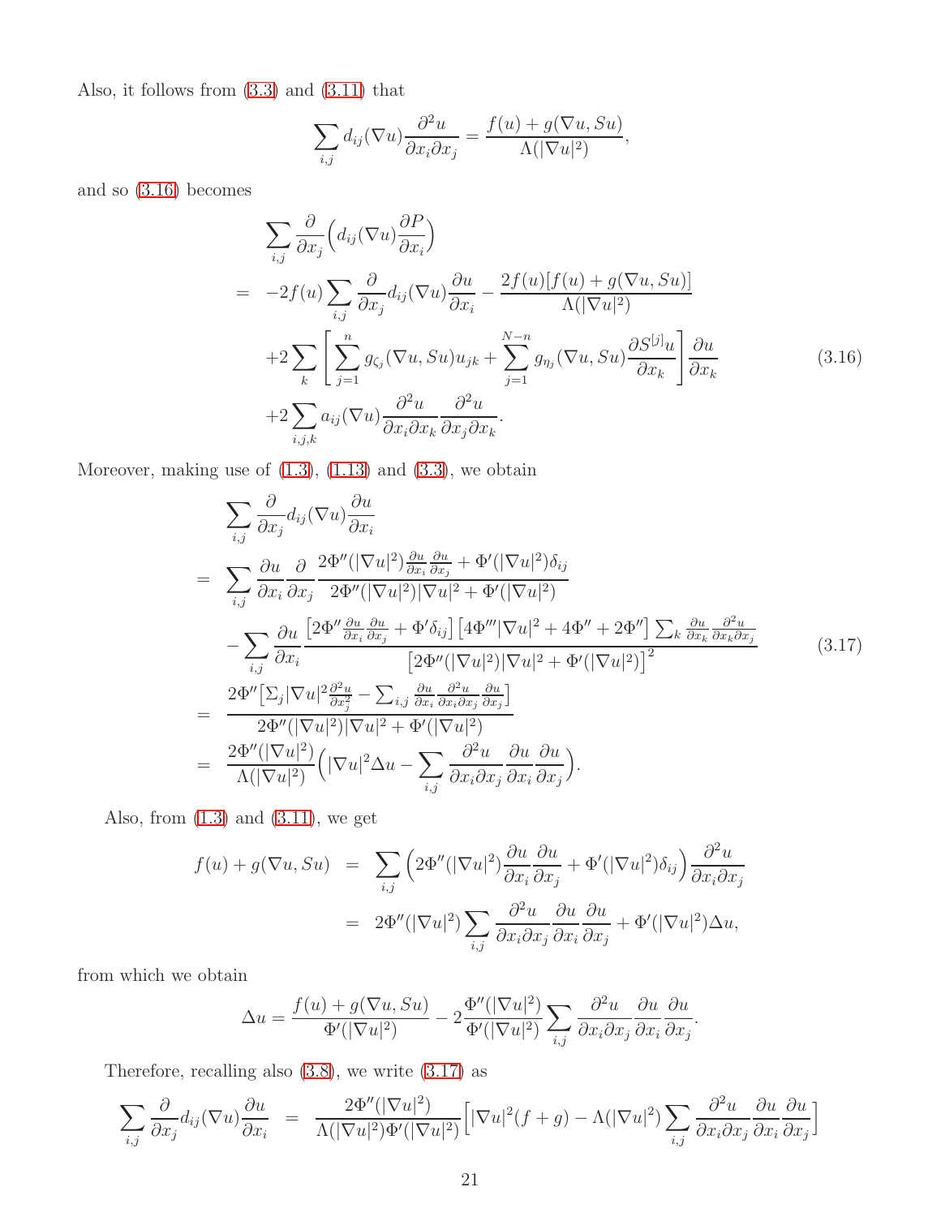Also, it follows from (3.3) and (3.11) that

$$\sum_{i,j} d_{ij}(\nabla u)\frac{\partial^2 u}{\partial x_i \partial x_j} = \frac{f(u)+g(\nabla u, Su)}{\Lambda(|\nabla u|^2)},$$

and so (3.16) becomes

$$\begin{aligned}
&\sum_{i,j}\frac{\partial}{\partial x_j}\Big(d_{ij}(\nabla u)\frac{\partial P}{\partial x_i}\Big)\\
= \;& -2f(u)\sum_{i,j}\frac{\partial}{\partial x_j}d_{ij}(\nabla u)\frac{\partial u}{\partial x_i} - \frac{2f(u)[f(u)+g(\nabla u, Su)]}{\Lambda(|\nabla u|^2)}\\
&+2\sum_k\Bigg[\sum_{j=1}^{n} g_{\zeta_j}(\nabla u, Su)u_{jk} + \sum_{j=1}^{N-n} g_{\eta_j}(\nabla u, Su)\frac{\partial S^{[j]}u}{\partial x_k}\Bigg]\frac{\partial u}{\partial x_k}\\
&+2\sum_{i,j,k} a_{ij}(\nabla u)\frac{\partial^2 u}{\partial x_i \partial x_k}\frac{\partial^2 u}{\partial x_j \partial x_k}.
\end{aligned}\tag{3.16}$$

Moreover, making use of (1.3), (1.13) and (3.3), we obtain

$$\begin{aligned}
&\sum_{i,j}\frac{\partial}{\partial x_j}d_{ij}(\nabla u)\frac{\partial u}{\partial x_i}\\
= \;& \sum_{i,j}\frac{\partial u}{\partial x_i}\frac{\partial}{\partial x_j}\frac{2\Phi''(|\nabla u|^2)\frac{\partial u}{\partial x_i}\frac{\partial u}{\partial x_j}+\Phi'(|\nabla u|^2)\delta_{ij}}{2\Phi''(|\nabla u|^2)|\nabla u|^2+\Phi'(|\nabla u|^2)}\\
&-\sum_{i,j}\frac{\partial u}{\partial x_i}\frac{\big[2\Phi''\frac{\partial u}{\partial x_i}\frac{\partial u}{\partial x_j}+\Phi'\delta_{ij}\big]\big[4\Phi'''|\nabla u|^2+4\Phi''+2\Phi''\big]\sum_k\frac{\partial u}{\partial x_k}\frac{\partial^2 u}{\partial x_k \partial x_j}}{\big[2\Phi''(|\nabla u|^2)|\nabla u|^2+\Phi'(|\nabla u|^2)\big]^2}\\
= \;& \frac{2\Phi''\big[\Sigma_j|\nabla u|^2\frac{\partial^2 u}{\partial x_j^2}-\sum_{i,j}\frac{\partial u}{\partial x_i}\frac{\partial^2 u}{\partial x_i \partial x_j}\frac{\partial u}{\partial x_j}\big]}{2\Phi''(|\nabla u|^2)|\nabla u|^2+\Phi'(|\nabla u|^2)}\\
= \;& \frac{2\Phi''(|\nabla u|^2)}{\Lambda(|\nabla u|^2)}\Big(|\nabla u|^2\Delta u-\sum_{i,j}\frac{\partial^2 u}{\partial x_i \partial x_j}\frac{\partial u}{\partial x_i}\frac{\partial u}{\partial x_j}\Big).
\end{aligned}\tag{3.17}$$

Also, from (1.3) and (3.11), we get

$$\begin{aligned}
f(u)+g(\nabla u, Su) &= \sum_{i,j}\Big(2\Phi''(|\nabla u|^2)\frac{\partial u}{\partial x_i}\frac{\partial u}{\partial x_j}+\Phi'(|\nabla u|^2)\delta_{ij}\Big)\frac{\partial^2 u}{\partial x_i \partial x_j}\\
&= 2\Phi''(|\nabla u|^2)\sum_{i,j}\frac{\partial^2 u}{\partial x_i \partial x_j}\frac{\partial u}{\partial x_i}\frac{\partial u}{\partial x_j}+\Phi'(|\nabla u|^2)\Delta u,
\end{aligned}$$

from which we obtain

$$\Delta u = \frac{f(u)+g(\nabla u, Su)}{\Phi'(|\nabla u|^2)} - 2\frac{\Phi''(|\nabla u|^2)}{\Phi'(|\nabla u|^2)}\sum_{i,j}\frac{\partial^2 u}{\partial x_i \partial x_j}\frac{\partial u}{\partial x_i}\frac{\partial u}{\partial x_j}.$$

Therefore, recalling also (3.8), we write (3.17) as

$$\sum_{i,j}\frac{\partial}{\partial x_j}d_{ij}(\nabla u)\frac{\partial u}{\partial x_i} = \frac{2\Phi''(|\nabla u|^2)}{\Lambda(|\nabla u|^2)\Phi'(|\nabla u|^2)}\Big[|\nabla u|^2(f+g)-\Lambda(|\nabla u|^2)\sum_{i,j}\frac{\partial^2 u}{\partial x_i \partial x_j}\frac{\partial u}{\partial x_i}\frac{\partial u}{\partial x_j}\Big]$$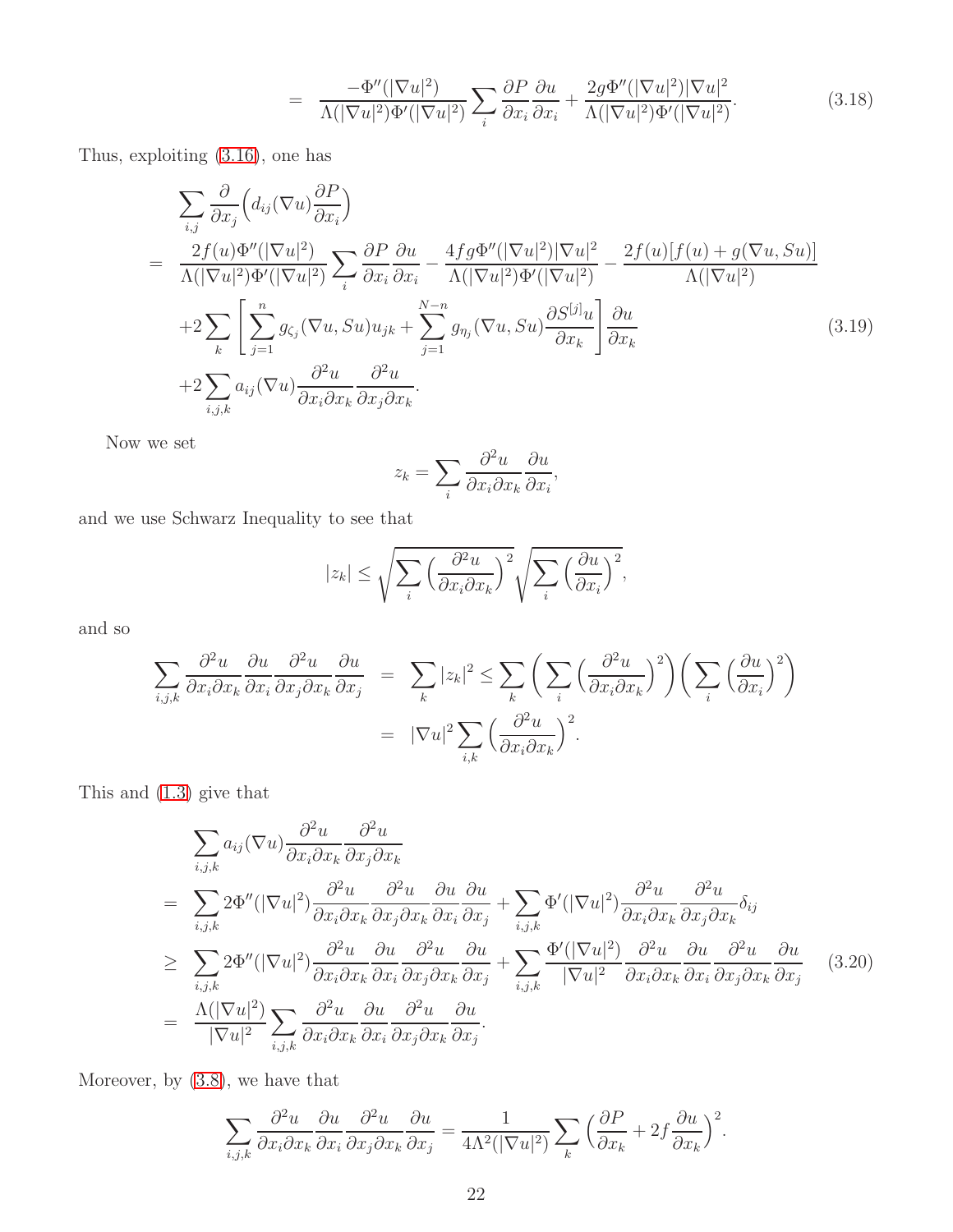$$= \frac{-\Phi''(|\nabla u|^2)}{\Lambda(|\nabla u|^2)\Phi'(|\nabla u|^2)} \sum_i \frac{\partial P}{\partial x_i}\frac{\partial u}{\partial x_i} + \frac{2g\Phi''(|\nabla u|^2)|\nabla u|^2}{\Lambda(|\nabla u|^2)\Phi'(|\nabla u|^2)}. \tag{3.18}$$

Thus, exploiting (3.16), one has

$$\begin{aligned}
&\sum_{i,j} \frac{\partial}{\partial x_j}\Big(d_{ij}(\nabla u)\frac{\partial P}{\partial x_i}\Big) \\
=\ & \frac{2f(u)\Phi''(|\nabla u|^2)}{\Lambda(|\nabla u|^2)\Phi'(|\nabla u|^2)} \sum_i \frac{\partial P}{\partial x_i}\frac{\partial u}{\partial x_i} - \frac{4fg\Phi''(|\nabla u|^2)|\nabla u|^2}{\Lambda(|\nabla u|^2)\Phi'(|\nabla u|^2)} - \frac{2f(u)[f(u)+g(\nabla u, Su)]}{\Lambda(|\nabla u|^2)} \\
&+2\sum_k \left[\sum_{j=1}^{n} g_{\zeta_j}(\nabla u, Su)u_{jk} + \sum_{j=1}^{N-n} g_{\eta_j}(\nabla u, Su)\frac{\partial S^{[j]}u}{\partial x_k}\right]\frac{\partial u}{\partial x_k} \\
&+2\sum_{i,j,k} a_{ij}(\nabla u)\frac{\partial^2 u}{\partial x_i \partial x_k}\frac{\partial^2 u}{\partial x_j \partial x_k}.
\end{aligned} \tag{3.19}$$

Now we set

$$z_k = \sum_i \frac{\partial^2 u}{\partial x_i \partial x_k}\frac{\partial u}{\partial x_i},$$

and we use Schwarz Inequality to see that

$$|z_k| \le \sqrt{\sum_i \Big(\frac{\partial^2 u}{\partial x_i \partial x_k}\Big)^2}\sqrt{\sum_i \Big(\frac{\partial u}{\partial x_i}\Big)^2},$$

and so

$$\begin{aligned}
\sum_{i,j,k} \frac{\partial^2 u}{\partial x_i \partial x_k}\frac{\partial u}{\partial x_i}\frac{\partial^2 u}{\partial x_j \partial x_k}\frac{\partial u}{\partial x_j} &= \sum_k |z_k|^2 \le \sum_k \left(\sum_i \Big(\frac{\partial^2 u}{\partial x_i \partial x_k}\Big)^2\right)\left(\sum_i \Big(\frac{\partial u}{\partial x_i}\Big)^2\right) \\
&= |\nabla u|^2 \sum_{i,k}\Big(\frac{\partial^2 u}{\partial x_i \partial x_k}\Big)^2.
\end{aligned}$$

This and (1.3) give that

$$\begin{aligned}
&\sum_{i,j,k} a_{ij}(\nabla u)\frac{\partial^2 u}{\partial x_i \partial x_k}\frac{\partial^2 u}{\partial x_j \partial x_k} \\
=\ & \sum_{i,j,k} 2\Phi''(|\nabla u|^2)\frac{\partial^2 u}{\partial x_i \partial x_k}\frac{\partial^2 u}{\partial x_j \partial x_k}\frac{\partial u}{\partial x_i}\frac{\partial u}{\partial x_j} + \sum_{i,j,k}\Phi'(|\nabla u|^2)\frac{\partial^2 u}{\partial x_i \partial x_k}\frac{\partial^2 u}{\partial x_j \partial x_k}\delta_{ij} \\
\ge\ & \sum_{i,j,k} 2\Phi''(|\nabla u|^2)\frac{\partial^2 u}{\partial x_i \partial x_k}\frac{\partial u}{\partial x_i}\frac{\partial^2 u}{\partial x_j \partial x_k}\frac{\partial u}{\partial x_j} + \sum_{i,j,k}\frac{\Phi'(|\nabla u|^2)}{|\nabla u|^2}\frac{\partial^2 u}{\partial x_i \partial x_k}\frac{\partial u}{\partial x_i}\frac{\partial^2 u}{\partial x_j \partial x_k}\frac{\partial u}{\partial x_j} \\
=\ & \frac{\Lambda(|\nabla u|^2)}{|\nabla u|^2}\sum_{i,j,k}\frac{\partial^2 u}{\partial x_i \partial x_k}\frac{\partial u}{\partial x_i}\frac{\partial^2 u}{\partial x_j \partial x_k}\frac{\partial u}{\partial x_j}.
\end{aligned} \tag{3.20}$$

Moreover, by (3.8), we have that

$$\sum_{i,j,k}\frac{\partial^2 u}{\partial x_i \partial x_k}\frac{\partial u}{\partial x_i}\frac{\partial^2 u}{\partial x_j \partial x_k}\frac{\partial u}{\partial x_j} = \frac{1}{4\Lambda^2(|\nabla u|^2)}\sum_k \Big(\frac{\partial P}{\partial x_k} + 2f\frac{\partial u}{\partial x_k}\Big)^2.$$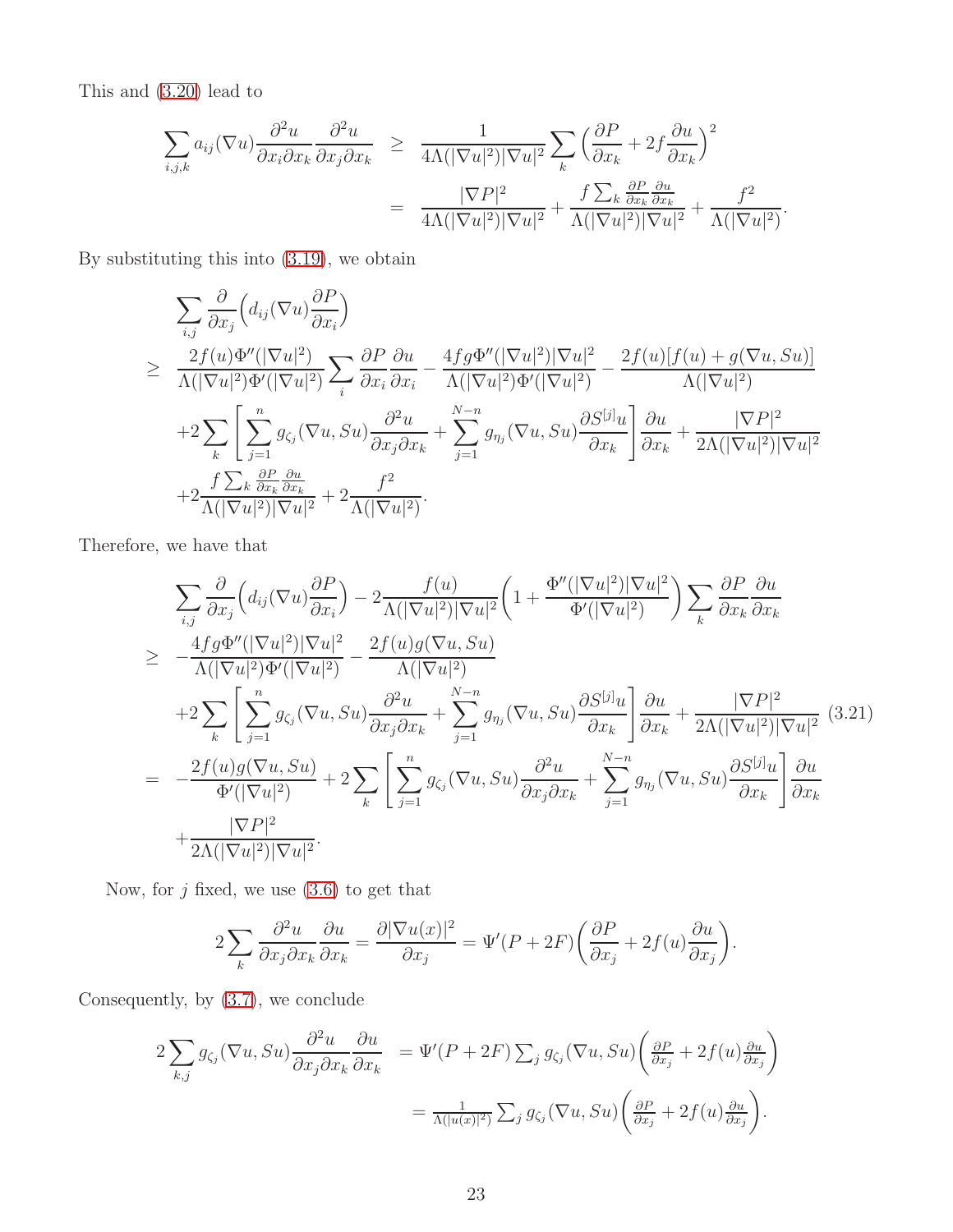This and (3.20) lead to

$$
\begin{aligned}
\sum_{i,j,k} a_{ij}(\nabla u)\frac{\partial^2 u}{\partial x_i \partial x_k}\frac{\partial^2 u}{\partial x_j \partial x_k} &\geq \frac{1}{4\Lambda(|\nabla u|^2)|\nabla u|^2}\sum_k \Big(\frac{\partial P}{\partial x_k} + 2f\frac{\partial u}{\partial x_k}\Big)^2 \\
&= \frac{|\nabla P|^2}{4\Lambda(|\nabla u|^2)|\nabla u|^2} + \frac{f\sum_k \frac{\partial P}{\partial x_k}\frac{\partial u}{\partial x_k}}{\Lambda(|\nabla u|^2)|\nabla u|^2} + \frac{f^2}{\Lambda(|\nabla u|^2)}.
\end{aligned}
$$

By substituting this into (3.19), we obtain

$$
\begin{aligned}
&\sum_{i,j}\frac{\partial}{\partial x_j}\Big(d_{ij}(\nabla u)\frac{\partial P}{\partial x_i}\Big) \\
\geq\ & \frac{2f(u)\Phi''(|\nabla u|^2)}{\Lambda(|\nabla u|^2)\Phi'(|\nabla u|^2)}\sum_i \frac{\partial P}{\partial x_i}\frac{\partial u}{\partial x_i} - \frac{4fg\Phi''(|\nabla u|^2)|\nabla u|^2}{\Lambda(|\nabla u|^2)\Phi'(|\nabla u|^2)} - \frac{2f(u)[f(u)+g(\nabla u, Su)]}{\Lambda(|\nabla u|^2)} \\
&+2\sum_k\left[\sum_{j=1}^n g_{\zeta_j}(\nabla u, Su)\frac{\partial^2 u}{\partial x_j \partial x_k} + \sum_{j=1}^{N-n} g_{\eta_j}(\nabla u, Su)\frac{\partial S^{[j]}u}{\partial x_k}\right]\frac{\partial u}{\partial x_k} + \frac{|\nabla P|^2}{2\Lambda(|\nabla u|^2)|\nabla u|^2} \\
&+2\frac{f\sum_k \frac{\partial P}{\partial x_k}\frac{\partial u}{\partial x_k}}{\Lambda(|\nabla u|^2)|\nabla u|^2} + 2\frac{f^2}{\Lambda(|\nabla u|^2)}.
\end{aligned}
$$

Therefore, we have that

$$
\begin{aligned}
&\sum_{i,j}\frac{\partial}{\partial x_j}\Big(d_{ij}(\nabla u)\frac{\partial P}{\partial x_i}\Big) - 2\frac{f(u)}{\Lambda(|\nabla u|^2)|\nabla u|^2}\Big(1 + \frac{\Phi''(|\nabla u|^2)|\nabla u|^2}{\Phi'(|\nabla u|^2)}\Big)\sum_k \frac{\partial P}{\partial x_k}\frac{\partial u}{\partial x_k} \\
\geq\ & -\frac{4fg\Phi''(|\nabla u|^2)|\nabla u|^2}{\Lambda(|\nabla u|^2)\Phi'(|\nabla u|^2)} - \frac{2f(u)g(\nabla u, Su)}{\Lambda(|\nabla u|^2)} \\
&+2\sum_k\left[\sum_{j=1}^n g_{\zeta_j}(\nabla u, Su)\frac{\partial^2 u}{\partial x_j \partial x_k} + \sum_{j=1}^{N-n} g_{\eta_j}(\nabla u, Su)\frac{\partial S^{[j]}u}{\partial x_k}\right]\frac{\partial u}{\partial x_k} + \frac{|\nabla P|^2}{2\Lambda(|\nabla u|^2)|\nabla u|^2} \qquad (3.21) \\
=\ & -\frac{2f(u)g(\nabla u, Su)}{\Phi'(|\nabla u|^2)} + 2\sum_k\left[\sum_{j=1}^n g_{\zeta_j}(\nabla u, Su)\frac{\partial^2 u}{\partial x_j \partial x_k} + \sum_{j=1}^{N-n} g_{\eta_j}(\nabla u, Su)\frac{\partial S^{[j]}u}{\partial x_k}\right]\frac{\partial u}{\partial x_k} \\
&+\frac{|\nabla P|^2}{2\Lambda(|\nabla u|^2)|\nabla u|^2}.
\end{aligned}
$$

Now, for $j$ fixed, we use (3.6) to get that

$$
2\sum_k \frac{\partial^2 u}{\partial x_j \partial x_k}\frac{\partial u}{\partial x_k} = \frac{\partial |\nabla u(x)|^2}{\partial x_j} = \Psi'(P+2F)\Big(\frac{\partial P}{\partial x_j} + 2f(u)\frac{\partial u}{\partial x_j}\Big).
$$

Consequently, by (3.7), we conclude

$$
\begin{aligned}
2\sum_{k,j} g_{\zeta_j}(\nabla u, Su)\frac{\partial^2 u}{\partial x_j \partial x_k}\frac{\partial u}{\partial x_k} &= \Psi'(P+2F)\sum_j g_{\zeta_j}(\nabla u, Su)\Big(\tfrac{\partial P}{\partial x_j} + 2f(u)\tfrac{\partial u}{\partial x_j}\Big) \\
&= \tfrac{1}{\Lambda(|u(x)|^2)}\sum_j g_{\zeta_j}(\nabla u, Su)\Big(\tfrac{\partial P}{\partial x_j} + 2f(u)\tfrac{\partial u}{\partial x_j}\Big).
\end{aligned}
$$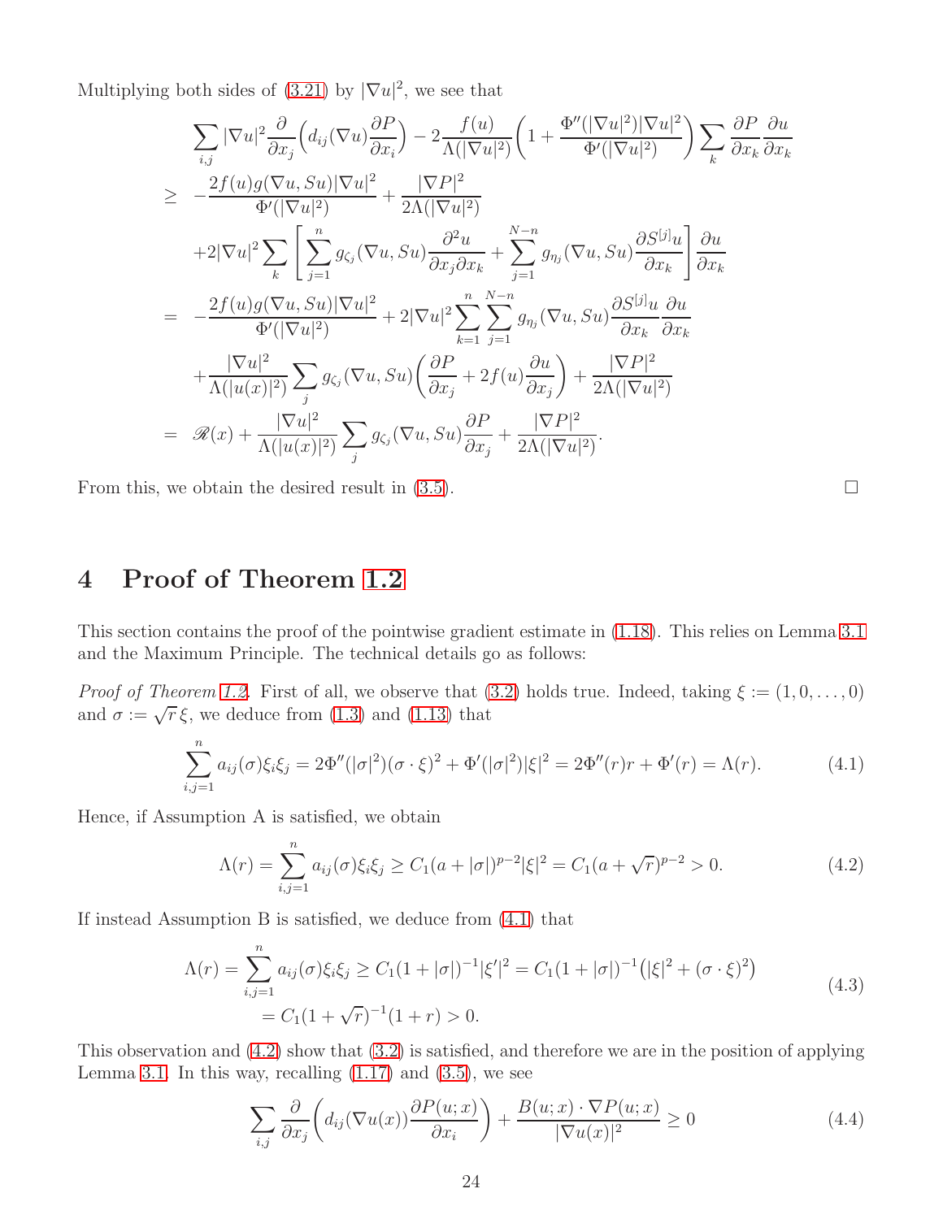Multiplying both sides of (3.21) by $|\nabla u|^2$, we see that

$$
\begin{aligned}
&\sum_{i,j} |\nabla u|^2 \frac{\partial}{\partial x_j}\Big( d_{ij}(\nabla u) \frac{\partial P}{\partial x_i}\Big) - 2\frac{f(u)}{\Lambda(|\nabla u|^2)}\Big(1 + \frac{\Phi''(|\nabla u|^2)|\nabla u|^2}{\Phi'(|\nabla u|^2)}\Big) \sum_k \frac{\partial P}{\partial x_k}\frac{\partial u}{\partial x_k} \\
\geq \; & -\frac{2f(u)g(\nabla u, Su)|\nabla u|^2}{\Phi'(|\nabla u|^2)} + \frac{|\nabla P|^2}{2\Lambda(|\nabla u|^2)} \\
&+ 2|\nabla u|^2 \sum_k \Bigg[ \sum_{j=1}^n g_{\zeta_j}(\nabla u, Su) \frac{\partial^2 u}{\partial x_j \partial x_k} + \sum_{j=1}^{N-n} g_{\eta_j}(\nabla u, Su) \frac{\partial S^{[j]} u}{\partial x_k} \Bigg] \frac{\partial u}{\partial x_k} \\
= \; & -\frac{2f(u)g(\nabla u, Su)|\nabla u|^2}{\Phi'(|\nabla u|^2)} + 2|\nabla u|^2 \sum_{k=1}^n \sum_{j=1}^{N-n} g_{\eta_j}(\nabla u, Su) \frac{\partial S^{[j]} u}{\partial x_k}\frac{\partial u}{\partial x_k} \\
&+ \frac{|\nabla u|^2}{\Lambda(|u(x)|^2)} \sum_j g_{\zeta_j}(\nabla u, Su)\Big( \frac{\partial P}{\partial x_j} + 2f(u)\frac{\partial u}{\partial x_j}\Big) + \frac{|\nabla P|^2}{2\Lambda(|\nabla u|^2)} \\
= \; & \mathscr{R}(x) + \frac{|\nabla u|^2}{\Lambda(|u(x)|^2)} \sum_j g_{\zeta_j}(\nabla u, Su)\frac{\partial P}{\partial x_j} + \frac{|\nabla P|^2}{2\Lambda(|\nabla u|^2)}.
\end{aligned}
$$

From this, we obtain the desired result in (3.5). $\square$

# 4 Proof of Theorem 1.2

This section contains the proof of the pointwise gradient estimate in (1.18). This relies on Lemma 3.1 and the Maximum Principle. The technical details go as follows:

*Proof of Theorem 1.2.* First of all, we observe that (3.2) holds true. Indeed, taking $\xi := (1, 0, \dots, 0)$ and $\sigma := \sqrt{r}\,\xi$, we deduce from (1.3) and (1.13) that

$$
\sum_{i,j=1}^n a_{ij}(\sigma)\xi_i \xi_j = 2\Phi''(|\sigma|^2)(\sigma\cdot\xi)^2 + \Phi'(|\sigma|^2)|\xi|^2 = 2\Phi''(r)r + \Phi'(r) = \Lambda(r). \tag{4.1}
$$

Hence, if Assumption A is satisfied, we obtain

$$
\Lambda(r) = \sum_{i,j=1}^n a_{ij}(\sigma)\xi_i\xi_j \geq C_1(a + |\sigma|)^{p-2}|\xi|^2 = C_1(a + \sqrt{r})^{p-2} > 0. \tag{4.2}
$$

If instead Assumption B is satisfied, we deduce from (4.1) that

$$
\begin{aligned}
\Lambda(r) = \sum_{i,j=1}^n a_{ij}(\sigma)\xi_i\xi_j &\geq C_1(1 + |\sigma|)^{-1}|\xi'|^2 = C_1(1+|\sigma|)^{-1}\big(|\xi|^2 + (\sigma\cdot\xi)^2\big) \\
&= C_1(1+\sqrt{r})^{-1}(1+r) > 0.
\end{aligned} \tag{4.3}
$$

This observation and (4.2) show that (3.2) is satisfied, and therefore we are in the position of applying Lemma 3.1. In this way, recalling (1.17) and (3.5), we see

$$
\sum_{i,j} \frac{\partial}{\partial x_j}\Big( d_{ij}(\nabla u(x)) \frac{\partial P(u;x)}{\partial x_i}\Big) + \frac{B(u;x)\cdot \nabla P(u;x)}{|\nabla u(x)|^2} \geq 0 \tag{4.4}
$$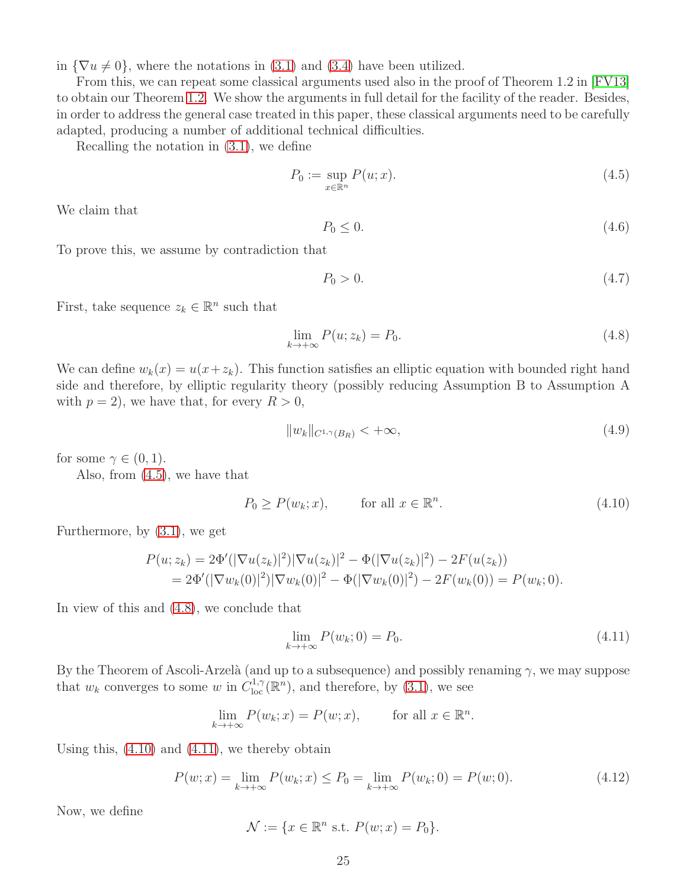in $\{\nabla u \neq 0\}$, where the notations in (3.1) and (3.4) have been utilized.

From this, we can repeat some classical arguments used also in the proof of Theorem 1.2 in [FV13] to obtain our Theorem 1.2. We show the arguments in full detail for the facility of the reader. Besides, in order to address the general case treated in this paper, these classical arguments need to be carefully adapted, producing a number of additional technical difficulties.

Recalling the notation in (3.1), we define

$$P_0 := \sup_{x \in \mathbb{R}^n} P(u; x). \tag{4.5}$$

We claim that

$$P_0 \leq 0. \tag{4.6}$$

To prove this, we assume by contradiction that

$$P_0 > 0. \tag{4.7}$$

First, take sequence $z_k \in \mathbb{R}^n$ such that

$$\lim_{k \to +\infty} P(u; z_k) = P_0. \tag{4.8}$$

We can define $w_k(x) = u(x + z_k)$. This function satisfies an elliptic equation with bounded right hand side and therefore, by elliptic regularity theory (possibly reducing Assumption B to Assumption A with $p = 2$), we have that, for every $R > 0$,

$$\|w_k\|_{C^{1,\gamma}(B_R)} < +\infty, \tag{4.9}$$

for some $\gamma \in (0, 1)$.

Also, from (4.5), we have that

$$P_0 \geq P(w_k; x), \qquad \text{for all } x \in \mathbb{R}^n. \tag{4.10}$$

Furthermore, by (3.1), we get

$$\begin{aligned}
P(u; z_k) &= 2\Phi'(|\nabla u(z_k)|^2)|\nabla u(z_k)|^2 - \Phi(|\nabla u(z_k)|^2) - 2F(u(z_k)) \\
&= 2\Phi'(|\nabla w_k(0)|^2)|\nabla w_k(0)|^2 - \Phi(|\nabla w_k(0)|^2) - 2F(w_k(0)) = P(w_k; 0).
\end{aligned}$$

In view of this and (4.8), we conclude that

$$\lim_{k \to +\infty} P(w_k; 0) = P_0. \tag{4.11}$$

By the Theorem of Ascoli-Arzelà (and up to a subsequence) and possibly renaming $\gamma$, we may suppose that $w_k$ converges to some $w$ in $C^{1,\gamma}_{\text{loc}}(\mathbb{R}^n)$, and therefore, by (3.1), we see

$$\lim_{k \to +\infty} P(w_k; x) = P(w; x), \qquad \text{for all } x \in \mathbb{R}^n.$$

Using this, (4.10) and (4.11), we thereby obtain

$$P(w; x) = \lim_{k \to +\infty} P(w_k; x) \leq P_0 = \lim_{k \to +\infty} P(w_k; 0) = P(w; 0). \tag{4.12}$$

Now, we define

$$\mathcal{N} := \{x \in \mathbb{R}^n \text{ s.t. } P(w; x) = P_0\}.$$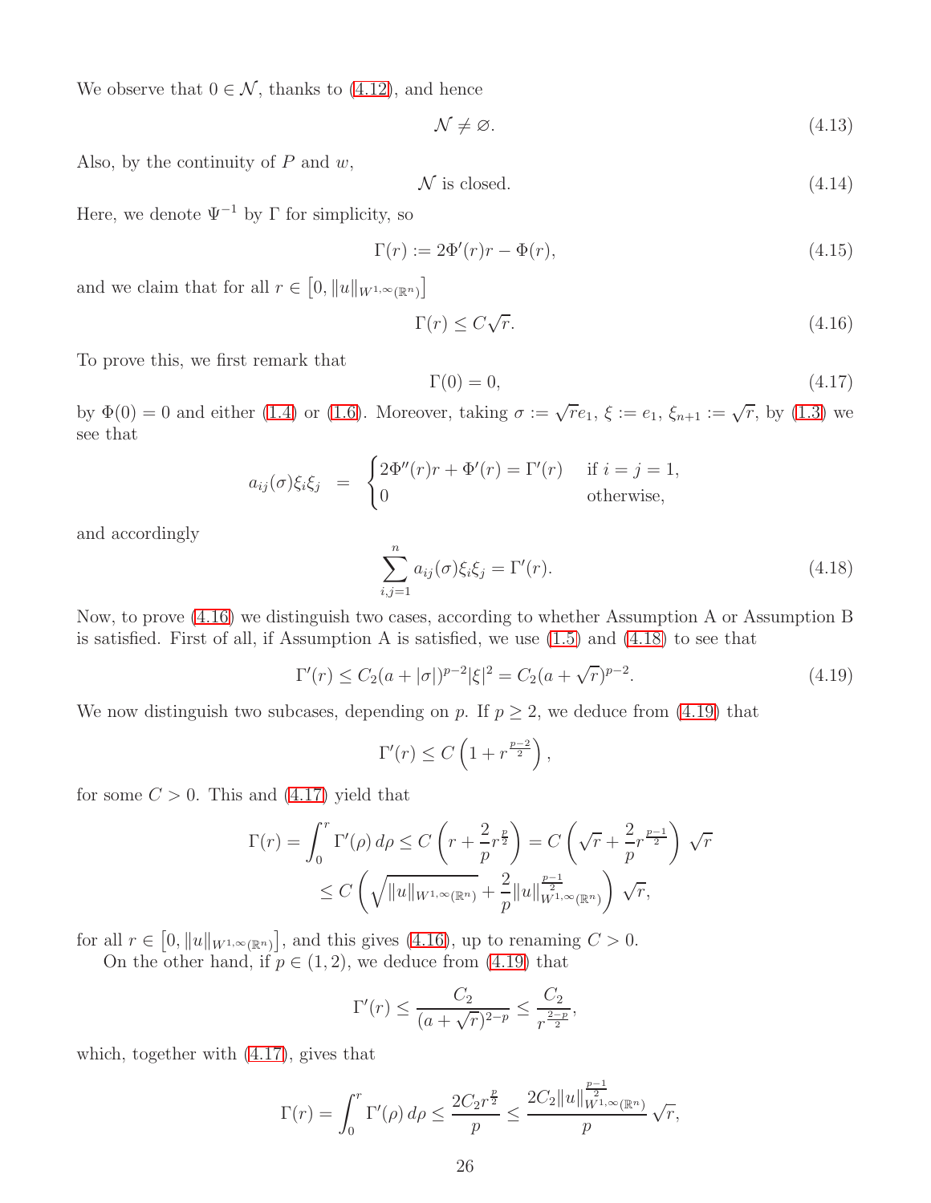We observe that $0 \in \mathcal{N}$, thanks to (4.12), and hence

$$\mathcal{N} \neq \varnothing. \tag{4.13}$$

Also, by the continuity of $P$ and $w$,

$$\mathcal{N} \text{ is closed.} \tag{4.14}$$

Here, we denote $\Psi^{-1}$ by $\Gamma$ for simplicity, so

$$\Gamma(r) := 2\Phi'(r)r - \Phi(r), \tag{4.15}$$

and we claim that for all $r \in \big[0, \|u\|_{W^{1,\infty}(\mathbb{R}^n)}\big]$

$$\Gamma(r) \leq C\sqrt{r}. \tag{4.16}$$

To prove this, we first remark that

$$\Gamma(0) = 0, \tag{4.17}$$

by $\Phi(0) = 0$ and either (1.4) or (1.6). Moreover, taking $\sigma := \sqrt{r}e_1$, $\xi := e_1$, $\xi_{n+1} := \sqrt{r}$, by (1.3) we see that

$$a_{ij}(\sigma)\xi_i\xi_j \;\; = \;\; \begin{cases} 2\Phi''(r)r + \Phi'(r) = \Gamma'(r) & \text{if } i = j = 1, \\ 0 & \text{otherwise,} \end{cases}$$

and accordingly

$$\sum_{i,j=1}^{n} a_{ij}(\sigma)\xi_i\xi_j = \Gamma'(r). \tag{4.18}$$

Now, to prove (4.16) we distinguish two cases, according to whether Assumption A or Assumption B is satisfied. First of all, if Assumption A is satisfied, we use (1.5) and (4.18) to see that

$$\Gamma'(r) \leq C_2(a + |\sigma|)^{p-2}|\xi|^2 = C_2(a + \sqrt{r})^{p-2}. \tag{4.19}$$

We now distinguish two subcases, depending on $p$. If $p \geq 2$, we deduce from (4.19) that

$$\Gamma'(r) \leq C\left(1 + r^{\frac{p-2}{2}}\right),$$

for some $C > 0$. This and (4.17) yield that

$$\begin{aligned} \Gamma(r) = \int_0^r \Gamma'(\rho)\, d\rho &\leq C\left(r + \frac{2}{p} r^{\frac{p}{2}}\right) = C\left(\sqrt{r} + \frac{2}{p} r^{\frac{p-1}{2}}\right)\sqrt{r} \\ &\leq C\left(\sqrt{\|u\|_{W^{1,\infty}(\mathbb{R}^n)}} + \frac{2}{p}\|u\|_{W^{1,\infty}(\mathbb{R}^n)}^{\frac{p-1}{2}}\right)\sqrt{r}, \end{aligned}$$

for all $r \in \big[0, \|u\|_{W^{1,\infty}(\mathbb{R}^n)}\big]$, and this gives (4.16), up to renaming $C > 0$.

On the other hand, if $p \in (1, 2)$, we deduce from (4.19) that

$$\Gamma'(r) \leq \frac{C_2}{(a + \sqrt{r})^{2-p}} \leq \frac{C_2}{r^{\frac{2-p}{2}}},$$

which, together with (4.17), gives that

$$\Gamma(r) = \int_0^r \Gamma'(\rho)\, d\rho \leq \frac{2C_2 r^{\frac{p}{2}}}{p} \leq \frac{2C_2\|u\|_{W^{1,\infty}(\mathbb{R}^n)}^{\frac{p-1}{2}}}{p}\sqrt{r},$$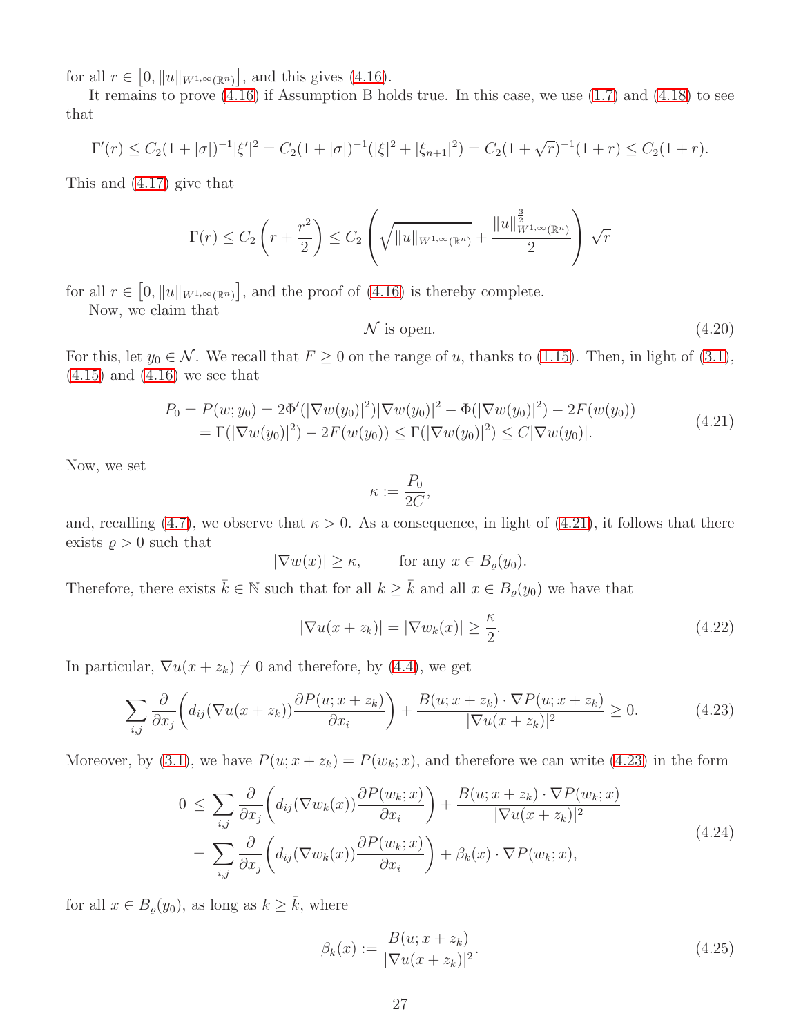for all $r \in \left[0, \|u\|_{W^{1,\infty}(\mathbb{R}^n)}\right]$, and this gives (4.16).

It remains to prove (4.16) if Assumption B holds true. In this case, we use (1.7) and (4.18) to see that

$$\Gamma'(r) \leq C_2(1+|\sigma|)^{-1}|\xi'|^2 = C_2(1+|\sigma|)^{-1}(|\xi|^2+|\xi_{n+1}|^2) = C_2(1+\sqrt{r})^{-1}(1+r) \leq C_2(1+r).$$

This and (4.17) give that

$$\Gamma(r) \leq C_2\left(r+\frac{r^2}{2}\right) \leq C_2\left(\sqrt{\|u\|_{W^{1,\infty}(\mathbb{R}^n)}}+\frac{\|u\|^{\frac{3}{2}}_{W^{1,\infty}(\mathbb{R}^n)}}{2}\right)\sqrt{r}$$

for all $r \in \left[0, \|u\|_{W^{1,\infty}(\mathbb{R}^n)}\right]$, and the proof of (4.16) is thereby complete.

Now, we claim that

$$\mathcal{N} \text{ is open.} \tag{4.20}$$

For this, let $y_0 \in \mathcal{N}$. We recall that $F \geq 0$ on the range of $u$, thanks to (1.15). Then, in light of (3.1), (4.15) and (4.16) we see that

$$\begin{aligned} P_0 = P(w;y_0) &= 2\Phi'(|\nabla w(y_0)|^2)|\nabla w(y_0)|^2 - \Phi(|\nabla w(y_0)|^2) - 2F(w(y_0)) \\ &= \Gamma(|\nabla w(y_0)|^2) - 2F(w(y_0)) \leq \Gamma(|\nabla w(y_0)|^2) \leq C|\nabla w(y_0)|. \end{aligned} \tag{4.21}$$

Now, we set

$$\kappa := \frac{P_0}{2C},$$

and, recalling (4.7), we observe that $\kappa > 0$. As a consequence, in light of (4.21), it follows that there exists $\varrho > 0$ such that

$$|\nabla w(x)| \geq \kappa, \qquad \text{for any } x \in B_\varrho(y_0).$$

Therefore, there exists $\bar{k} \in \mathbb{N}$ such that for all $k \geq \bar{k}$ and all $x \in B_\varrho(y_0)$ we have that

$$|\nabla u(x+z_k)| = |\nabla w_k(x)| \geq \frac{\kappa}{2}. \tag{4.22}$$

In particular, $\nabla u(x+z_k) \neq 0$ and therefore, by (4.4), we get

$$\sum_{i,j}\frac{\partial}{\partial x_j}\left(d_{ij}(\nabla u(x+z_k))\frac{\partial P(u;x+z_k)}{\partial x_i}\right) + \frac{B(u;x+z_k)\cdot\nabla P(u;x+z_k)}{|\nabla u(x+z_k)|^2} \geq 0. \tag{4.23}$$

Moreover, by (3.1), we have $P(u;x+z_k) = P(w_k;x)$, and therefore we can write (4.23) in the form

$$\begin{aligned} 0 &\leq \sum_{i,j}\frac{\partial}{\partial x_j}\left(d_{ij}(\nabla w_k(x))\frac{\partial P(w_k;x)}{\partial x_i}\right) + \frac{B(u;x+z_k)\cdot\nabla P(w_k;x)}{|\nabla u(x+z_k)|^2} \\ &= \sum_{i,j}\frac{\partial}{\partial x_j}\left(d_{ij}(\nabla w_k(x))\frac{\partial P(w_k;x)}{\partial x_i}\right) + \beta_k(x)\cdot\nabla P(w_k;x), \end{aligned} \tag{4.24}$$

for all $x \in B_\varrho(y_0)$, as long as $k \geq \bar{k}$, where

$$\beta_k(x) := \frac{B(u;x+z_k)}{|\nabla u(x+z_k)|^2}. \tag{4.25}$$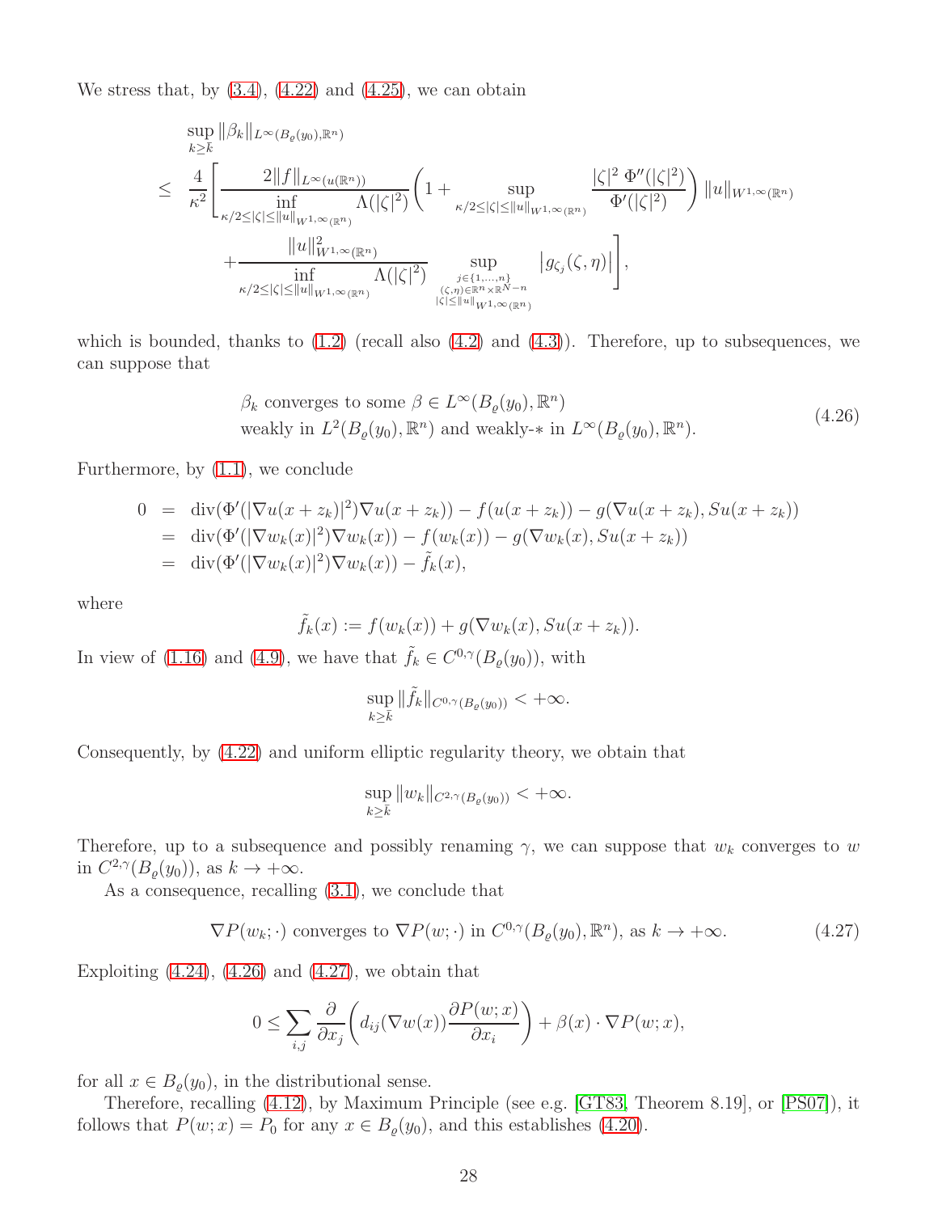We stress that, by (3.4), (4.22) and (4.25), we can obtain

$$
\begin{aligned}
&\sup_{k\geq \bar k} \|\beta_k\|_{L^\infty(B_\varrho(y_0),\mathbb{R}^n)}\\
&\leq \frac{4}{\kappa^2}\Bigg[\frac{2\|f\|_{L^\infty(u(\mathbb{R}^n))}}{\inf\limits_{\kappa/2\leq|\zeta|\leq\|u\|_{W^{1,\infty}(\mathbb{R}^n)}}\Lambda(|\zeta|^2)}\Bigg(1+\sup_{\kappa/2\leq|\zeta|\leq\|u\|_{W^{1,\infty}(\mathbb{R}^n)}}\frac{|\zeta|^2\,\Phi''(|\zeta|^2)}{\Phi'(|\zeta|^2)}\Bigg)\|u\|_{W^{1,\infty}(\mathbb{R}^n)}\\
&\qquad+\frac{\|u\|^2_{W^{1,\infty}(\mathbb{R}^n)}}{\inf\limits_{\kappa/2\leq|\zeta|\leq\|u\|_{W^{1,\infty}(\mathbb{R}^n)}}\Lambda(|\zeta|^2)}\sup_{\substack{j\in\{1,\dots,n\}\\(\zeta,\eta)\in\mathbb{R}^n\times\mathbb{R}^{N-n}\\|\zeta|\leq\|u\|_{W^{1,\infty}(\mathbb{R}^n)}}}\big|g_{\zeta_j}(\zeta,\eta)\big|\Bigg],
\end{aligned}
$$

which is bounded, thanks to (1.2) (recall also (4.2) and (4.3)). Therefore, up to subsequences, we can suppose that

$$
\begin{aligned}
&\beta_k \text{ converges to some } \beta\in L^\infty(B_\varrho(y_0),\mathbb{R}^n)\\
&\text{weakly in } L^2(B_\varrho(y_0),\mathbb{R}^n) \text{ and weakly-}* \text{ in } L^\infty(B_\varrho(y_0),\mathbb{R}^n).
\end{aligned}
\tag{4.26}
$$

Furthermore, by (1.1), we conclude

$$
\begin{aligned}
0 &= \operatorname{div}(\Phi'(|\nabla u(x+z_k)|^2)\nabla u(x+z_k)) - f(u(x+z_k)) - g(\nabla u(x+z_k), Su(x+z_k))\\
&= \operatorname{div}(\Phi'(|\nabla w_k(x)|^2)\nabla w_k(x)) - f(w_k(x)) - g(\nabla w_k(x), Su(x+z_k))\\
&= \operatorname{div}(\Phi'(|\nabla w_k(x)|^2)\nabla w_k(x)) - \tilde f_k(x),
\end{aligned}
$$

where

$$
\tilde f_k(x) := f(w_k(x)) + g(\nabla w_k(x), Su(x+z_k)).
$$

In view of (1.16) and (4.9), we have that $\tilde f_k \in C^{0,\gamma}(B_\varrho(y_0))$, with

$$
\sup_{k\geq\bar k}\|\tilde f_k\|_{C^{0,\gamma}(B_\varrho(y_0))} < +\infty.
$$

Consequently, by (4.22) and uniform elliptic regularity theory, we obtain that

$$
\sup_{k\geq\bar k}\|w_k\|_{C^{2,\gamma}(B_\varrho(y_0))} < +\infty.
$$

Therefore, up to a subsequence and possibly renaming $\gamma$, we can suppose that $w_k$ converges to $w$ in $C^{2,\gamma}(B_\varrho(y_0))$, as $k\to+\infty$.

As a consequence, recalling (3.1), we conclude that

$$
\nabla P(w_k;\cdot) \text{ converges to } \nabla P(w;\cdot) \text{ in } C^{0,\gamma}(B_\varrho(y_0),\mathbb{R}^n), \text{ as } k\to+\infty. \tag{4.27}
$$

Exploiting (4.24), (4.26) and (4.27), we obtain that

$$
0 \leq \sum_{i,j}\frac{\partial}{\partial x_j}\bigg(d_{ij}(\nabla w(x))\frac{\partial P(w;x)}{\partial x_i}\bigg) + \beta(x)\cdot\nabla P(w;x),
$$

for all $x\in B_\varrho(y_0)$, in the distributional sense.

Therefore, recalling (4.12), by Maximum Principle (see e.g. [GT83, Theorem 8.19], or [PS07]), it follows that $P(w;x) = P_0$ for any $x\in B_\varrho(y_0)$, and this establishes (4.20).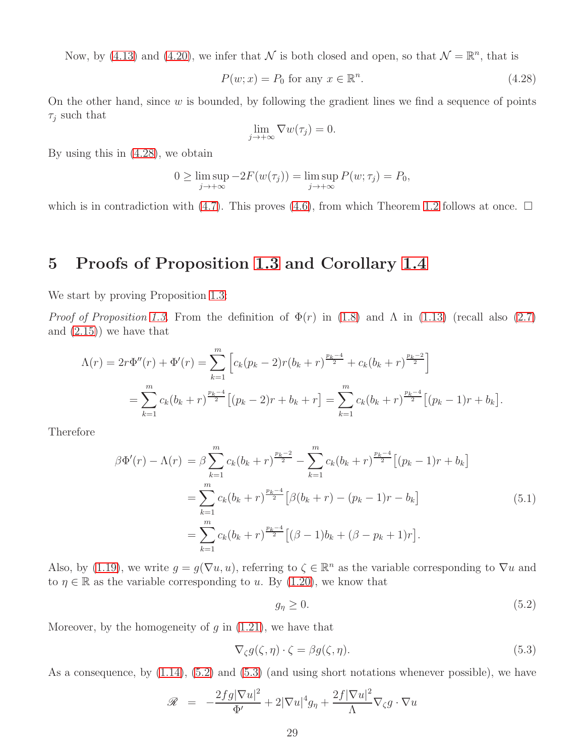Now, by (4.13) and (4.20), we infer that $\mathcal{N}$ is both closed and open, so that $\mathcal{N} = \mathbb{R}^n$, that is

$$P(w; x) = P_0 \text{ for any } x \in \mathbb{R}^n. \tag{4.28}$$

On the other hand, since $w$ is bounded, by following the gradient lines we find a sequence of points $\tau_j$ such that

$$\lim_{j\to+\infty} \nabla w(\tau_j) = 0.$$

By using this in (4.28), we obtain

$$0 \geq \limsup_{j\to+\infty} -2F(w(\tau_j)) = \limsup_{j\to+\infty} P(w; \tau_j) = P_0,$$

which is in contradiction with (4.7). This proves (4.6), from which Theorem 1.2 follows at once. $\square$

# 5 Proofs of Proposition 1.3 and Corollary 1.4

We start by proving Proposition 1.3:

*Proof of Proposition 1.3.* From the definition of $\Phi(r)$ in (1.8) and $\Lambda$ in (1.13) (recall also (2.7) and (2.15)) we have that

$$\begin{aligned}
\Lambda(r) = 2r\Phi''(r) + \Phi'(r) &= \sum_{k=1}^{m} \Big[ c_k(p_k - 2) r (b_k + r)^{\frac{p_k - 4}{2}} + c_k (b_k + r)^{\frac{p_k-2}{2}} \Big] \\
&= \sum_{k=1}^{m} c_k (b_k + r)^{\frac{p_k-4}{2}} \big[(p_k - 2)r + b_k + r\big] = \sum_{k=1}^{m} c_k (b_k + r)^{\frac{p_k-4}{2}} \big[(p_k - 1)r + b_k\big].
\end{aligned}$$

Therefore

$$\begin{aligned}
\beta\Phi'(r) - \Lambda(r) &= \beta \sum_{k=1}^{m} c_k (b_k + r)^{\frac{p_k-2}{2}} - \sum_{k=1}^{m} c_k (b_k + r)^{\frac{p_k-4}{2}} \big[(p_k - 1)r + b_k\big] \\
&= \sum_{k=1}^{m} c_k (b_k + r)^{\frac{p_k-4}{2}} \big[\beta(b_k + r) - (p_k - 1)r - b_k\big] \\
&= \sum_{k=1}^{m} c_k (b_k + r)^{\frac{p_k-4}{2}} \big[(\beta - 1)b_k + (\beta - p_k + 1)r\big].
\end{aligned} \tag{5.1}$$

Also, by (1.19), we write $g = g(\nabla u, u)$, referring to $\zeta \in \mathbb{R}^n$ as the variable corresponding to $\nabla u$ and to $\eta \in \mathbb{R}$ as the variable corresponding to $u$. By (1.20), we know that

$$g_\eta \geq 0. \tag{5.2}$$

Moreover, by the homogeneity of $g$ in (1.21), we have that

$$\nabla_\zeta g(\zeta, \eta) \cdot \zeta = \beta g(\zeta, \eta). \tag{5.3}$$

As a consequence, by (1.14), (5.2) and (5.3) (and using short notations whenever possible), we have

$$\mathscr{R} \;=\; -\frac{2fg|\nabla u|^2}{\Phi'} + 2|\nabla u|^4 g_\eta + \frac{2f|\nabla u|^2}{\Lambda} \nabla_\zeta g \cdot \nabla u$$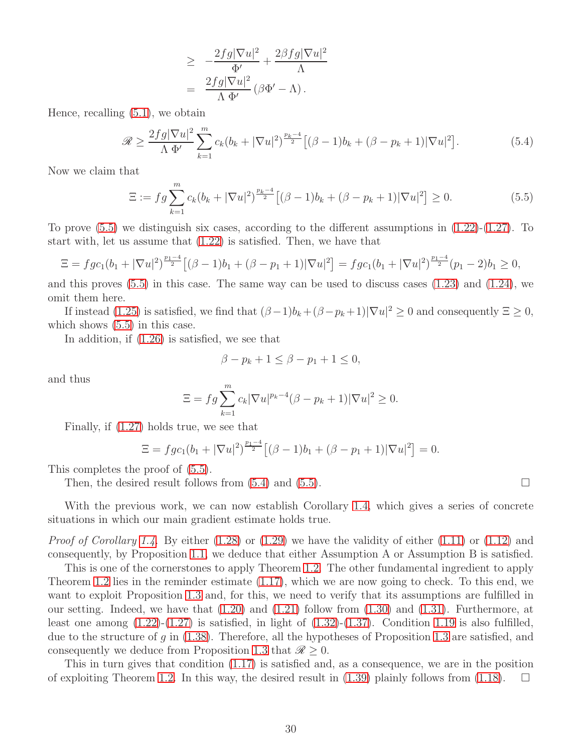$$
\begin{aligned}
&\geq -\frac{2fg|\nabla u|^2}{\Phi'} + \frac{2\beta fg|\nabla u|^2}{\Lambda} \\
&= \frac{2fg|\nabla u|^2}{\Lambda\, \Phi'} \left(\beta\Phi' - \Lambda\right).
\end{aligned}
$$

Hence, recalling (5.1), we obtain

$$
\mathscr{R} \geq \frac{2fg|\nabla u|^2}{\Lambda\, \Phi'} \sum_{k=1}^{m} c_k (b_k + |\nabla u|^2)^{\frac{p_k-4}{2}} \big[(\beta-1)b_k + (\beta - p_k + 1)|\nabla u|^2\big]. \tag{5.4}
$$

Now we claim that

$$
\Xi := fg \sum_{k=1}^{m} c_k (b_k + |\nabla u|^2)^{\frac{p_k-4}{2}} \big[(\beta-1)b_k + (\beta - p_k + 1)|\nabla u|^2\big] \geq 0. \tag{5.5}
$$

To prove (5.5) we distinguish six cases, according to the different assumptions in (1.22)-(1.27). To start with, let us assume that (1.22) is satisfied. Then, we have that

$$
\Xi = fgc_1(b_1 + |\nabla u|^2)^{\frac{p_1-4}{2}} \big[(\beta-1)b_1 + (\beta - p_1 + 1)|\nabla u|^2\big] = fgc_1(b_1 + |\nabla u|^2)^{\frac{p_1-4}{2}} (p_1 - 2)b_1 \geq 0,
$$

and this proves (5.5) in this case. The same way can be used to discuss cases (1.23) and (1.24), we omit them here.

If instead (1.25) is satisfied, we find that $(\beta-1)b_k + (\beta-p_k+1)|\nabla u|^2 \geq 0$ and consequently $\Xi \geq 0$, which shows (5.5) in this case.

In addition, if (1.26) is satisfied, we see that

$$
\beta - p_k + 1 \leq \beta - p_1 + 1 \leq 0,
$$

and thus

$$
\Xi = fg \sum_{k=1}^{m} c_k |\nabla u|^{p_k - 4} (\beta - p_k + 1)|\nabla u|^2 \geq 0.
$$

Finally, if (1.27) holds true, we see that

$$
\Xi = fgc_1(b_1 + |\nabla u|^2)^{\frac{p_1-4}{2}} \big[(\beta-1)b_1 + (\beta - p_1 + 1)|\nabla u|^2\big] = 0.
$$

This completes the proof of (5.5).

Then, the desired result follows from (5.4) and (5.5). □

With the previous work, we can now establish Corollary 1.4, which gives a series of concrete situations in which our main gradient estimate holds true.

*Proof of Corollary 1.4.* By either (1.28) or (1.29) we have the validity of either (1.11) or (1.12) and consequently, by Proposition 1.1, we deduce that either Assumption A or Assumption B is satisfied.

This is one of the cornerstones to apply Theorem 1.2. The other fundamental ingredient to apply Theorem 1.2 lies in the reminder estimate (1.17), which we are now going to check. To this end, we want to exploit Proposition 1.3 and, for this, we need to verify that its assumptions are fulfilled in our setting. Indeed, we have that (1.20) and (1.21) follow from (1.30) and (1.31). Furthermore, at least one among (1.22)-(1.27) is satisfied, in light of (1.32)-(1.37). Condition 1.19 is also fulfilled, due to the structure of $g$ in (1.38). Therefore, all the hypotheses of Proposition 1.3 are satisfied, and consequently we deduce from Proposition 1.3 that $\mathscr{R} \geq 0$.

This in turn gives that condition (1.17) is satisfied and, as a consequence, we are in the position of exploiting Theorem 1.2. In this way, the desired result in (1.39) plainly follows from (1.18). □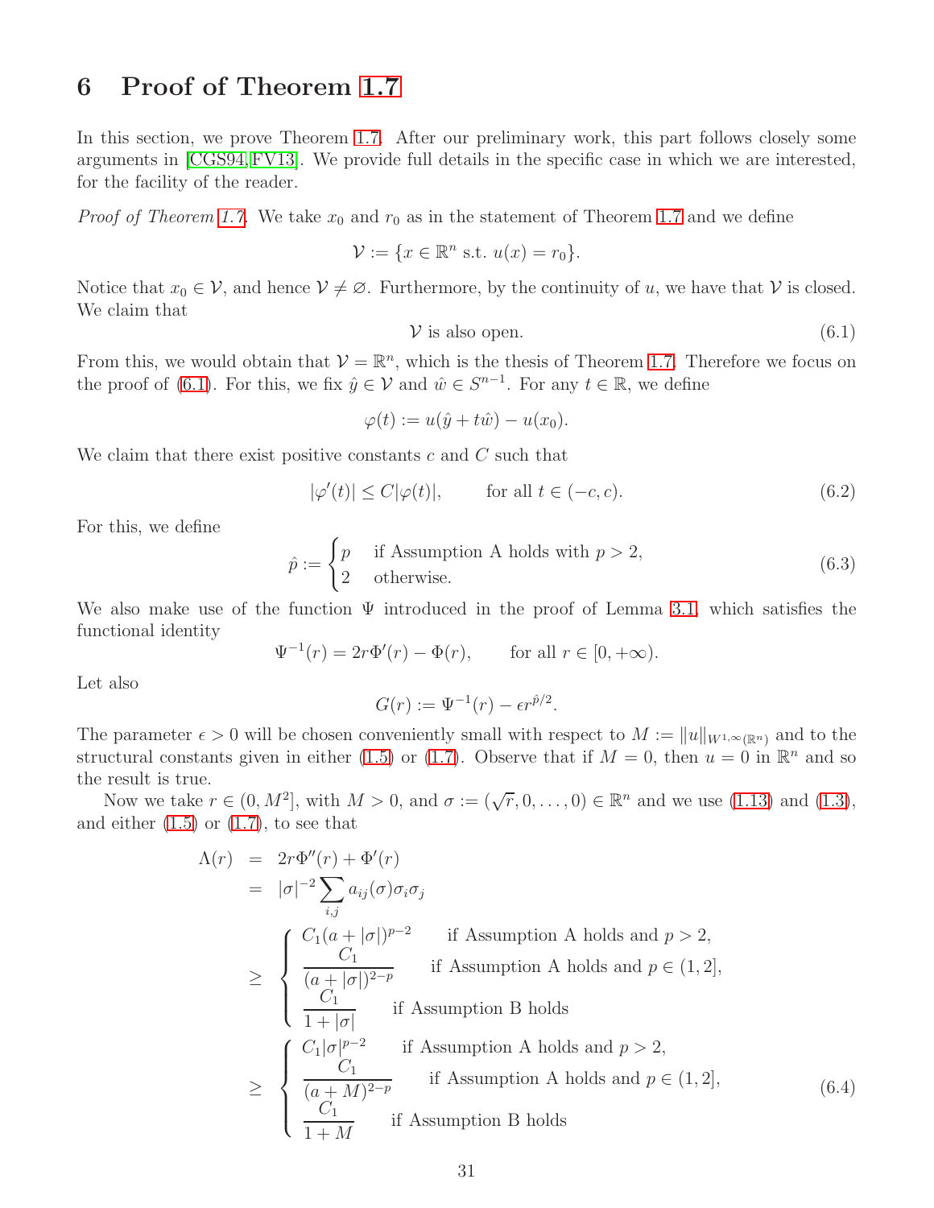# 6 Proof of Theorem 1.7

In this section, we prove Theorem 1.7. After our preliminary work, this part follows closely some arguments in [CGS94, FV13]. We provide full details in the specific case in which we are interested, for the facility of the reader.

*Proof of Theorem 1.7.* We take $x_0$ and $r_0$ as in the statement of Theorem 1.7 and we define

$$\mathcal{V} := \{x \in \mathbb{R}^n \text{ s.t. } u(x) = r_0\}.$$

Notice that $x_0 \in \mathcal{V}$, and hence $\mathcal{V} \neq \varnothing$. Furthermore, by the continuity of $u$, we have that $\mathcal{V}$ is closed. We claim that

$$\mathcal{V} \text{ is also open.} \tag{6.1}$$

From this, we would obtain that $\mathcal{V} = \mathbb{R}^n$, which is the thesis of Theorem 1.7. Therefore we focus on the proof of (6.1). For this, we fix $\hat{y} \in \mathcal{V}$ and $\hat{w} \in S^{n-1}$. For any $t \in \mathbb{R}$, we define

$$\varphi(t) := u(\hat{y} + t\hat{w}) - u(x_0).$$

We claim that there exist positive constants $c$ and $C$ such that

$$|\varphi'(t)| \leq C|\varphi(t)|, \qquad \text{for all } t \in (-c, c). \tag{6.2}$$

For this, we define

$$\hat{p} := \begin{cases} p & \text{if Assumption A holds with } p > 2, \\ 2 & \text{otherwise.} \end{cases} \tag{6.3}$$

We also make use of the function $\Psi$ introduced in the proof of Lemma 3.1, which satisfies the functional identity

$$\Psi^{-1}(r) = 2r\Phi'(r) - \Phi(r), \qquad \text{for all } r \in [0, +\infty).$$

Let also

$$G(r) := \Psi^{-1}(r) - \epsilon r^{\hat{p}/2}.$$

The parameter $\epsilon > 0$ will be chosen conveniently small with respect to $M := \|u\|_{W^{1,\infty}(\mathbb{R}^n)}$ and to the structural constants given in either (1.5) or (1.7). Observe that if $M = 0$, then $u = 0$ in $\mathbb{R}^n$ and so the result is true.

Now we take $r \in (0, M^2]$, with $M > 0$, and $\sigma := (\sqrt{r}, 0, \dots, 0) \in \mathbb{R}^n$ and we use (1.13) and (1.3), and either (1.5) or (1.7), to see that

$$\begin{aligned}
\Lambda(r) &= 2r\Phi''(r) + \Phi'(r) \\
&= |\sigma|^{-2} \sum_{i,j} a_{ij}(\sigma)\sigma_i\sigma_j \\
&\geq \begin{cases} C_1(a + |\sigma|)^{p-2} & \text{if Assumption A holds and } p > 2, \\ \dfrac{C_1}{(a + |\sigma|)^{2-p}} & \text{if Assumption A holds and } p \in (1, 2], \\ \dfrac{C_1}{1 + |\sigma|} & \text{if Assumption B holds} \end{cases} \\
&\geq \begin{cases} C_1|\sigma|^{p-2} & \text{if Assumption A holds and } p > 2, \\ \dfrac{C_1}{(a + M)^{2-p}} & \text{if Assumption A holds and } p \in (1, 2], \\ \dfrac{C_1}{1 + M} & \text{if Assumption B holds} \end{cases}
\end{aligned} \tag{6.4}$$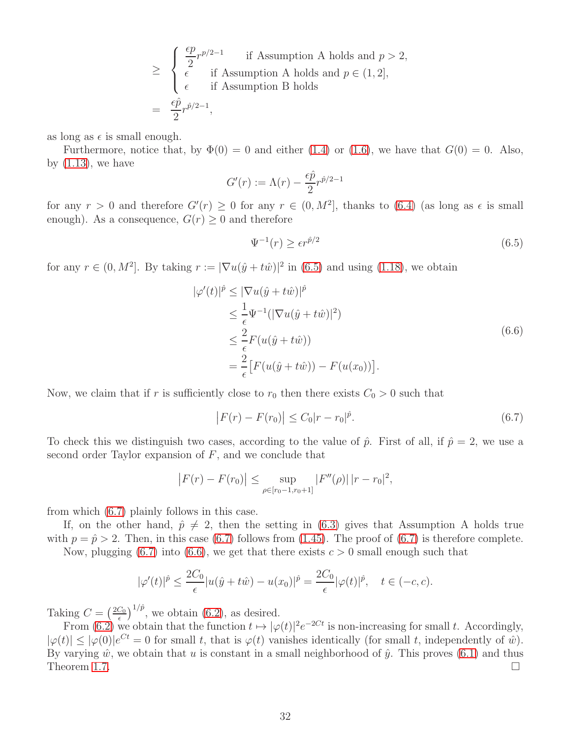$$
\begin{aligned}
&\geq \begin{cases} \dfrac{\epsilon p}{2} r^{p/2-1} & \text{if Assumption A holds and } p > 2, \\ \epsilon & \text{if Assumption A holds and } p \in (1, 2], \\ \epsilon & \text{if Assumption B holds} \end{cases} \\
&= \frac{\epsilon \hat{p}}{2} r^{\hat{p}/2-1},
\end{aligned}
$$

as long as $\epsilon$ is small enough.

Furthermore, notice that, by $\Phi(0) = 0$ and either (1.4) or (1.6), we have that $G(0) = 0$. Also, by (1.13), we have

$$
G'(r) := \Lambda(r) - \frac{\epsilon \hat{p}}{2} r^{\hat{p}/2-1}
$$

for any $r > 0$ and therefore $G'(r) \geq 0$ for any $r \in (0, M^2]$, thanks to (6.4) (as long as $\epsilon$ is small enough). As a consequence, $G(r) \geq 0$ and therefore

$$
\Psi^{-1}(r) \geq \epsilon r^{\hat{p}/2} \tag{6.5}
$$

for any $r \in (0, M^2]$. By taking $r := |\nabla u(\hat{y} + t\hat{w})|^2$ in (6.5) and using (1.18), we obtain

$$
\begin{aligned}
|\varphi'(t)|^{\hat{p}} &\leq |\nabla u(\hat{y} + t\hat{w})|^{\hat{p}} \\
&\leq \frac{1}{\epsilon} \Psi^{-1}(|\nabla u(\hat{y} + t\hat{w})|^2) \\
&\leq \frac{2}{\epsilon} F(u(\hat{y} + t\hat{w})) \\
&= \frac{2}{\epsilon} \big[ F(u(\hat{y} + t\hat{w})) - F(u(x_0)) \big].
\end{aligned} \tag{6.6}
$$

Now, we claim that if $r$ is sufficiently close to $r_0$ then there exists $C_0 > 0$ such that

$$
\big| F(r) - F(r_0) \big| \leq C_0 |r - r_0|^{\hat{p}}. \tag{6.7}
$$

To check this we distinguish two cases, according to the value of $\hat{p}$. First of all, if $\hat{p} = 2$, we use a second order Taylor expansion of $F$, and we conclude that

$$
\big| F(r) - F(r_0) \big| \leq \sup_{\rho \in [r_0-1, r_0+1]} |F''(\rho)| \, |r - r_0|^2,
$$

from which (6.7) plainly follows in this case.

If, on the other hand, $\hat{p} \neq 2$, then the setting in (6.3) gives that Assumption A holds true with $p = \hat{p} > 2$. Then, in this case (6.7) follows from (1.45). The proof of (6.7) is therefore complete.

Now, plugging (6.7) into (6.6), we get that there exists $c > 0$ small enough such that

$$
|\varphi'(t)|^{\hat{p}} \leq \frac{2C_0}{\epsilon} |u(\hat{y} + t\hat{w}) - u(x_0)|^{\hat{p}} = \frac{2C_0}{\epsilon} |\varphi(t)|^{\hat{p}}, \quad t \in (-c, c).
$$

Taking $C = \big(\frac{2C_0}{\epsilon}\big)^{1/\hat{p}}$, we obtain (6.2), as desired.

From (6.2) we obtain that the function $t \mapsto |\varphi(t)|^2 e^{-2Ct}$ is non-increasing for small $t$. Accordingly, $|\varphi(t)| \leq |\varphi(0)| e^{Ct} = 0$ for small $t$, that is $\varphi(t)$ vanishes identically (for small $t$, independently of $\hat{w}$). By varying $\hat{w}$, we obtain that $u$ is constant in a small neighborhood of $\hat{y}$. This proves (6.1) and thus Theorem 1.7. $\square$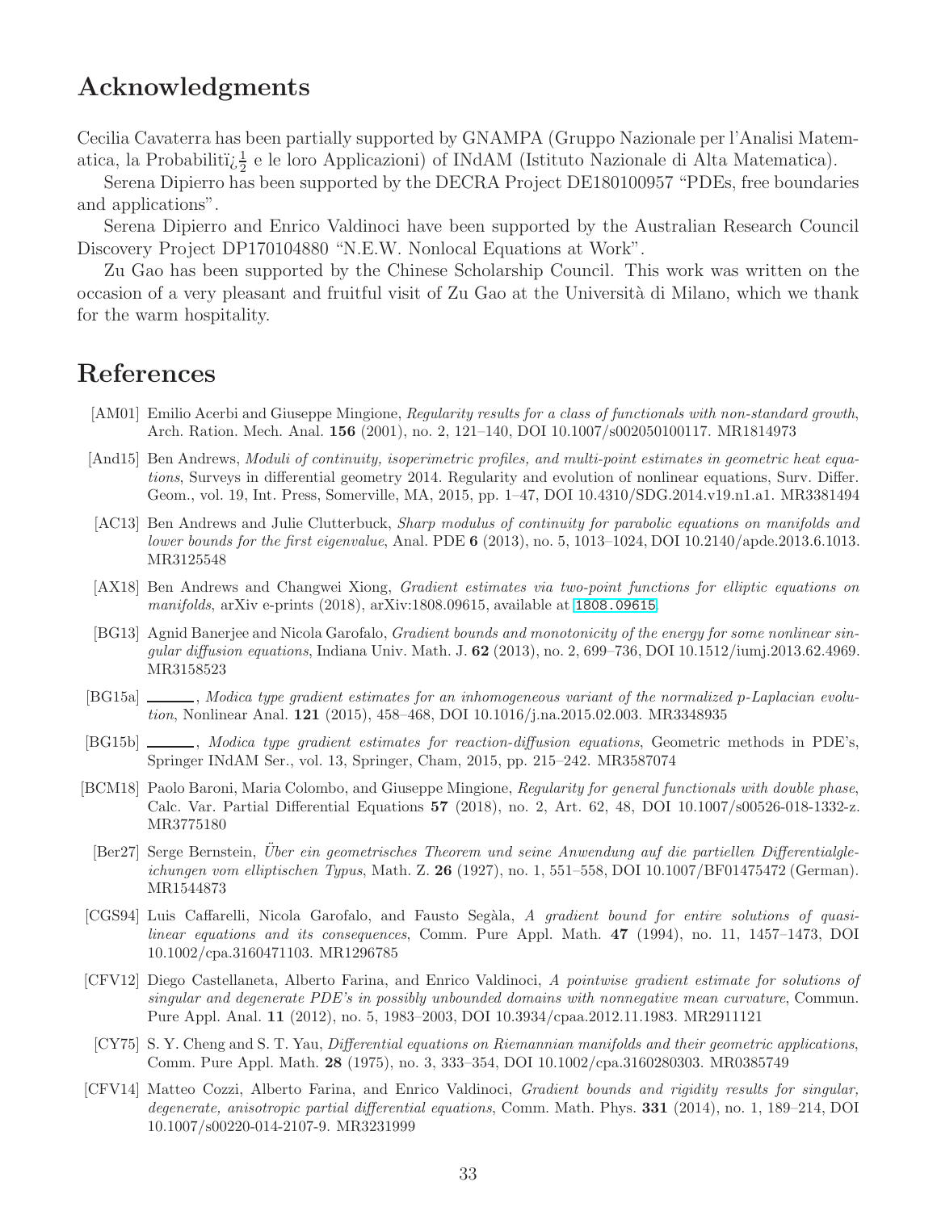## Acknowledgments

Cecilia Cavaterra has been partially supported by GNAMPA (Gruppo Nazionale per l'Analisi Matematica, la Probabilitï¿½ e le loro Applicazioni) of INdAM (Istituto Nazionale di Alta Matematica).

Serena Dipierro has been supported by the DECRA Project DE180100957 "PDEs, free boundaries and applications".

Serena Dipierro and Enrico Valdinoci have been supported by the Australian Research Council Discovery Project DP170104880 "N.E.W. Nonlocal Equations at Work".

Zu Gao has been supported by the Chinese Scholarship Council. This work was written on the occasion of a very pleasant and fruitful visit of Zu Gao at the Università di Milano, which we thank for the warm hospitality.

## References

[AM01] Emilio Acerbi and Giuseppe Mingione, *Regularity results for a class of functionals with non-standard growth*, Arch. Ration. Mech. Anal. **156** (2001), no. 2, 121–140, DOI 10.1007/s002050100117. MR1814973

[And15] Ben Andrews, *Moduli of continuity, isoperimetric profiles, and multi-point estimates in geometric heat equations*, Surveys in differential geometry 2014. Regularity and evolution of nonlinear equations, Surv. Differ. Geom., vol. 19, Int. Press, Somerville, MA, 2015, pp. 1–47, DOI 10.4310/SDG.2014.v19.n1.a1. MR3381494

[AC13] Ben Andrews and Julie Clutterbuck, *Sharp modulus of continuity for parabolic equations on manifolds and lower bounds for the first eigenvalue*, Anal. PDE **6** (2013), no. 5, 1013–1024, DOI 10.2140/apde.2013.6.1013. MR3125548

[AX18] Ben Andrews and Changwei Xiong, *Gradient estimates via two-point functions for elliptic equations on manifolds*, arXiv e-prints (2018), arXiv:1808.09615, available at 1808.09615.

[BG13] Agnid Banerjee and Nicola Garofalo, *Gradient bounds and monotonicity of the energy for some nonlinear singular diffusion equations*, Indiana Univ. Math. J. **62** (2013), no. 2, 699–736, DOI 10.1512/iumj.2013.62.4969. MR3158523

[BG15a] ______, *Modica type gradient estimates for an inhomogeneous variant of the normalized p-Laplacian evolution*, Nonlinear Anal. **121** (2015), 458–468, DOI 10.1016/j.na.2015.02.003. MR3348935

[BG15b] ______, *Modica type gradient estimates for reaction-diffusion equations*, Geometric methods in PDE's, Springer INdAM Ser., vol. 13, Springer, Cham, 2015, pp. 215–242. MR3587074

[BCM18] Paolo Baroni, Maria Colombo, and Giuseppe Mingione, *Regularity for general functionals with double phase*, Calc. Var. Partial Differential Equations **57** (2018), no. 2, Art. 62, 48, DOI 10.1007/s00526-018-1332-z. MR3775180

[Ber27] Serge Bernstein, *Über ein geometrisches Theorem und seine Anwendung auf die partiellen Differentialgleichungen vom elliptischen Typus*, Math. Z. **26** (1927), no. 1, 551–558, DOI 10.1007/BF01475472 (German). MR1544873

[CGS94] Luis Caffarelli, Nicola Garofalo, and Fausto Segàla, *A gradient bound for entire solutions of quasilinear equations and its consequences*, Comm. Pure Appl. Math. **47** (1994), no. 11, 1457–1473, DOI 10.1002/cpa.3160471103. MR1296785

[CFV12] Diego Castellaneta, Alberto Farina, and Enrico Valdinoci, *A pointwise gradient estimate for solutions of singular and degenerate PDE's in possibly unbounded domains with nonnegative mean curvature*, Commun. Pure Appl. Anal. **11** (2012), no. 5, 1983–2003, DOI 10.3934/cpaa.2012.11.1983. MR2911121

[CY75] S. Y. Cheng and S. T. Yau, *Differential equations on Riemannian manifolds and their geometric applications*, Comm. Pure Appl. Math. **28** (1975), no. 3, 333–354, DOI 10.1002/cpa.3160280303. MR0385749

[CFV14] Matteo Cozzi, Alberto Farina, and Enrico Valdinoci, *Gradient bounds and rigidity results for singular, degenerate, anisotropic partial differential equations*, Comm. Math. Phys. **331** (2014), no. 1, 189–214, DOI 10.1007/s00220-014-2107-9. MR3231999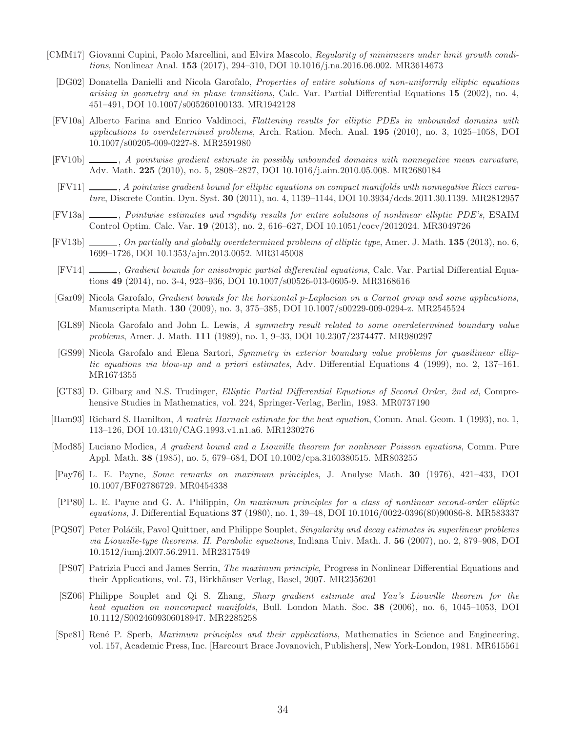[CMM17] Giovanni Cupini, Paolo Marcellini, and Elvira Mascolo, *Regularity of minimizers under limit growth conditions*, Nonlinear Anal. **153** (2017), 294–310, DOI 10.1016/j.na.2016.06.002. MR3614673

[DG02] Donatella Danielli and Nicola Garofalo, *Properties of entire solutions of non-uniformly elliptic equations arising in geometry and in phase transitions*, Calc. Var. Partial Differential Equations **15** (2002), no. 4, 451–491, DOI 10.1007/s005260100133. MR1942128

[FV10a] Alberto Farina and Enrico Valdinoci, *Flattening results for elliptic PDEs in unbounded domains with applications to overdetermined problems*, Arch. Ration. Mech. Anal. **195** (2010), no. 3, 1025–1058, DOI 10.1007/s00205-009-0227-8. MR2591980

[FV10b] ______, *A pointwise gradient estimate in possibly unbounded domains with nonnegative mean curvature*, Adv. Math. **225** (2010), no. 5, 2808–2827, DOI 10.1016/j.aim.2010.05.008. MR2680184

[FV11] ______, *A pointwise gradient bound for elliptic equations on compact manifolds with nonnegative Ricci curvature*, Discrete Contin. Dyn. Syst. **30** (2011), no. 4, 1139–1144, DOI 10.3934/dcds.2011.30.1139. MR2812957

[FV13a] ______, *Pointwise estimates and rigidity results for entire solutions of nonlinear elliptic PDE's*, ESAIM Control Optim. Calc. Var. **19** (2013), no. 2, 616–627, DOI 10.1051/cocv/2012024. MR3049726

[FV13b] ______, *On partially and globally overdetermined problems of elliptic type*, Amer. J. Math. **135** (2013), no. 6, 1699–1726, DOI 10.1353/ajm.2013.0052. MR3145008

[FV14] ______, *Gradient bounds for anisotropic partial differential equations*, Calc. Var. Partial Differential Equations **49** (2014), no. 3-4, 923–936, DOI 10.1007/s00526-013-0605-9. MR3168616

[Gar09] Nicola Garofalo, *Gradient bounds for the horizontal p-Laplacian on a Carnot group and some applications*, Manuscripta Math. **130** (2009), no. 3, 375–385, DOI 10.1007/s00229-009-0294-z. MR2545524

[GL89] Nicola Garofalo and John L. Lewis, *A symmetry result related to some overdetermined boundary value problems*, Amer. J. Math. **111** (1989), no. 1, 9–33, DOI 10.2307/2374477. MR980297

[GS99] Nicola Garofalo and Elena Sartori, *Symmetry in exterior boundary value problems for quasilinear elliptic equations via blow-up and a priori estimates*, Adv. Differential Equations **4** (1999), no. 2, 137–161. MR1674355

[GT83] D. Gilbarg and N.S. Trudinger, *Elliptic Partial Differential Equations of Second Order, 2nd ed*, Comprehensive Studies in Mathematics, vol. 224, Springer-Verlag, Berlin, 1983. MR0737190

[Ham93] Richard S. Hamilton, *A matrix Harnack estimate for the heat equation*, Comm. Anal. Geom. **1** (1993), no. 1, 113–126, DOI 10.4310/CAG.1993.v1.n1.a6. MR1230276

[Mod85] Luciano Modica, *A gradient bound and a Liouville theorem for nonlinear Poisson equations*, Comm. Pure Appl. Math. **38** (1985), no. 5, 679–684, DOI 10.1002/cpa.3160380515. MR803255

[Pay76] L. E. Payne, *Some remarks on maximum principles*, J. Analyse Math. **30** (1976), 421–433, DOI 10.1007/BF02786729. MR0454338

[PP80] L. E. Payne and G. A. Philippin, *On maximum principles for a class of nonlinear second-order elliptic equations*, J. Differential Equations **37** (1980), no. 1, 39–48, DOI 10.1016/0022-0396(80)90086-8. MR583337

[PQS07] Peter Poláčik, Pavol Quittner, and Philippe Souplet, *Singularity and decay estimates in superlinear problems via Liouville-type theorems. II. Parabolic equations*, Indiana Univ. Math. J. **56** (2007), no. 2, 879–908, DOI 10.1512/iumj.2007.56.2911. MR2317549

[PS07] Patrizia Pucci and James Serrin, *The maximum principle*, Progress in Nonlinear Differential Equations and their Applications, vol. 73, Birkhäuser Verlag, Basel, 2007. MR2356201

[SZ06] Philippe Souplet and Qi S. Zhang, *Sharp gradient estimate and Yau's Liouville theorem for the heat equation on noncompact manifolds*, Bull. London Math. Soc. **38** (2006), no. 6, 1045–1053, DOI 10.1112/S0024609306018947. MR2285258

[Spe81] René P. Sperb, *Maximum principles and their applications*, Mathematics in Science and Engineering, vol. 157, Academic Press, Inc. [Harcourt Brace Jovanovich, Publishers], New York-London, 1981. MR615561